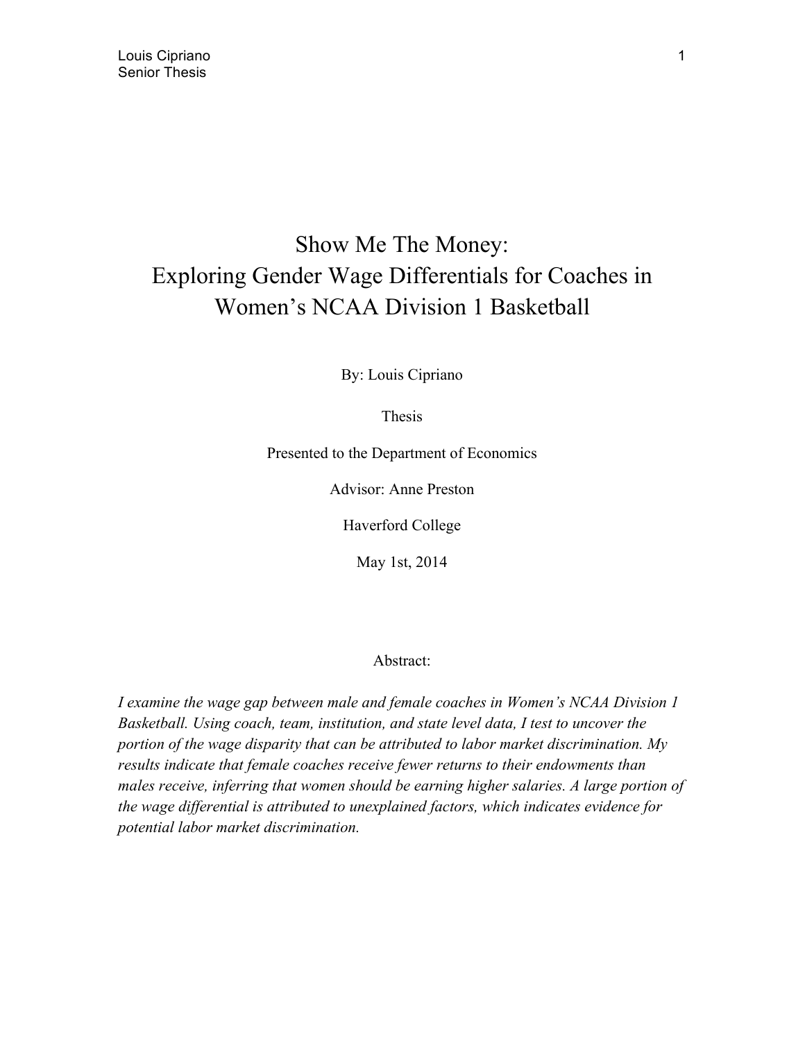# Show Me The Money: Exploring Gender Wage Differentials for Coaches in Women's NCAA Division 1 Basketball

By: Louis Cipriano

Thesis

Presented to the Department of Economics

Advisor: Anne Preston

Haverford College

May 1st, 2014

## Abstract:

*I examine the wage gap between male and female coaches in Women's NCAA Division 1 Basketball. Using coach, team, institution, and state level data, I test to uncover the portion of the wage disparity that can be attributed to labor market discrimination. My results indicate that female coaches receive fewer returns to their endowments than males receive, inferring that women should be earning higher salaries. A large portion of the wage differential is attributed to unexplained factors, which indicates evidence for potential labor market discrimination.*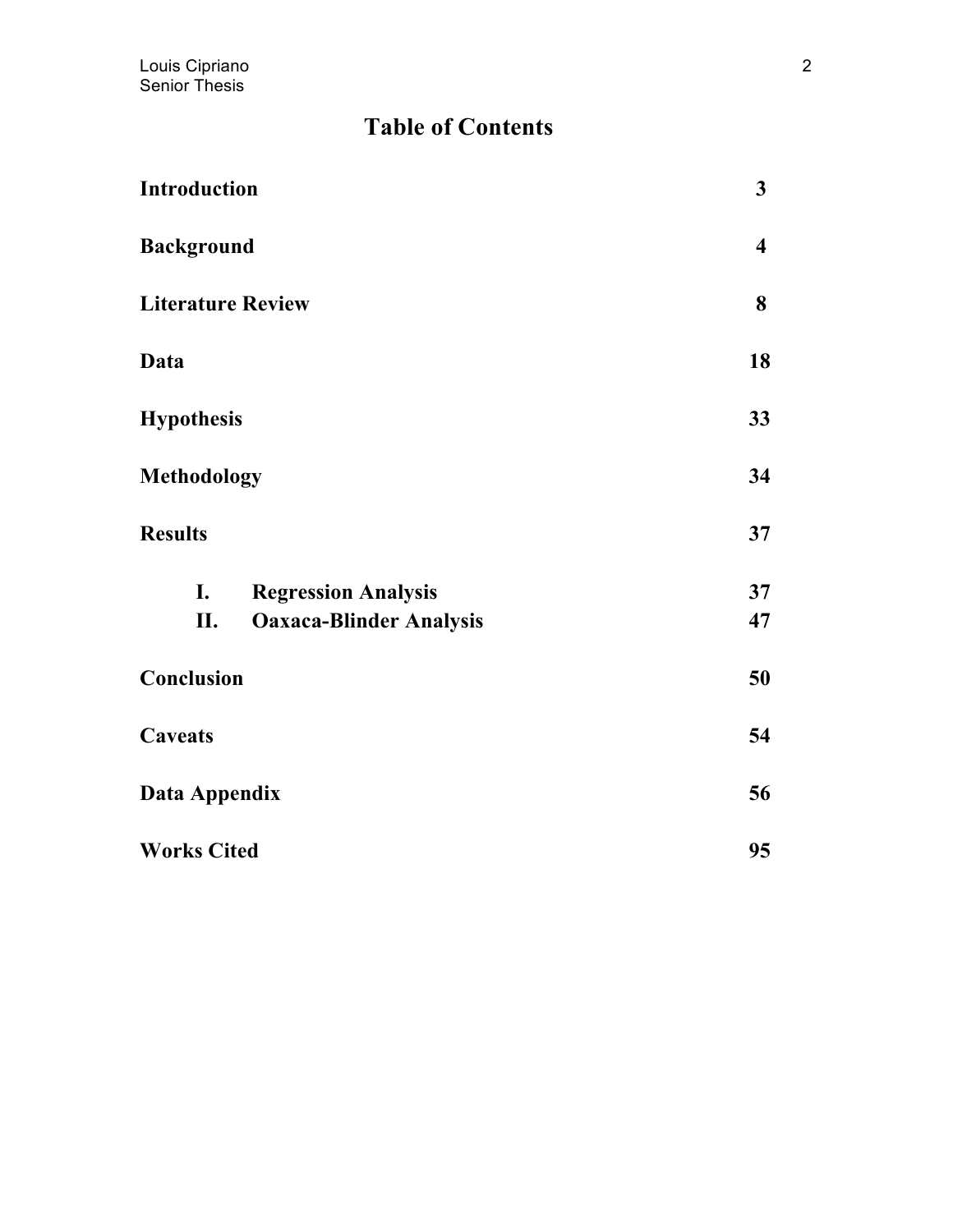# Table of Contents

| | |
|---|---|
| **Introduction** | **3** |
| **Background** | **4** |
| **Literature Review** | **8** |
| **Data** | **18** |
| **Hypothesis** | **33** |
| **Methodology** | **34** |
| **Results** | **37** |
| &nbsp;&nbsp;&nbsp;&nbsp;**I. Regression Analysis** | **37** |
| &nbsp;&nbsp;&nbsp;&nbsp;**II. Oaxaca-Blinder Analysis** | **47** |
| **Conclusion** | **50** |
| **Caveats** | **54** |
| **Data Appendix** | **56** |
| **Works Cited** | **95** |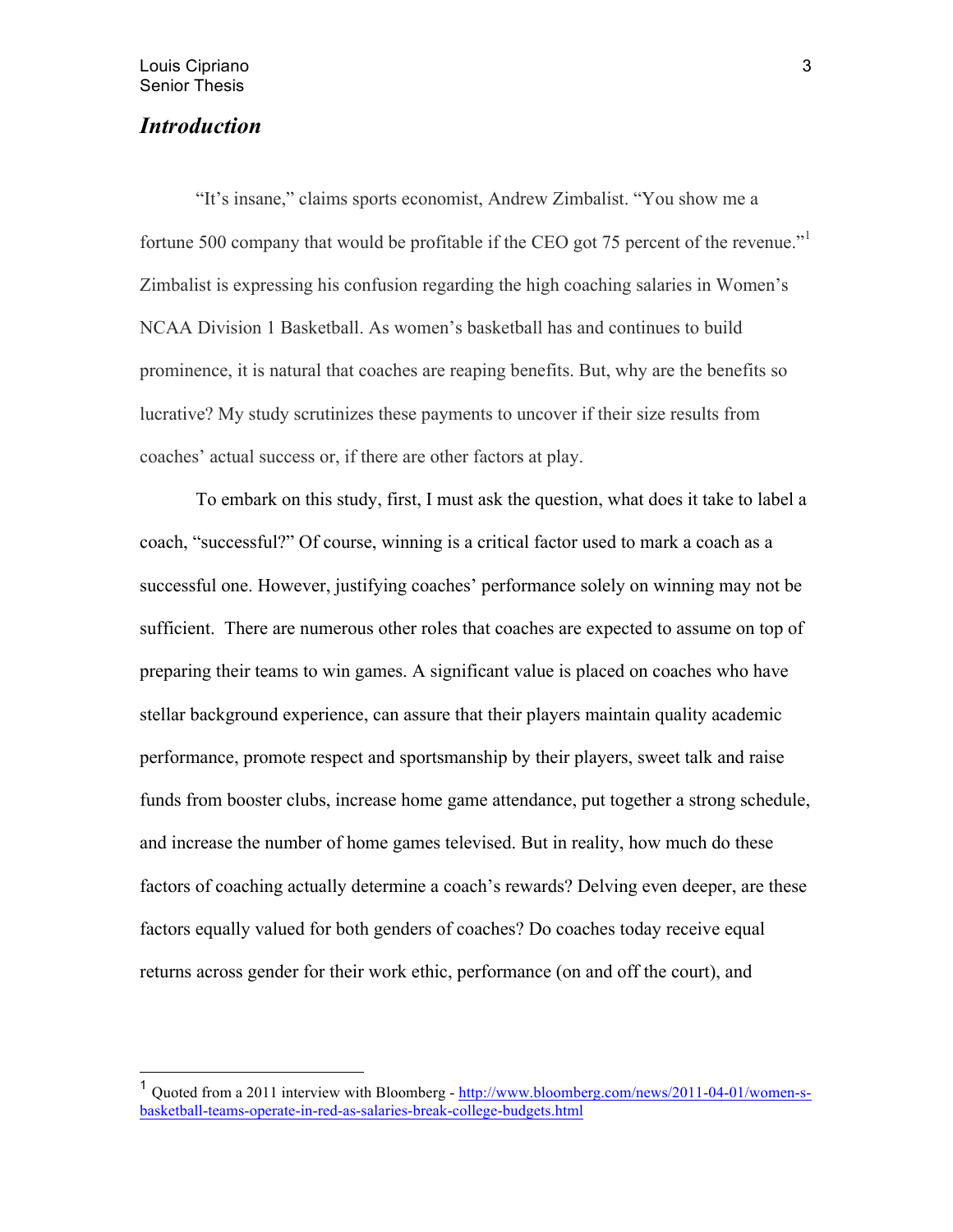## *Introduction*

"It's insane," claims sports economist, Andrew Zimbalist. "You show me a fortune 500 company that would be profitable if the CEO got 75 percent of the revenue."[1] Zimbalist is expressing his confusion regarding the high coaching salaries in Women's NCAA Division 1 Basketball. As women's basketball has and continues to build prominence, it is natural that coaches are reaping benefits. But, why are the benefits so lucrative? My study scrutinizes these payments to uncover if their size results from coaches' actual success or, if there are other factors at play.

To embark on this study, first, I must ask the question, what does it take to label a coach, "successful?" Of course, winning is a critical factor used to mark a coach as a successful one. However, justifying coaches' performance solely on winning may not be sufficient. There are numerous other roles that coaches are expected to assume on top of preparing their teams to win games. A significant value is placed on coaches who have stellar background experience, can assure that their players maintain quality academic performance, promote respect and sportsmanship by their players, sweet talk and raise funds from booster clubs, increase home game attendance, put together a strong schedule, and increase the number of home games televised. But in reality, how much do these factors of coaching actually determine a coach's rewards? Delving even deeper, are these factors equally valued for both genders of coaches? Do coaches today receive equal returns across gender for their work ethic, performance (on and off the court), and

---

[1] Quoted from a 2011 interview with Bloomberg - http://www.bloomberg.com/news/2011-04-01/women-s-basketball-teams-operate-in-red-as-salaries-break-college-budgets.html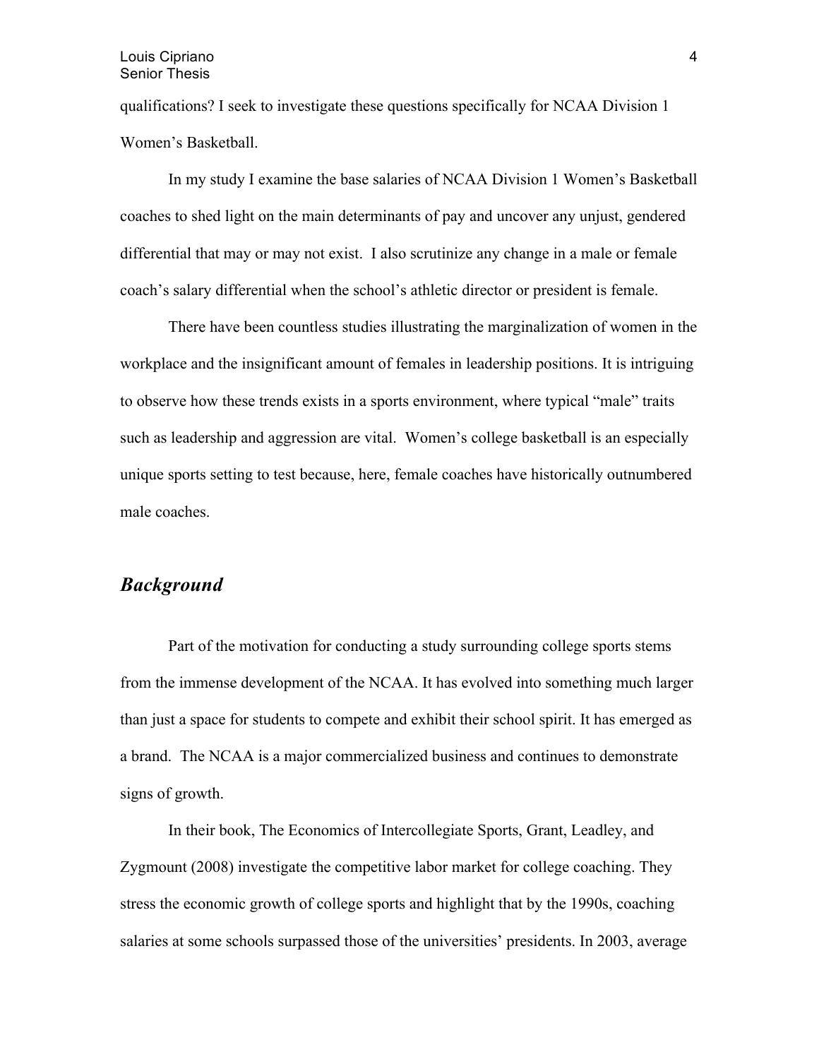qualifications? I seek to investigate these questions specifically for NCAA Division 1 Women's Basketball.

In my study I examine the base salaries of NCAA Division 1 Women's Basketball coaches to shed light on the main determinants of pay and uncover any unjust, gendered differential that may or may not exist. I also scrutinize any change in a male or female coach's salary differential when the school's athletic director or president is female.

There have been countless studies illustrating the marginalization of women in the workplace and the insignificant amount of females in leadership positions. It is intriguing to observe how these trends exists in a sports environment, where typical "male" traits such as leadership and aggression are vital. Women's college basketball is an especially unique sports setting to test because, here, female coaches have historically outnumbered male coaches.

## *Background*

Part of the motivation for conducting a study surrounding college sports stems from the immense development of the NCAA. It has evolved into something much larger than just a space for students to compete and exhibit their school spirit. It has emerged as a brand. The NCAA is a major commercialized business and continues to demonstrate signs of growth.

In their book, The Economics of Intercollegiate Sports, Grant, Leadley, and Zygmount (2008) investigate the competitive labor market for college coaching. They stress the economic growth of college sports and highlight that by the 1990s, coaching salaries at some schools surpassed those of the universities' presidents. In 2003, average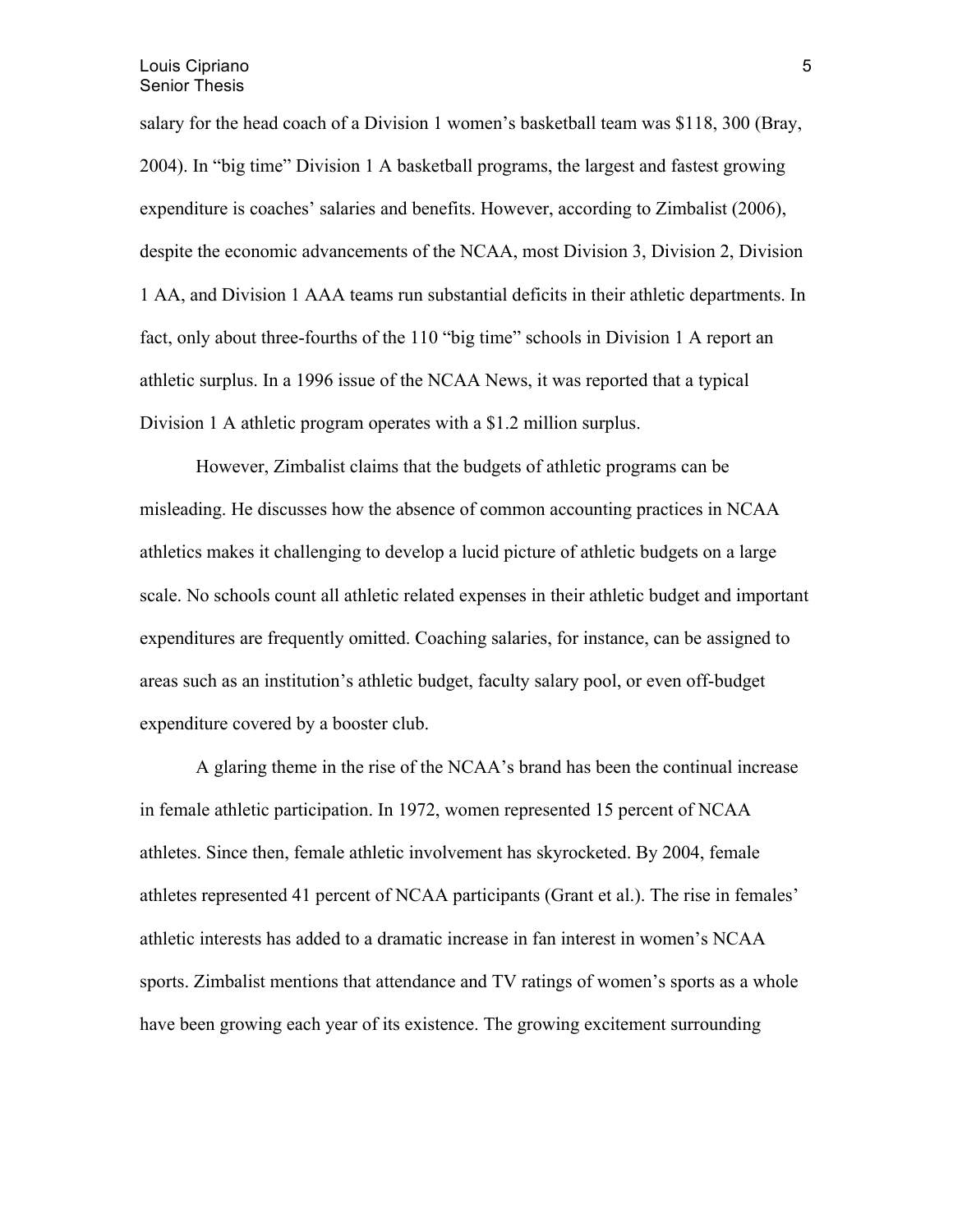salary for the head coach of a Division 1 women's basketball team was $118, 300 (Bray, 2004). In "big time" Division 1 A basketball programs, the largest and fastest growing expenditure is coaches' salaries and benefits. However, according to Zimbalist (2006), despite the economic advancements of the NCAA, most Division 3, Division 2, Division 1 AA, and Division 1 AAA teams run substantial deficits in their athletic departments. In fact, only about three-fourths of the 110 "big time" schools in Division 1 A report an athletic surplus. In a 1996 issue of the NCAA News, it was reported that a typical Division 1 A athletic program operates with a $1.2 million surplus.

However, Zimbalist claims that the budgets of athletic programs can be misleading. He discusses how the absence of common accounting practices in NCAA athletics makes it challenging to develop a lucid picture of athletic budgets on a large scale. No schools count all athletic related expenses in their athletic budget and important expenditures are frequently omitted. Coaching salaries, for instance, can be assigned to areas such as an institution's athletic budget, faculty salary pool, or even off-budget expenditure covered by a booster club.

A glaring theme in the rise of the NCAA's brand has been the continual increase in female athletic participation. In 1972, women represented 15 percent of NCAA athletes. Since then, female athletic involvement has skyrocketed. By 2004, female athletes represented 41 percent of NCAA participants (Grant et al.). The rise in females' athletic interests has added to a dramatic increase in fan interest in women's NCAA sports. Zimbalist mentions that attendance and TV ratings of women's sports as a whole have been growing each year of its existence. The growing excitement surrounding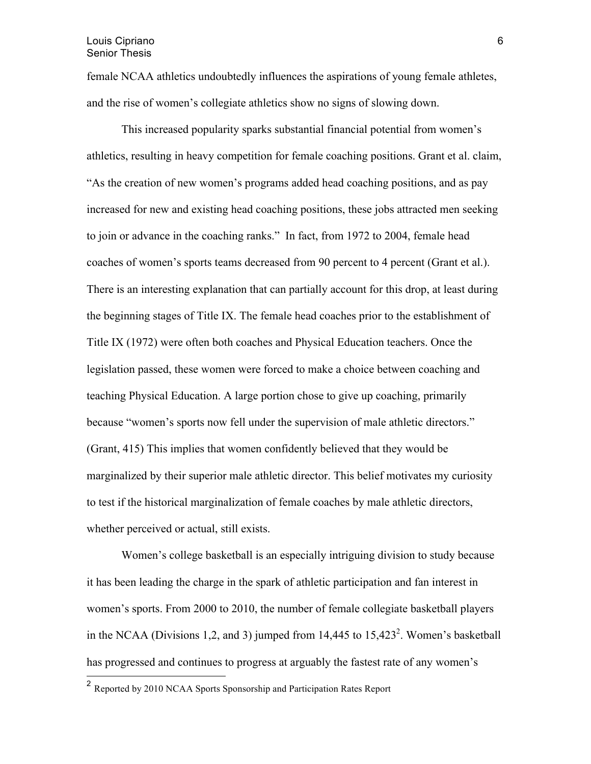female NCAA athletics undoubtedly influences the aspirations of young female athletes, and the rise of women's collegiate athletics show no signs of slowing down.

This increased popularity sparks substantial financial potential from women's athletics, resulting in heavy competition for female coaching positions. Grant et al. claim, "As the creation of new women's programs added head coaching positions, and as pay increased for new and existing head coaching positions, these jobs attracted men seeking to join or advance in the coaching ranks." In fact, from 1972 to 2004, female head coaches of women's sports teams decreased from 90 percent to 4 percent (Grant et al.). There is an interesting explanation that can partially account for this drop, at least during the beginning stages of Title IX. The female head coaches prior to the establishment of Title IX (1972) were often both coaches and Physical Education teachers. Once the legislation passed, these women were forced to make a choice between coaching and teaching Physical Education. A large portion chose to give up coaching, primarily because "women's sports now fell under the supervision of male athletic directors." (Grant, 415) This implies that women confidently believed that they would be marginalized by their superior male athletic director. This belief motivates my curiosity to test if the historical marginalization of female coaches by male athletic directors, whether perceived or actual, still exists.

Women's college basketball is an especially intriguing division to study because it has been leading the charge in the spark of athletic participation and fan interest in women's sports. From 2000 to 2010, the number of female collegiate basketball players in the NCAA (Divisions 1,2, and 3) jumped from 14,445 to 15,423[2]. Women's basketball has progressed and continues to progress at arguably the fastest rate of any women's

[2] Reported by 2010 NCAA Sports Sponsorship and Participation Rates Report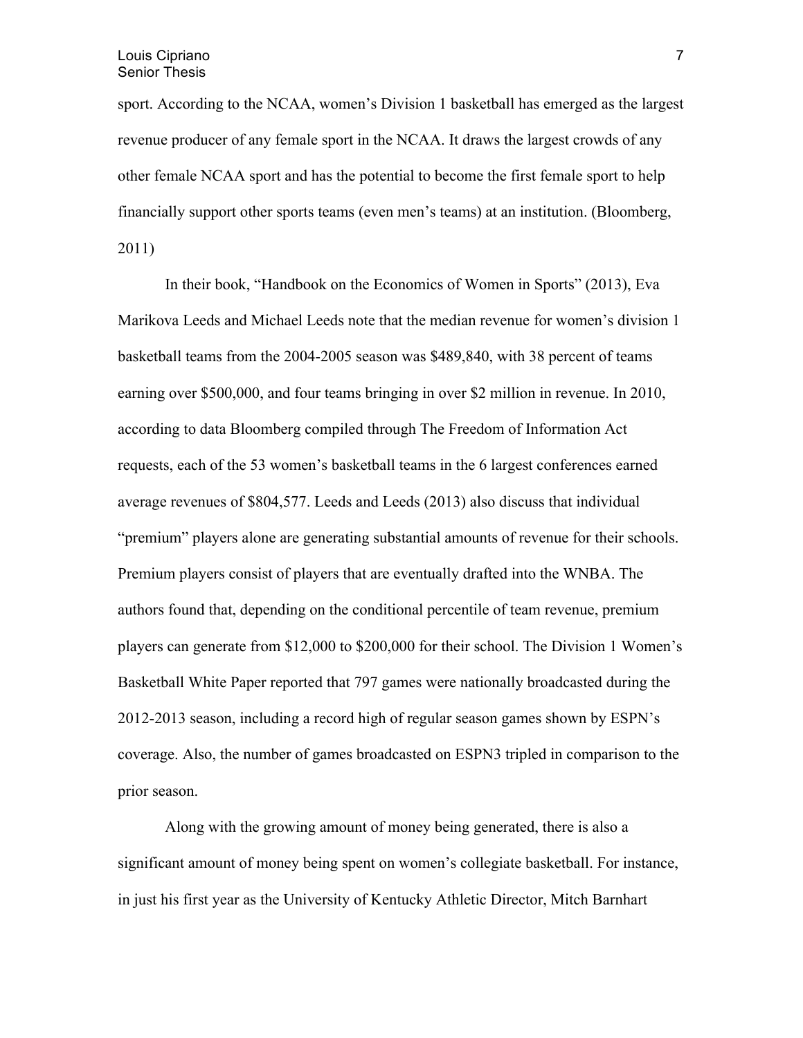sport. According to the NCAA, women's Division 1 basketball has emerged as the largest revenue producer of any female sport in the NCAA. It draws the largest crowds of any other female NCAA sport and has the potential to become the first female sport to help financially support other sports teams (even men's teams) at an institution. (Bloomberg, 2011)

In their book, "Handbook on the Economics of Women in Sports" (2013), Eva Marikova Leeds and Michael Leeds note that the median revenue for women's division 1 basketball teams from the 2004-2005 season was $489,840, with 38 percent of teams earning over $500,000, and four teams bringing in over $2 million in revenue. In 2010, according to data Bloomberg compiled through The Freedom of Information Act requests, each of the 53 women's basketball teams in the 6 largest conferences earned average revenues of $804,577. Leeds and Leeds (2013) also discuss that individual "premium" players alone are generating substantial amounts of revenue for their schools. Premium players consist of players that are eventually drafted into the WNBA. The authors found that, depending on the conditional percentile of team revenue, premium players can generate from $12,000 to $200,000 for their school. The Division 1 Women's Basketball White Paper reported that 797 games were nationally broadcasted during the 2012-2013 season, including a record high of regular season games shown by ESPN's coverage. Also, the number of games broadcasted on ESPN3 tripled in comparison to the prior season.

Along with the growing amount of money being generated, there is also a significant amount of money being spent on women's collegiate basketball. For instance, in just his first year as the University of Kentucky Athletic Director, Mitch Barnhart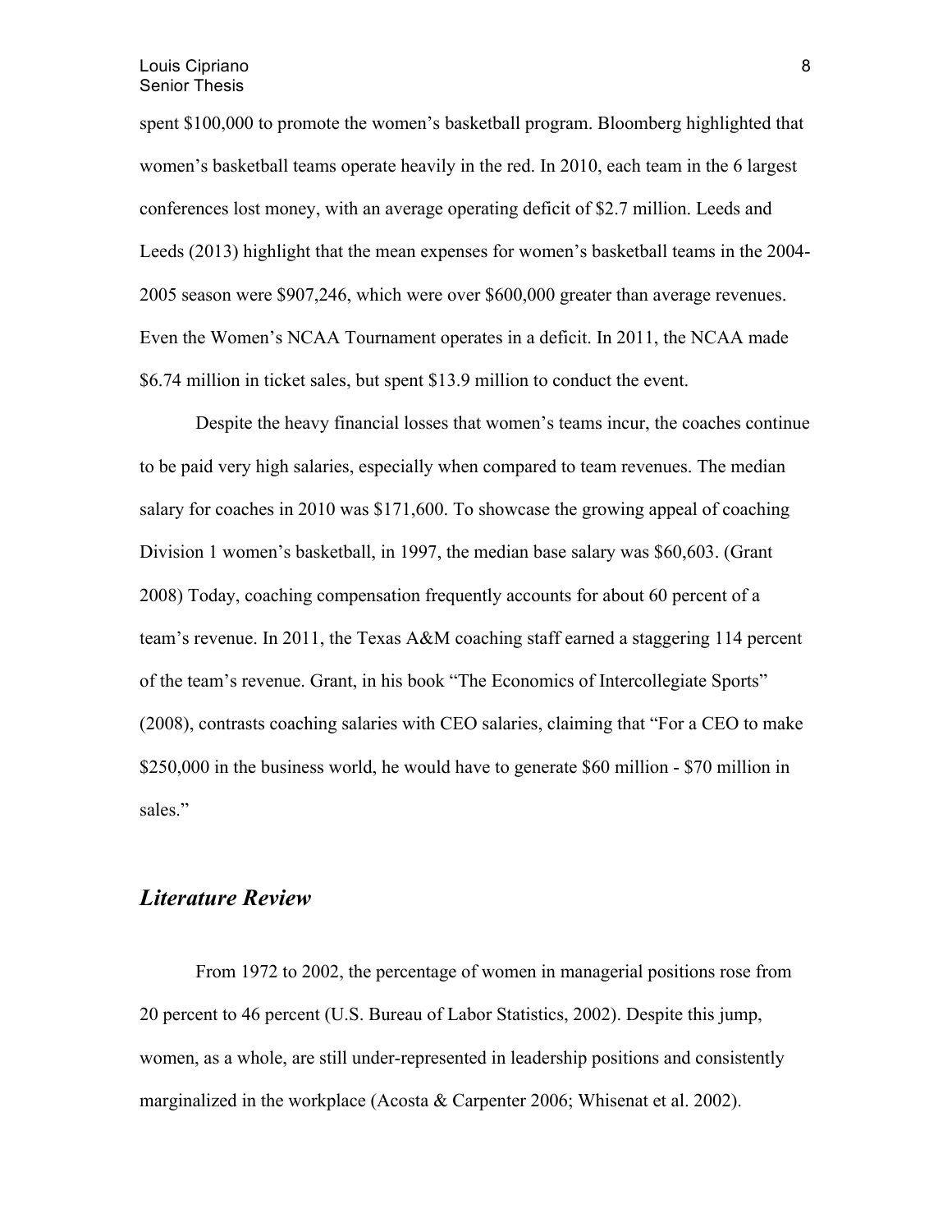spent $100,000 to promote the women's basketball program. Bloomberg highlighted that women's basketball teams operate heavily in the red. In 2010, each team in the 6 largest conferences lost money, with an average operating deficit of $2.7 million. Leeds and Leeds (2013) highlight that the mean expenses for women's basketball teams in the 2004-2005 season were $907,246, which were over $600,000 greater than average revenues. Even the Women's NCAA Tournament operates in a deficit. In 2011, the NCAA made $6.74 million in ticket sales, but spent $13.9 million to conduct the event.

Despite the heavy financial losses that women's teams incur, the coaches continue to be paid very high salaries, especially when compared to team revenues. The median salary for coaches in 2010 was $171,600. To showcase the growing appeal of coaching Division 1 women's basketball, in 1997, the median base salary was $60,603. (Grant 2008) Today, coaching compensation frequently accounts for about 60 percent of a team's revenue. In 2011, the Texas A&M coaching staff earned a staggering 114 percent of the team's revenue. Grant, in his book "The Economics of Intercollegiate Sports" (2008), contrasts coaching salaries with CEO salaries, claiming that "For a CEO to make $250,000 in the business world, he would have to generate $60 million - $70 million in sales."

## *Literature Review*

From 1972 to 2002, the percentage of women in managerial positions rose from 20 percent to 46 percent (U.S. Bureau of Labor Statistics, 2002). Despite this jump, women, as a whole, are still under-represented in leadership positions and consistently marginalized in the workplace (Acosta & Carpenter 2006; Whisenat et al. 2002).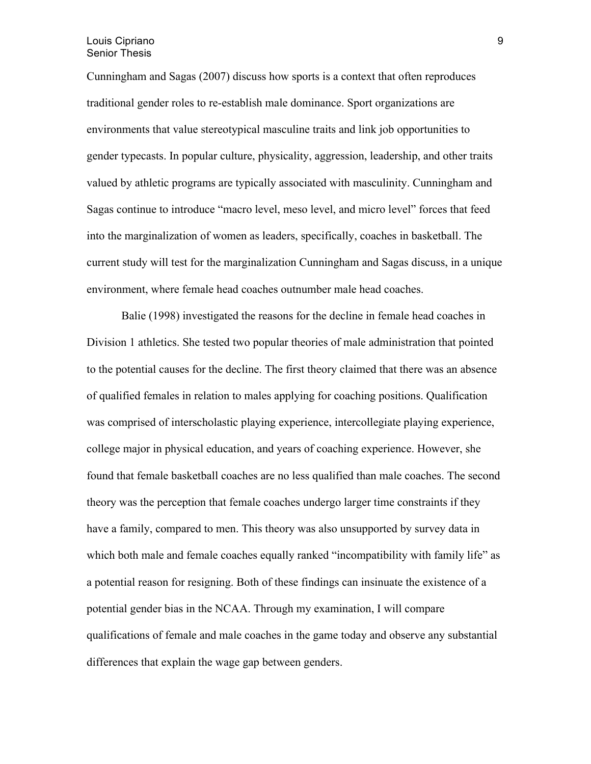Cunningham and Sagas (2007) discuss how sports is a context that often reproduces traditional gender roles to re-establish male dominance. Sport organizations are environments that value stereotypical masculine traits and link job opportunities to gender typecasts. In popular culture, physicality, aggression, leadership, and other traits valued by athletic programs are typically associated with masculinity. Cunningham and Sagas continue to introduce "macro level, meso level, and micro level" forces that feed into the marginalization of women as leaders, specifically, coaches in basketball. The current study will test for the marginalization Cunningham and Sagas discuss, in a unique environment, where female head coaches outnumber male head coaches.

Balie (1998) investigated the reasons for the decline in female head coaches in Division 1 athletics. She tested two popular theories of male administration that pointed to the potential causes for the decline. The first theory claimed that there was an absence of qualified females in relation to males applying for coaching positions. Qualification was comprised of interscholastic playing experience, intercollegiate playing experience, college major in physical education, and years of coaching experience. However, she found that female basketball coaches are no less qualified than male coaches. The second theory was the perception that female coaches undergo larger time constraints if they have a family, compared to men. This theory was also unsupported by survey data in which both male and female coaches equally ranked "incompatibility with family life" as a potential reason for resigning. Both of these findings can insinuate the existence of a potential gender bias in the NCAA. Through my examination, I will compare qualifications of female and male coaches in the game today and observe any substantial differences that explain the wage gap between genders.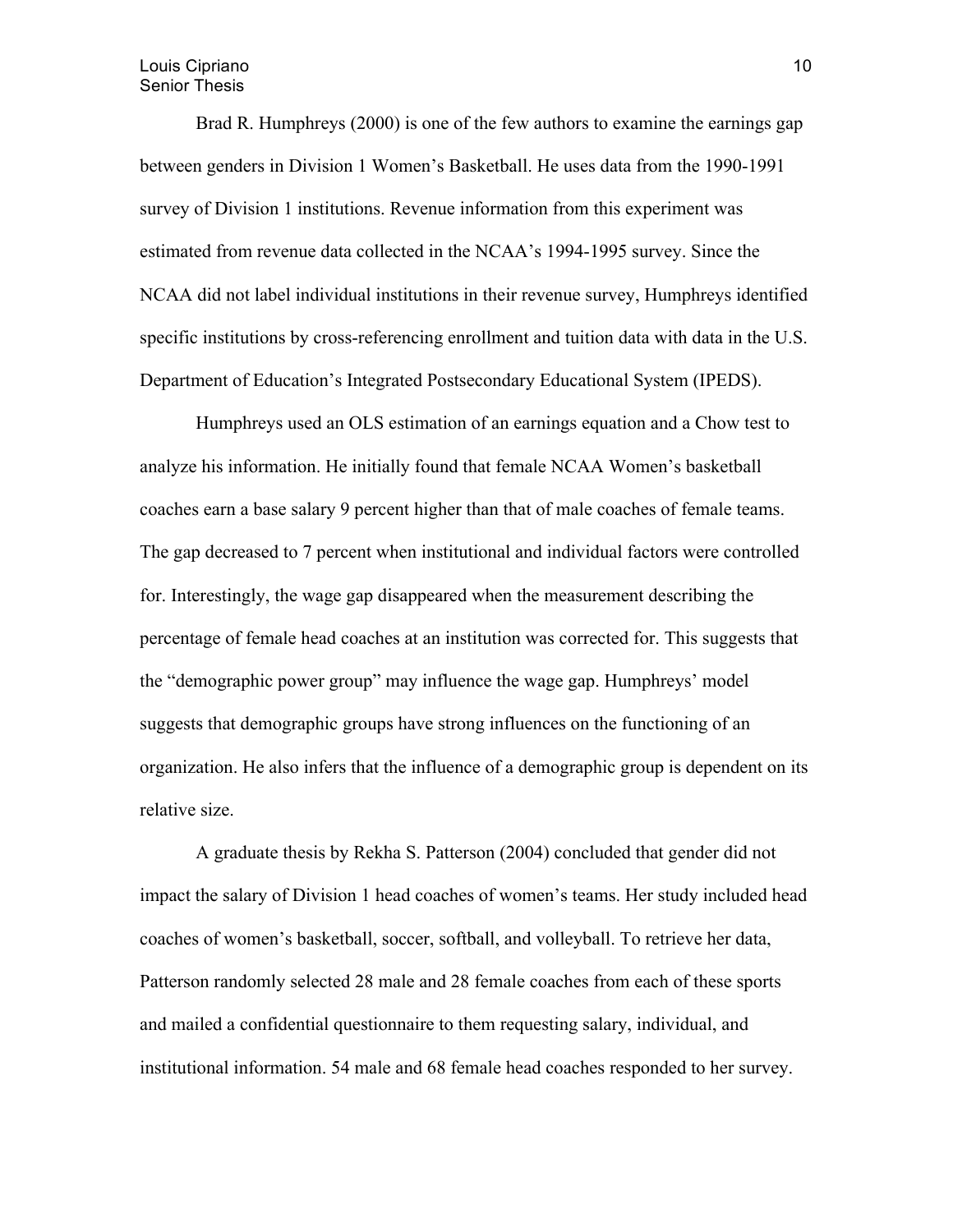Brad R. Humphreys (2000) is one of the few authors to examine the earnings gap between genders in Division 1 Women's Basketball. He uses data from the 1990-1991 survey of Division 1 institutions. Revenue information from this experiment was estimated from revenue data collected in the NCAA's 1994-1995 survey. Since the NCAA did not label individual institutions in their revenue survey, Humphreys identified specific institutions by cross-referencing enrollment and tuition data with data in the U.S. Department of Education's Integrated Postsecondary Educational System (IPEDS).

Humphreys used an OLS estimation of an earnings equation and a Chow test to analyze his information. He initially found that female NCAA Women's basketball coaches earn a base salary 9 percent higher than that of male coaches of female teams. The gap decreased to 7 percent when institutional and individual factors were controlled for. Interestingly, the wage gap disappeared when the measurement describing the percentage of female head coaches at an institution was corrected for. This suggests that the "demographic power group" may influence the wage gap. Humphreys' model suggests that demographic groups have strong influences on the functioning of an organization. He also infers that the influence of a demographic group is dependent on its relative size.

A graduate thesis by Rekha S. Patterson (2004) concluded that gender did not impact the salary of Division 1 head coaches of women's teams. Her study included head coaches of women's basketball, soccer, softball, and volleyball. To retrieve her data, Patterson randomly selected 28 male and 28 female coaches from each of these sports and mailed a confidential questionnaire to them requesting salary, individual, and institutional information. 54 male and 68 female head coaches responded to her survey.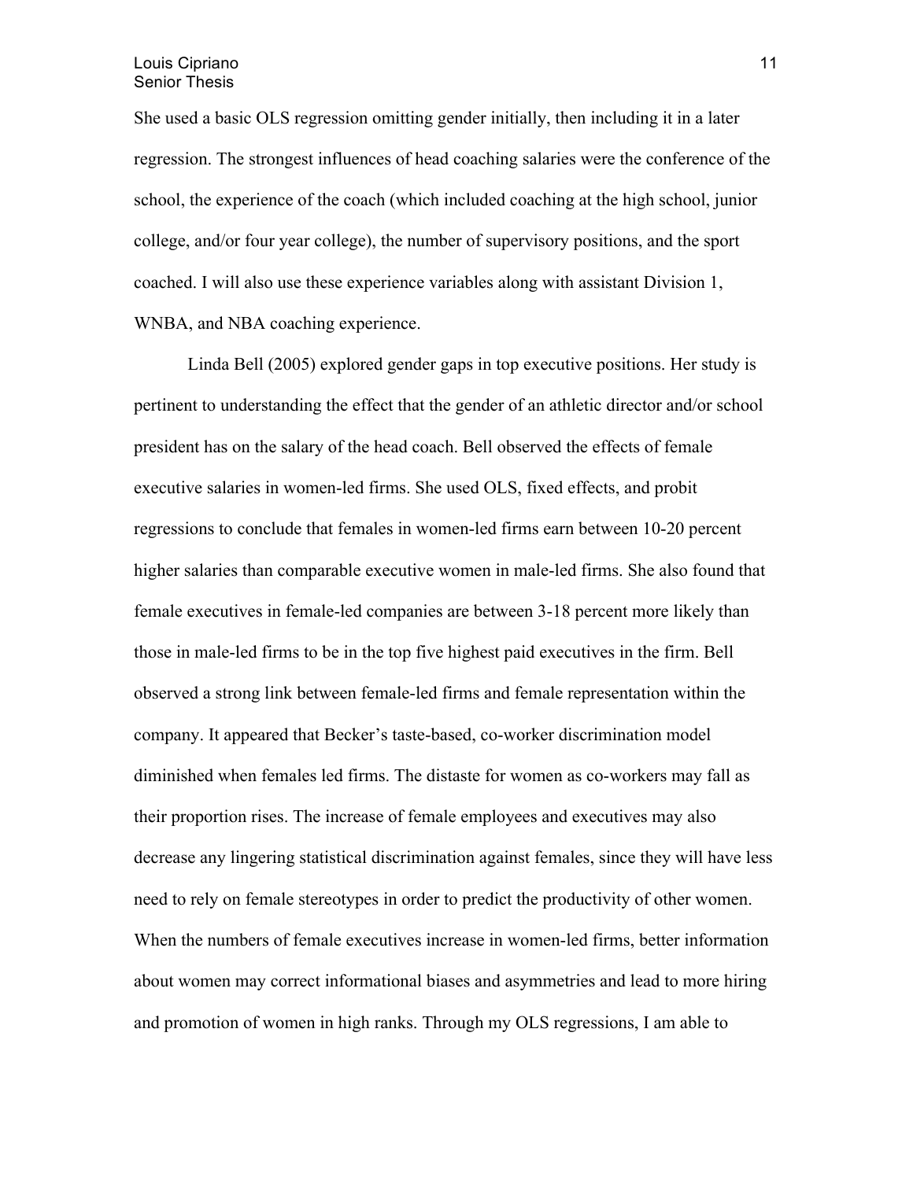She used a basic OLS regression omitting gender initially, then including it in a later regression. The strongest influences of head coaching salaries were the conference of the school, the experience of the coach (which included coaching at the high school, junior college, and/or four year college), the number of supervisory positions, and the sport coached. I will also use these experience variables along with assistant Division 1, WNBA, and NBA coaching experience.

Linda Bell (2005) explored gender gaps in top executive positions. Her study is pertinent to understanding the effect that the gender of an athletic director and/or school president has on the salary of the head coach. Bell observed the effects of female executive salaries in women-led firms. She used OLS, fixed effects, and probit regressions to conclude that females in women-led firms earn between 10-20 percent higher salaries than comparable executive women in male-led firms. She also found that female executives in female-led companies are between 3-18 percent more likely than those in male-led firms to be in the top five highest paid executives in the firm. Bell observed a strong link between female-led firms and female representation within the company. It appeared that Becker's taste-based, co-worker discrimination model diminished when females led firms. The distaste for women as co-workers may fall as their proportion rises. The increase of female employees and executives may also decrease any lingering statistical discrimination against females, since they will have less need to rely on female stereotypes in order to predict the productivity of other women. When the numbers of female executives increase in women-led firms, better information about women may correct informational biases and asymmetries and lead to more hiring and promotion of women in high ranks. Through my OLS regressions, I am able to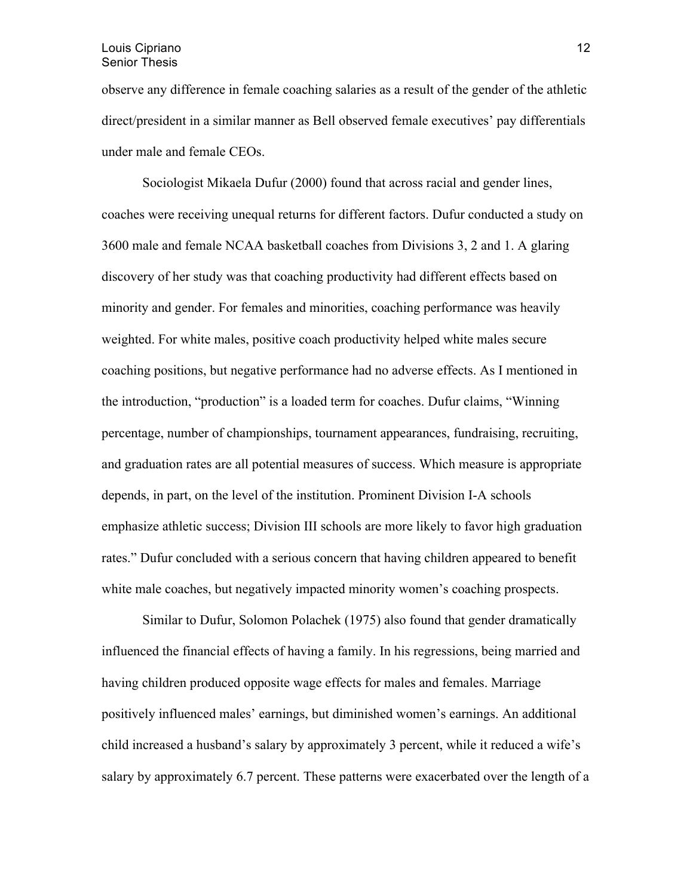observe any difference in female coaching salaries as a result of the gender of the athletic direct/president in a similar manner as Bell observed female executives' pay differentials under male and female CEOs.

Sociologist Mikaela Dufur (2000) found that across racial and gender lines, coaches were receiving unequal returns for different factors. Dufur conducted a study on 3600 male and female NCAA basketball coaches from Divisions 3, 2 and 1. A glaring discovery of her study was that coaching productivity had different effects based on minority and gender. For females and minorities, coaching performance was heavily weighted. For white males, positive coach productivity helped white males secure coaching positions, but negative performance had no adverse effects. As I mentioned in the introduction, "production" is a loaded term for coaches. Dufur claims, "Winning percentage, number of championships, tournament appearances, fundraising, recruiting, and graduation rates are all potential measures of success. Which measure is appropriate depends, in part, on the level of the institution. Prominent Division I-A schools emphasize athletic success; Division III schools are more likely to favor high graduation rates." Dufur concluded with a serious concern that having children appeared to benefit white male coaches, but negatively impacted minority women's coaching prospects.

Similar to Dufur, Solomon Polachek (1975) also found that gender dramatically influenced the financial effects of having a family. In his regressions, being married and having children produced opposite wage effects for males and females. Marriage positively influenced males' earnings, but diminished women's earnings. An additional child increased a husband's salary by approximately 3 percent, while it reduced a wife's salary by approximately 6.7 percent. These patterns were exacerbated over the length of a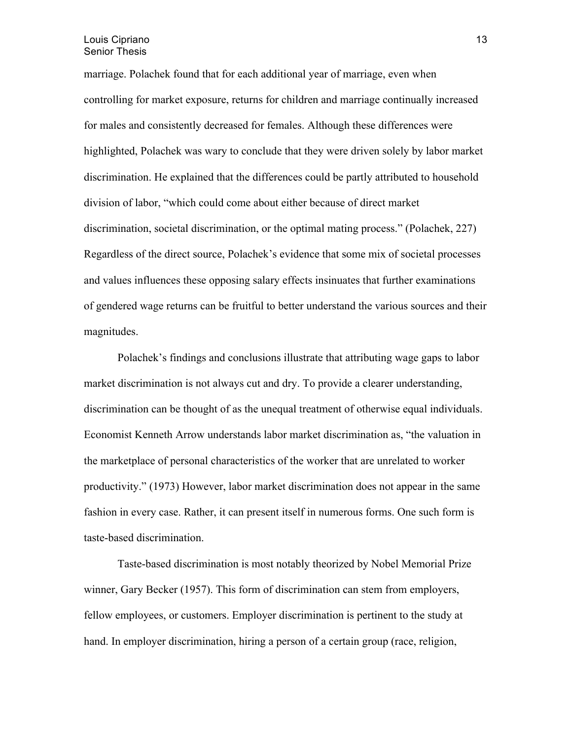marriage. Polachek found that for each additional year of marriage, even when controlling for market exposure, returns for children and marriage continually increased for males and consistently decreased for females. Although these differences were highlighted, Polachek was wary to conclude that they were driven solely by labor market discrimination. He explained that the differences could be partly attributed to household division of labor, "which could come about either because of direct market discrimination, societal discrimination, or the optimal mating process." (Polachek, 227) Regardless of the direct source, Polachek's evidence that some mix of societal processes and values influences these opposing salary effects insinuates that further examinations of gendered wage returns can be fruitful to better understand the various sources and their magnitudes.

Polachek's findings and conclusions illustrate that attributing wage gaps to labor market discrimination is not always cut and dry. To provide a clearer understanding, discrimination can be thought of as the unequal treatment of otherwise equal individuals. Economist Kenneth Arrow understands labor market discrimination as, "the valuation in the marketplace of personal characteristics of the worker that are unrelated to worker productivity." (1973) However, labor market discrimination does not appear in the same fashion in every case. Rather, it can present itself in numerous forms. One such form is taste-based discrimination.

Taste-based discrimination is most notably theorized by Nobel Memorial Prize winner, Gary Becker (1957). This form of discrimination can stem from employers, fellow employees, or customers. Employer discrimination is pertinent to the study at hand. In employer discrimination, hiring a person of a certain group (race, religion,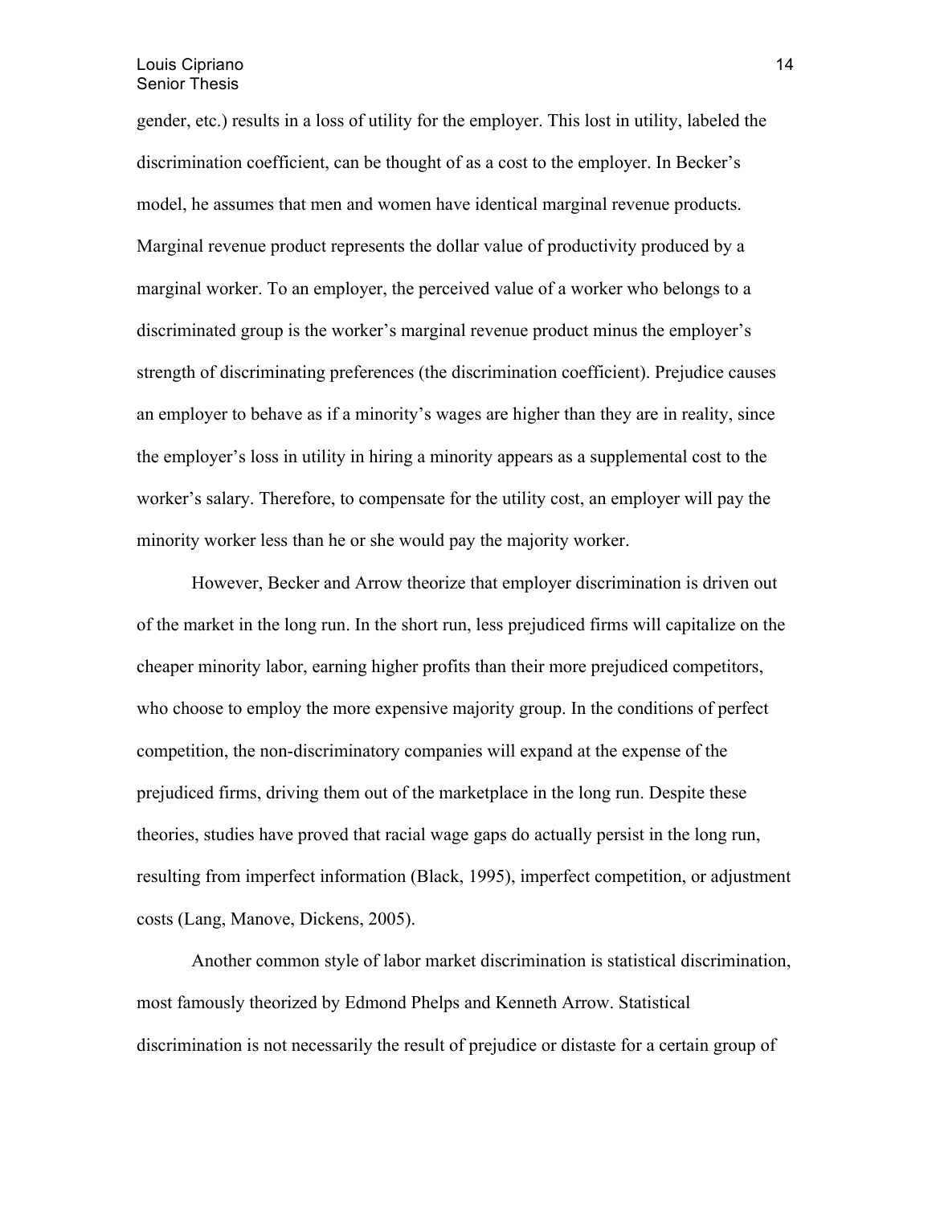gender, etc.) results in a loss of utility for the employer. This lost in utility, labeled the discrimination coefficient, can be thought of as a cost to the employer. In Becker's model, he assumes that men and women have identical marginal revenue products. Marginal revenue product represents the dollar value of productivity produced by a marginal worker. To an employer, the perceived value of a worker who belongs to a discriminated group is the worker's marginal revenue product minus the employer's strength of discriminating preferences (the discrimination coefficient). Prejudice causes an employer to behave as if a minority's wages are higher than they are in reality, since the employer's loss in utility in hiring a minority appears as a supplemental cost to the worker's salary. Therefore, to compensate for the utility cost, an employer will pay the minority worker less than he or she would pay the majority worker.

However, Becker and Arrow theorize that employer discrimination is driven out of the market in the long run. In the short run, less prejudiced firms will capitalize on the cheaper minority labor, earning higher profits than their more prejudiced competitors, who choose to employ the more expensive majority group. In the conditions of perfect competition, the non-discriminatory companies will expand at the expense of the prejudiced firms, driving them out of the marketplace in the long run. Despite these theories, studies have proved that racial wage gaps do actually persist in the long run, resulting from imperfect information (Black, 1995), imperfect competition, or adjustment costs (Lang, Manove, Dickens, 2005).

Another common style of labor market discrimination is statistical discrimination, most famously theorized by Edmond Phelps and Kenneth Arrow. Statistical discrimination is not necessarily the result of prejudice or distaste for a certain group of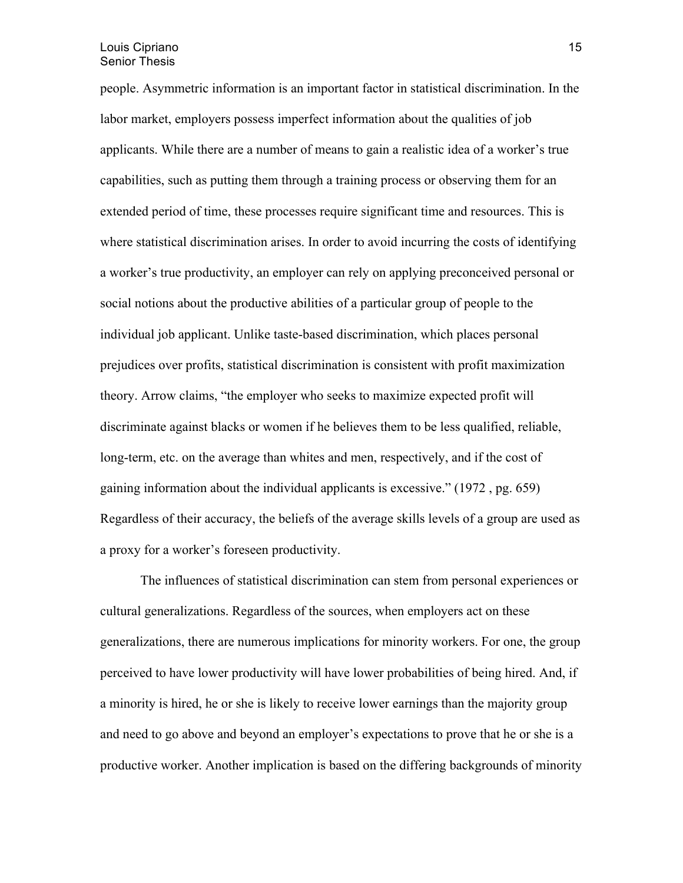people. Asymmetric information is an important factor in statistical discrimination. In the labor market, employers possess imperfect information about the qualities of job applicants. While there are a number of means to gain a realistic idea of a worker's true capabilities, such as putting them through a training process or observing them for an extended period of time, these processes require significant time and resources. This is where statistical discrimination arises. In order to avoid incurring the costs of identifying a worker's true productivity, an employer can rely on applying preconceived personal or social notions about the productive abilities of a particular group of people to the individual job applicant. Unlike taste-based discrimination, which places personal prejudices over profits, statistical discrimination is consistent with profit maximization theory. Arrow claims, "the employer who seeks to maximize expected profit will discriminate against blacks or women if he believes them to be less qualified, reliable, long-term, etc. on the average than whites and men, respectively, and if the cost of gaining information about the individual applicants is excessive." (1972 , pg. 659) Regardless of their accuracy, the beliefs of the average skills levels of a group are used as a proxy for a worker's foreseen productivity.

The influences of statistical discrimination can stem from personal experiences or cultural generalizations. Regardless of the sources, when employers act on these generalizations, there are numerous implications for minority workers. For one, the group perceived to have lower productivity will have lower probabilities of being hired. And, if a minority is hired, he or she is likely to receive lower earnings than the majority group and need to go above and beyond an employer's expectations to prove that he or she is a productive worker. Another implication is based on the differing backgrounds of minority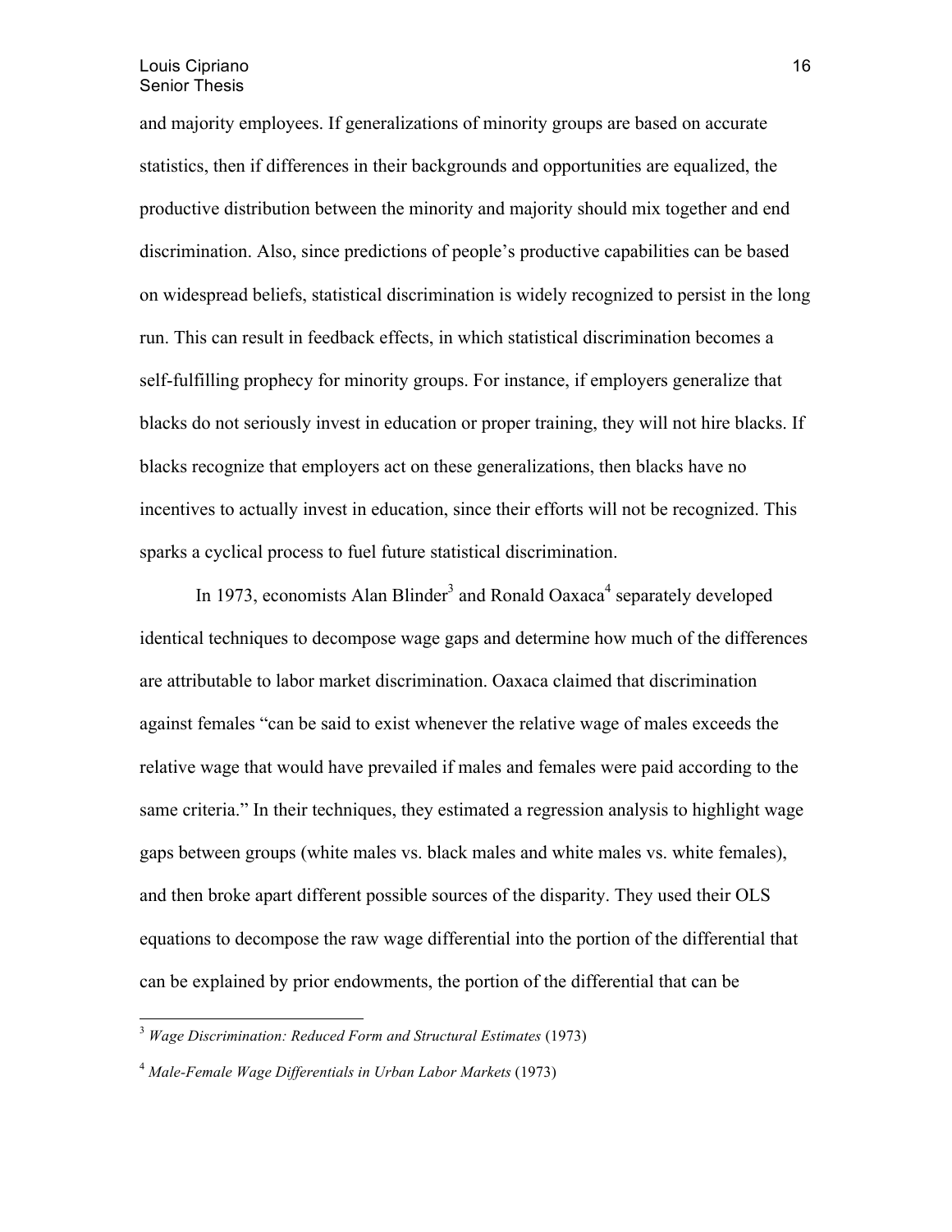and majority employees. If generalizations of minority groups are based on accurate statistics, then if differences in their backgrounds and opportunities are equalized, the productive distribution between the minority and majority should mix together and end discrimination. Also, since predictions of people's productive capabilities can be based on widespread beliefs, statistical discrimination is widely recognized to persist in the long run. This can result in feedback effects, in which statistical discrimination becomes a self-fulfilling prophecy for minority groups. For instance, if employers generalize that blacks do not seriously invest in education or proper training, they will not hire blacks. If blacks recognize that employers act on these generalizations, then blacks have no incentives to actually invest in education, since their efforts will not be recognized. This sparks a cyclical process to fuel future statistical discrimination.

In 1973, economists Alan Blinder[3] and Ronald Oaxaca[4] separately developed identical techniques to decompose wage gaps and determine how much of the differences are attributable to labor market discrimination. Oaxaca claimed that discrimination against females "can be said to exist whenever the relative wage of males exceeds the relative wage that would have prevailed if males and females were paid according to the same criteria." In their techniques, they estimated a regression analysis to highlight wage gaps between groups (white males vs. black males and white males vs. white females), and then broke apart different possible sources of the disparity. They used their OLS equations to decompose the raw wage differential into the portion of the differential that can be explained by prior endowments, the portion of the differential that can be

---

[3] *Wage Discrimination: Reduced Form and Structural Estimates* (1973)

[4] *Male-Female Wage Differentials in Urban Labor Markets* (1973)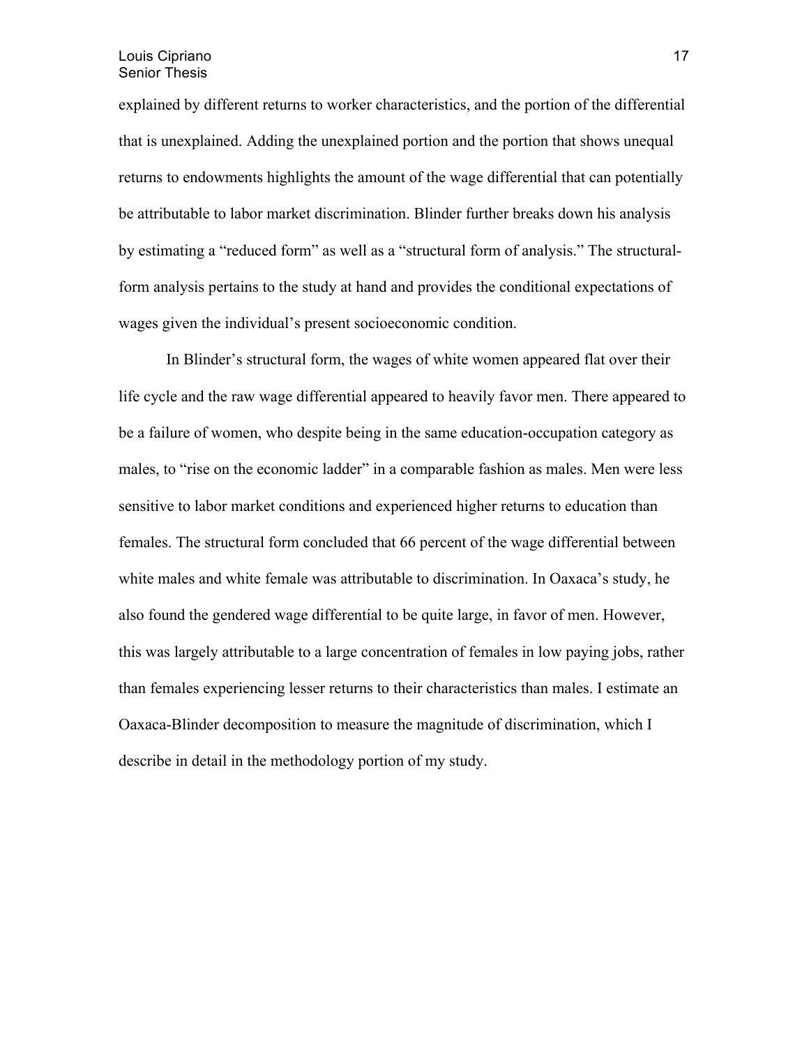explained by different returns to worker characteristics, and the portion of the differential that is unexplained. Adding the unexplained portion and the portion that shows unequal returns to endowments highlights the amount of the wage differential that can potentially be attributable to labor market discrimination. Blinder further breaks down his analysis by estimating a "reduced form" as well as a "structural form of analysis." The structural-form analysis pertains to the study at hand and provides the conditional expectations of wages given the individual's present socioeconomic condition.

In Blinder's structural form, the wages of white women appeared flat over their life cycle and the raw wage differential appeared to heavily favor men. There appeared to be a failure of women, who despite being in the same education-occupation category as males, to "rise on the economic ladder" in a comparable fashion as males. Men were less sensitive to labor market conditions and experienced higher returns to education than females. The structural form concluded that 66 percent of the wage differential between white males and white female was attributable to discrimination. In Oaxaca's study, he also found the gendered wage differential to be quite large, in favor of men. However, this was largely attributable to a large concentration of females in low paying jobs, rather than females experiencing lesser returns to their characteristics than males. I estimate an Oaxaca-Blinder decomposition to measure the magnitude of discrimination, which I describe in detail in the methodology portion of my study.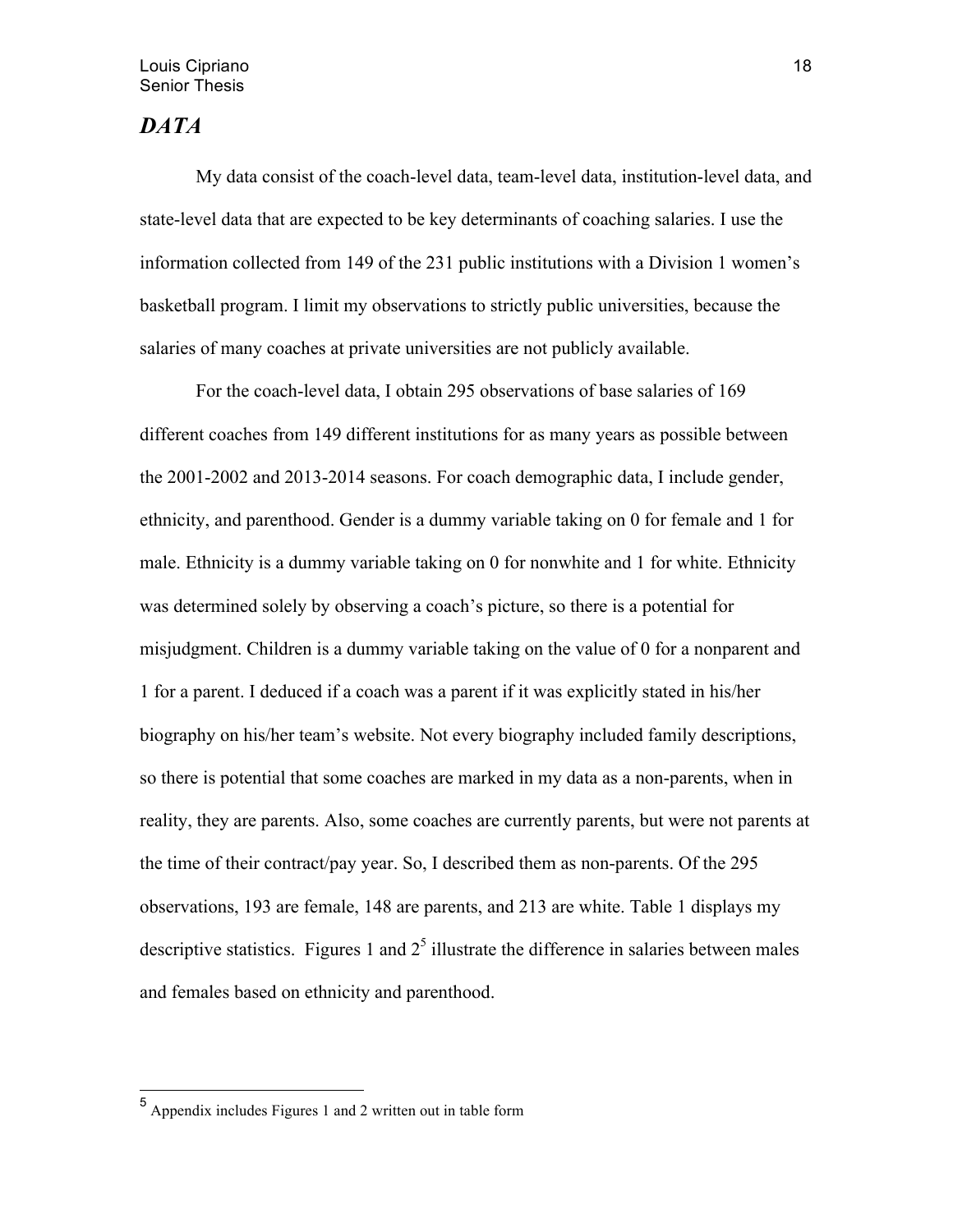## *DATA*

My data consist of the coach-level data, team-level data, institution-level data, and state-level data that are expected to be key determinants of coaching salaries. I use the information collected from 149 of the 231 public institutions with a Division 1 women's basketball program. I limit my observations to strictly public universities, because the salaries of many coaches at private universities are not publicly available.

For the coach-level data, I obtain 295 observations of base salaries of 169 different coaches from 149 different institutions for as many years as possible between the 2001-2002 and 2013-2014 seasons. For coach demographic data, I include gender, ethnicity, and parenthood. Gender is a dummy variable taking on 0 for female and 1 for male. Ethnicity is a dummy variable taking on 0 for nonwhite and 1 for white. Ethnicity was determined solely by observing a coach's picture, so there is a potential for misjudgment. Children is a dummy variable taking on the value of 0 for a nonparent and 1 for a parent. I deduced if a coach was a parent if it was explicitly stated in his/her biography on his/her team's website. Not every biography included family descriptions, so there is potential that some coaches are marked in my data as a non-parents, when in reality, they are parents. Also, some coaches are currently parents, but were not parents at the time of their contract/pay year. So, I described them as non-parents. Of the 295 observations, 193 are female, 148 are parents, and 213 are white. Table 1 displays my descriptive statistics. Figures 1 and 2[5] illustrate the difference in salaries between males and females based on ethnicity and parenthood.

---

[5] Appendix includes Figures 1 and 2 written out in table form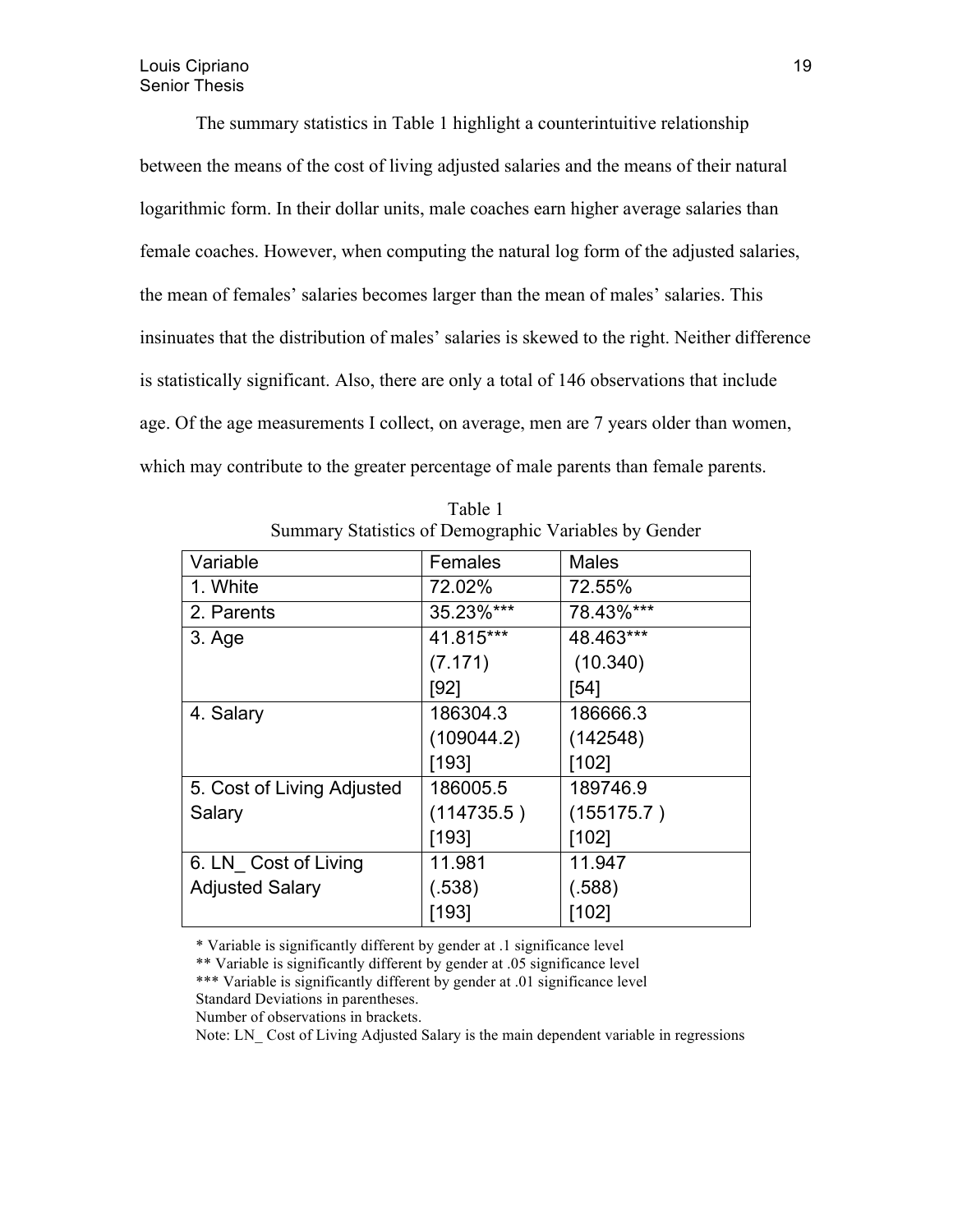The summary statistics in Table 1 highlight a counterintuitive relationship between the means of the cost of living adjusted salaries and the means of their natural logarithmic form. In their dollar units, male coaches earn higher average salaries than female coaches. However, when computing the natural log form of the adjusted salaries, the mean of females' salaries becomes larger than the mean of males' salaries. This insinuates that the distribution of males' salaries is skewed to the right. Neither difference is statistically significant. Also, there are only a total of 146 observations that include age. Of the age measurements I collect, on average, men are 7 years older than women, which may contribute to the greater percentage of male parents than female parents.

Table 1
Summary Statistics of Demographic Variables by Gender

| Variable | Females | Males |
|---|---|---|
| 1. White | 72.02% | 72.55% |
| 2. Parents | 35.23%*** | 78.43%*** |
| 3. Age | 41.815***<br>(7.171)<br>[92] | 48.463***<br>(10.340)<br>[54] |
| 4. Salary | 186304.3<br>(109044.2)<br>[193] | 186666.3<br>(142548)<br>[102] |
| 5. Cost of Living Adjusted Salary | 186005.5<br>(114735.5 )<br>[193] | 189746.9<br>(155175.7 )<br>[102] |
| 6. LN_ Cost of Living Adjusted Salary | 11.981<br>(.538)<br>[193] | 11.947<br>(.588)<br>[102] |

\* Variable is significantly different by gender at .1 significance level
\** Variable is significantly different by gender at .05 significance level
\*** Variable is significantly different by gender at .01 significance level
Standard Deviations in parentheses.
Number of observations in brackets.
Note: LN_ Cost of Living Adjusted Salary is the main dependent variable in regressions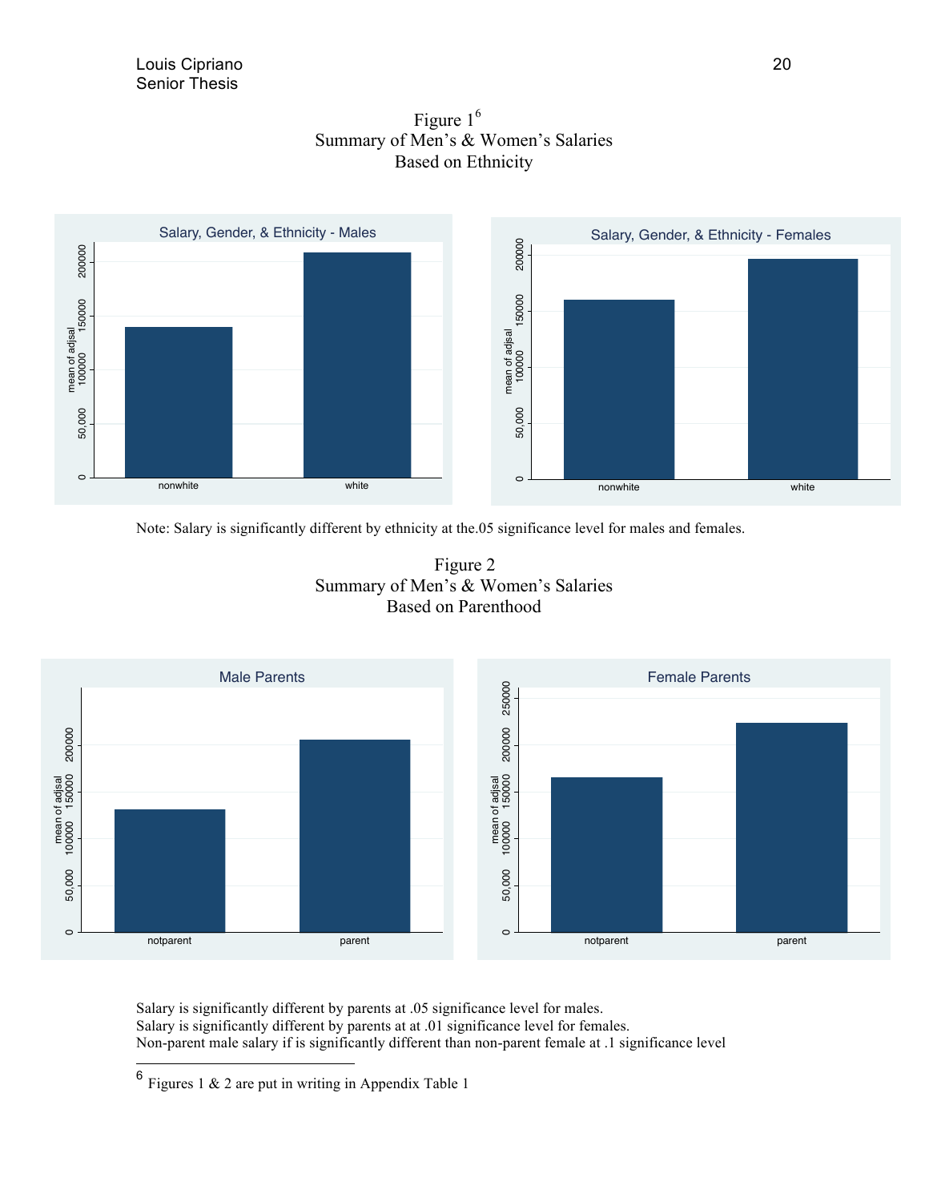Figure 1[6]
Summary of Men's & Women's Salaries
Based on Ethnicity

Note: Salary is significantly different by ethnicity at the.05 significance level for males and females.

Figure 2
Summary of Men's & Women's Salaries
Based on Parenthood

Salary is significantly different by parents at .05 significance level for males.
Salary is significantly different by parents at at .01 significance level for females.
Non-parent male salary if is significantly different than non-parent female at .1 significance level

[6] Figures 1 & 2 are put in writing in Appendix Table 1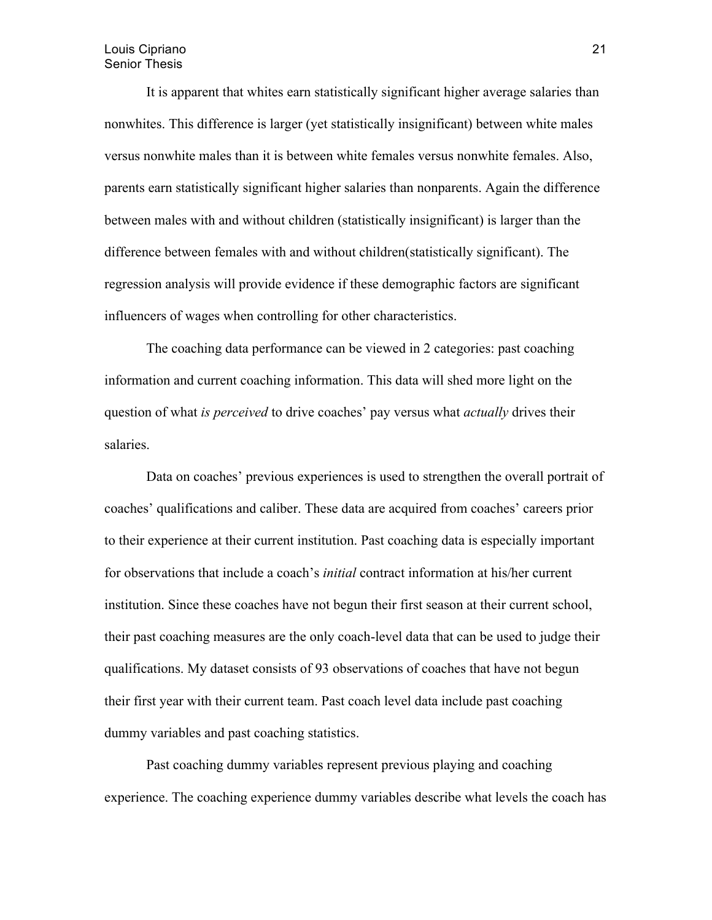It is apparent that whites earn statistically significant higher average salaries than nonwhites. This difference is larger (yet statistically insignificant) between white males versus nonwhite males than it is between white females versus nonwhite females. Also, parents earn statistically significant higher salaries than nonparents. Again the difference between males with and without children (statistically insignificant) is larger than the difference between females with and without children(statistically significant). The regression analysis will provide evidence if these demographic factors are significant influencers of wages when controlling for other characteristics.

The coaching data performance can be viewed in 2 categories: past coaching information and current coaching information. This data will shed more light on the question of what *is perceived* to drive coaches' pay versus what *actually* drives their salaries.

Data on coaches' previous experiences is used to strengthen the overall portrait of coaches' qualifications and caliber. These data are acquired from coaches' careers prior to their experience at their current institution. Past coaching data is especially important for observations that include a coach's *initial* contract information at his/her current institution. Since these coaches have not begun their first season at their current school, their past coaching measures are the only coach-level data that can be used to judge their qualifications. My dataset consists of 93 observations of coaches that have not begun their first year with their current team. Past coach level data include past coaching dummy variables and past coaching statistics.

Past coaching dummy variables represent previous playing and coaching experience. The coaching experience dummy variables describe what levels the coach has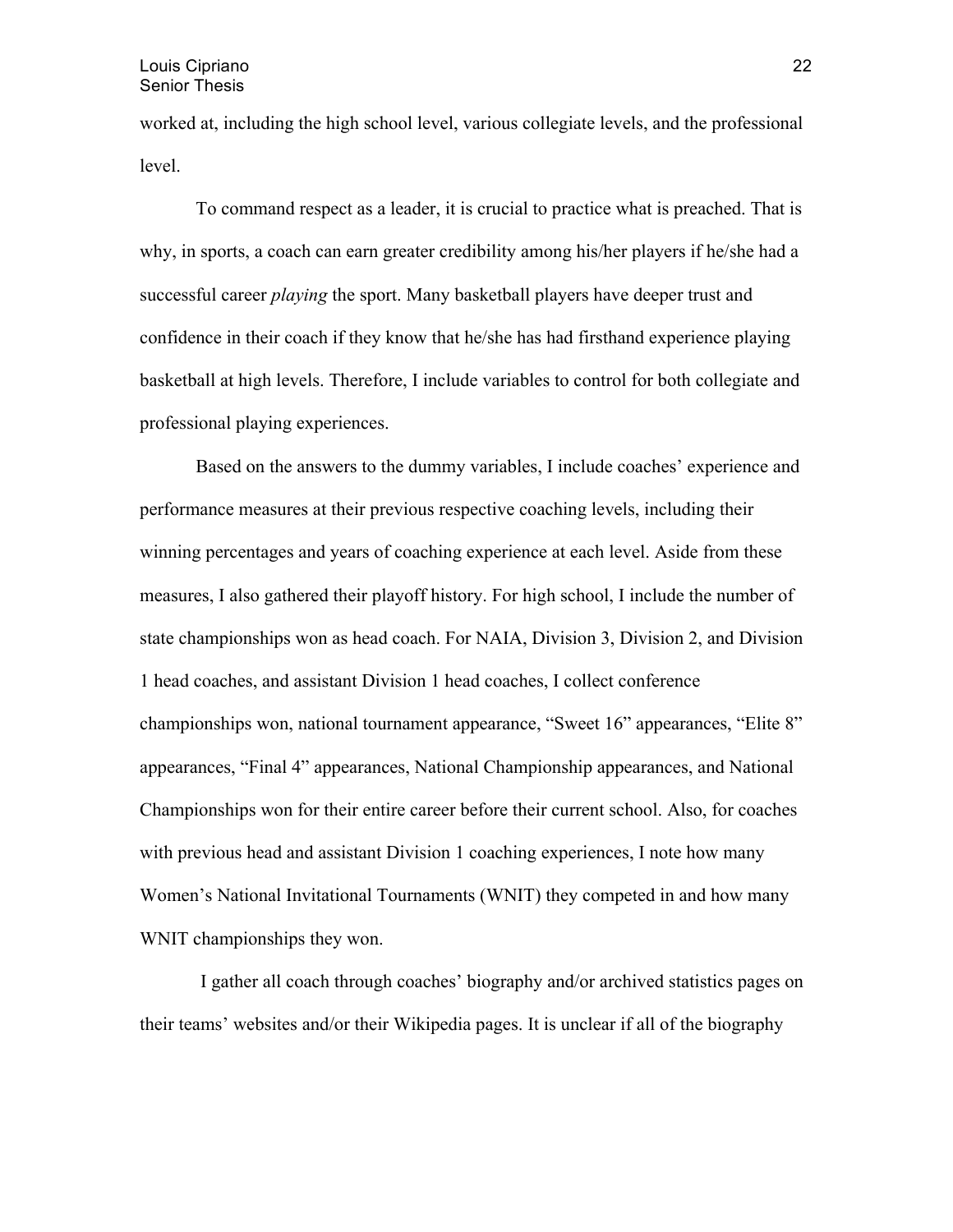worked at, including the high school level, various collegiate levels, and the professional level.

To command respect as a leader, it is crucial to practice what is preached. That is why, in sports, a coach can earn greater credibility among his/her players if he/she had a successful career *playing* the sport. Many basketball players have deeper trust and confidence in their coach if they know that he/she has had firsthand experience playing basketball at high levels. Therefore, I include variables to control for both collegiate and professional playing experiences.

Based on the answers to the dummy variables, I include coaches' experience and performance measures at their previous respective coaching levels, including their winning percentages and years of coaching experience at each level. Aside from these measures, I also gathered their playoff history. For high school, I include the number of state championships won as head coach. For NAIA, Division 3, Division 2, and Division 1 head coaches, and assistant Division 1 head coaches, I collect conference championships won, national tournament appearance, "Sweet 16" appearances, "Elite 8" appearances, "Final 4" appearances, National Championship appearances, and National Championships won for their entire career before their current school. Also, for coaches with previous head and assistant Division 1 coaching experiences, I note how many Women's National Invitational Tournaments (WNIT) they competed in and how many WNIT championships they won.

I gather all coach through coaches' biography and/or archived statistics pages on their teams' websites and/or their Wikipedia pages. It is unclear if all of the biography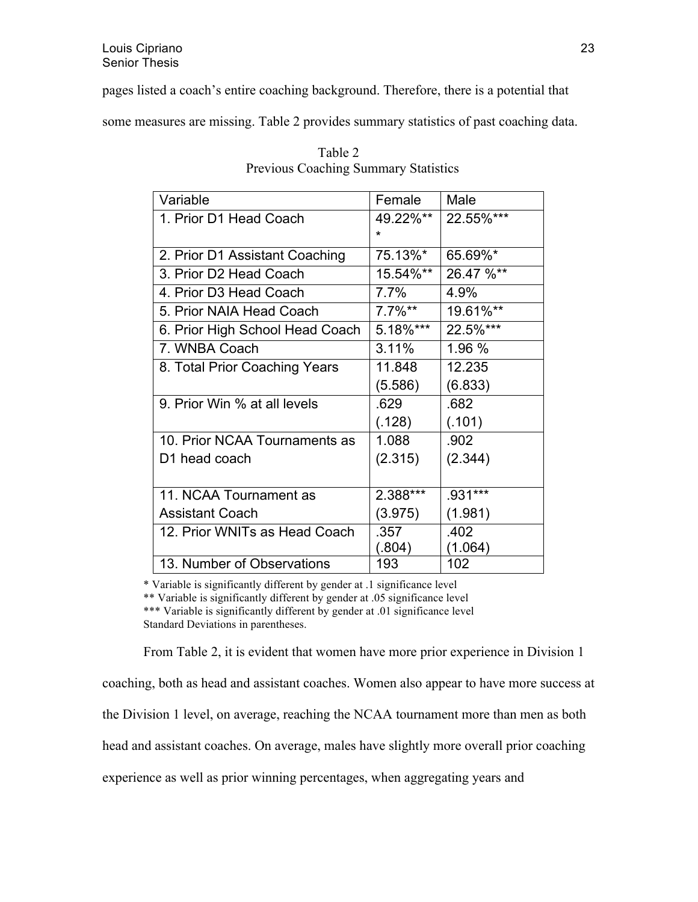pages listed a coach's entire coaching background. Therefore, there is a potential that some measures are missing. Table 2 provides summary statistics of past coaching data.

Table 2
Previous Coaching Summary Statistics

| Variable | Female | Male |
|---|---|---|
| 1. Prior D1 Head Coach | 49.22%*** | 22.55%*** |
| 2. Prior D1 Assistant Coaching | 75.13%* | 65.69%* |
| 3. Prior D2 Head Coach | 15.54%** | 26.47 %** |
| 4. Prior D3 Head Coach | 7.7% | 4.9% |
| 5. Prior NAIA Head Coach | 7.7%** | 19.61%** |
| 6. Prior High School Head Coach | 5.18%*** | 22.5%*** |
| 7. WNBA Coach | 3.11% | 1.96 % |
| 8. Total Prior Coaching Years | 11.848 (5.586) | 12.235 (6.833) |
| 9. Prior Win % at all levels | .629 (.128) | .682 (.101) |
| 10. Prior NCAA Tournaments as D1 head coach | 1.088 (2.315) | .902 (2.344) |
| 11. NCAA Tournament as Assistant Coach | 2.388*** (3.975) | .931*** (1.981) |
| 12. Prior WNITs as Head Coach | .357 (.804) | .402 (1.064) |
| 13. Number of Observations | 193 | 102 |

* Variable is significantly different by gender at .1 significance level
** Variable is significantly different by gender at .05 significance level
*** Variable is significantly different by gender at .01 significance level
Standard Deviations in parentheses.

From Table 2, it is evident that women have more prior experience in Division 1 coaching, both as head and assistant coaches. Women also appear to have more success at the Division 1 level, on average, reaching the NCAA tournament more than men as both head and assistant coaches. On average, males have slightly more overall prior coaching experience as well as prior winning percentages, when aggregating years and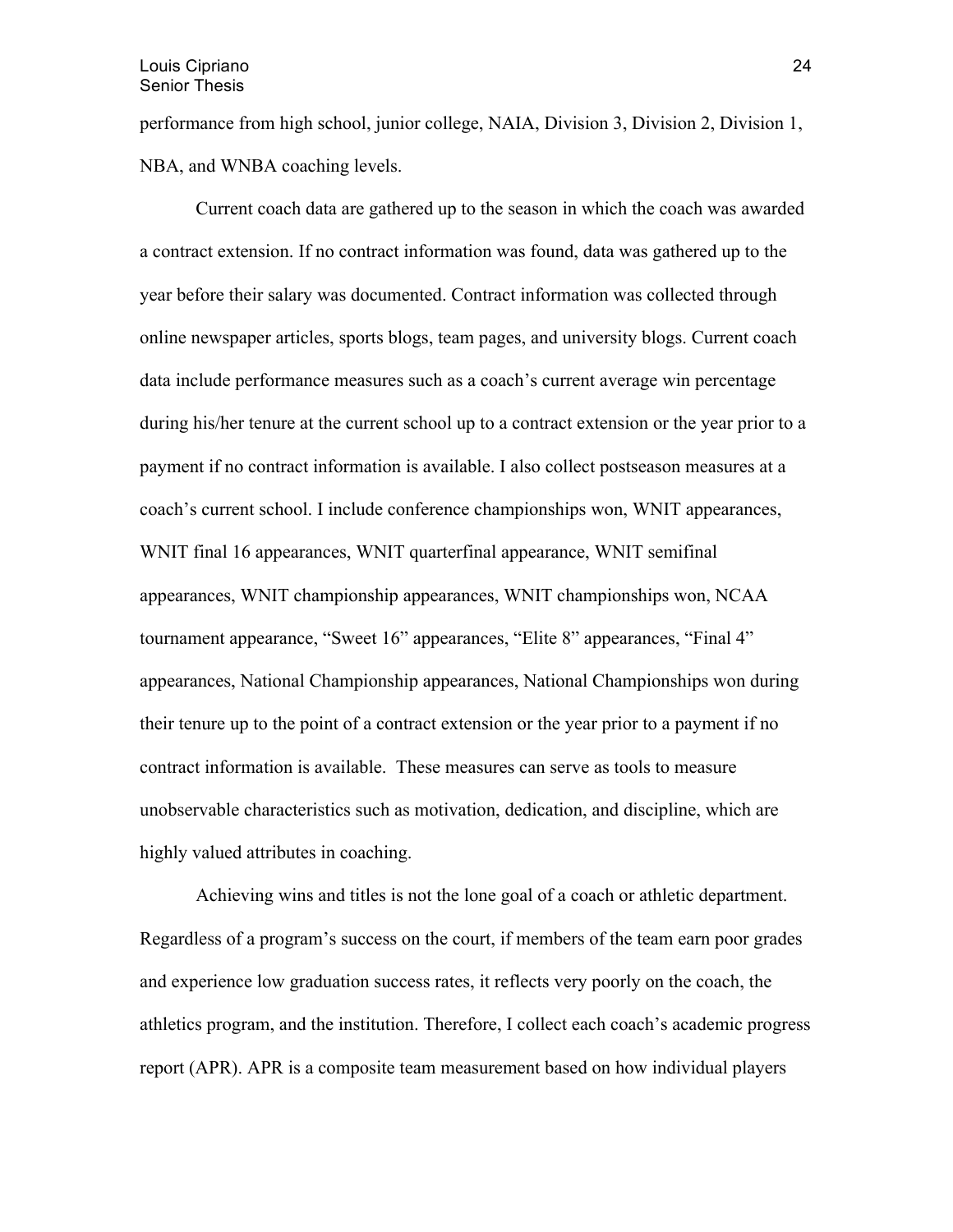performance from high school, junior college, NAIA, Division 3, Division 2, Division 1, NBA, and WNBA coaching levels.

Current coach data are gathered up to the season in which the coach was awarded a contract extension. If no contract information was found, data was gathered up to the year before their salary was documented. Contract information was collected through online newspaper articles, sports blogs, team pages, and university blogs. Current coach data include performance measures such as a coach's current average win percentage during his/her tenure at the current school up to a contract extension or the year prior to a payment if no contract information is available. I also collect postseason measures at a coach's current school. I include conference championships won, WNIT appearances, WNIT final 16 appearances, WNIT quarterfinal appearance, WNIT semifinal appearances, WNIT championship appearances, WNIT championships won, NCAA tournament appearance, "Sweet 16" appearances, "Elite 8" appearances, "Final 4" appearances, National Championship appearances, National Championships won during their tenure up to the point of a contract extension or the year prior to a payment if no contract information is available. These measures can serve as tools to measure unobservable characteristics such as motivation, dedication, and discipline, which are highly valued attributes in coaching.

Achieving wins and titles is not the lone goal of a coach or athletic department. Regardless of a program's success on the court, if members of the team earn poor grades and experience low graduation success rates, it reflects very poorly on the coach, the athletics program, and the institution. Therefore, I collect each coach's academic progress report (APR). APR is a composite team measurement based on how individual players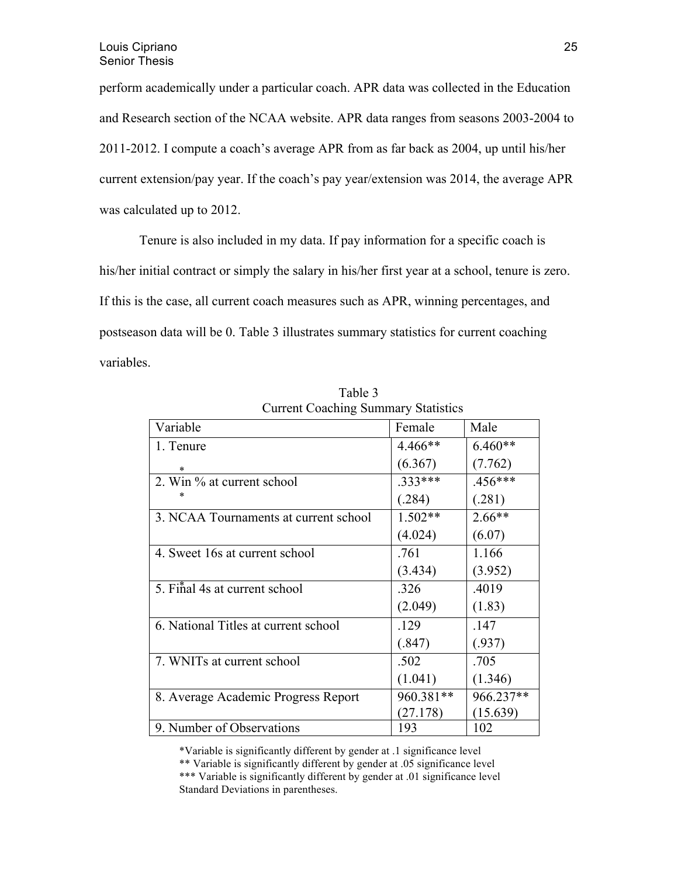perform academically under a particular coach. APR data was collected in the Education and Research section of the NCAA website. APR data ranges from seasons 2003-2004 to 2011-2012. I compute a coach's average APR from as far back as 2004, up until his/her current extension/pay year. If the coach's pay year/extension was 2014, the average APR was calculated up to 2012.

Tenure is also included in my data. If pay information for a specific coach is his/her initial contract or simply the salary in his/her first year at a school, tenure is zero. If this is the case, all current coach measures such as APR, winning percentages, and postseason data will be 0. Table 3 illustrates summary statistics for current coaching variables.

Table 3
Current Coaching Summary Statistics

| Variable | Female | Male |
|---|---|---|
| 1. Tenure | 4.466** (6.367) | 6.460** (7.762) |
| 2. Win % at current school | .333*** (.284) | .456*** (.281) |
| 3. NCAA Tournaments at current school | 1.502** (4.024) | 2.66** (6.07) |
| 4. Sweet 16s at current school | .761 (3.434) | 1.166 (3.952) |
| 5. Final 4s at current school | .326 (2.049) | .4019 (1.83) |
| 6. National Titles at current school | .129 (.847) | .147 (.937) |
| 7. WNITs at current school | .502 (1.041) | .705 (1.346) |
| 8. Average Academic Progress Report | 960.381** (27.178) | 966.237** (15.639) |
| 9. Number of Observations | 193 | 102 |

*Variable is significantly different by gender at .1 significance level
** Variable is significantly different by gender at .05 significance level
*** Variable is significantly different by gender at .01 significance level
Standard Deviations in parentheses.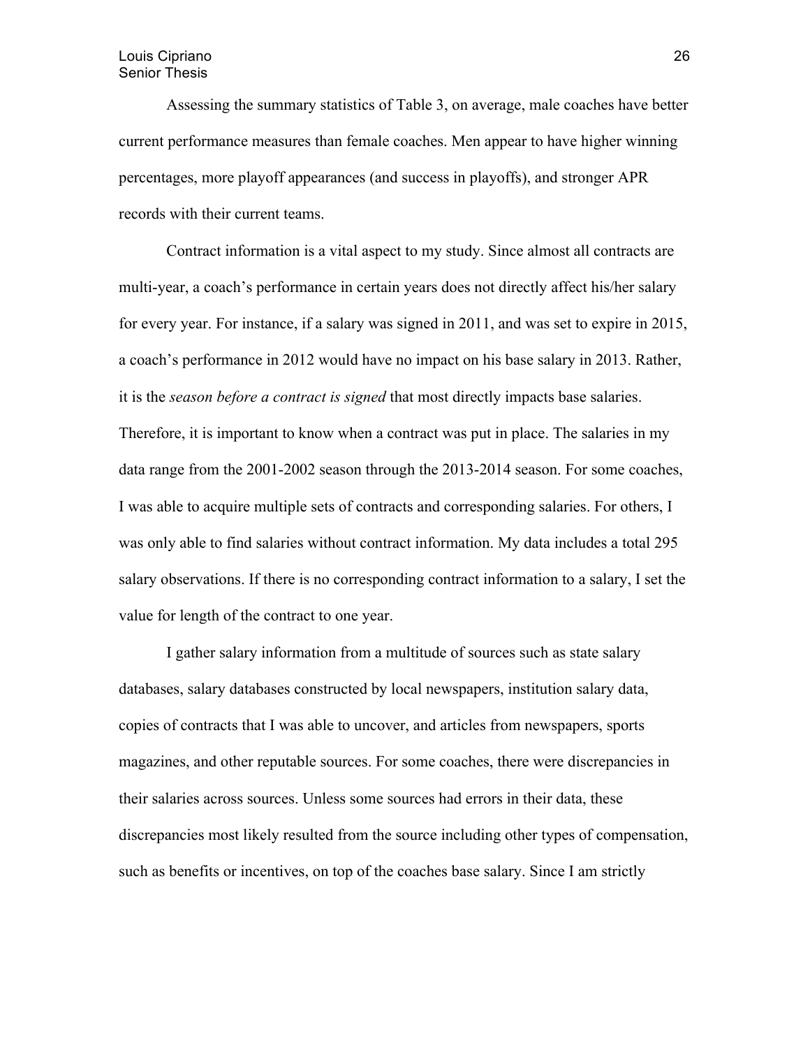Assessing the summary statistics of Table 3, on average, male coaches have better current performance measures than female coaches. Men appear to have higher winning percentages, more playoff appearances (and success in playoffs), and stronger APR records with their current teams.

Contract information is a vital aspect to my study. Since almost all contracts are multi-year, a coach's performance in certain years does not directly affect his/her salary for every year. For instance, if a salary was signed in 2011, and was set to expire in 2015, a coach's performance in 2012 would have no impact on his base salary in 2013. Rather, it is the *season before a contract is signed* that most directly impacts base salaries. Therefore, it is important to know when a contract was put in place. The salaries in my data range from the 2001-2002 season through the 2013-2014 season. For some coaches, I was able to acquire multiple sets of contracts and corresponding salaries. For others, I was only able to find salaries without contract information. My data includes a total 295 salary observations. If there is no corresponding contract information to a salary, I set the value for length of the contract to one year.

I gather salary information from a multitude of sources such as state salary databases, salary databases constructed by local newspapers, institution salary data, copies of contracts that I was able to uncover, and articles from newspapers, sports magazines, and other reputable sources. For some coaches, there were discrepancies in their salaries across sources. Unless some sources had errors in their data, these discrepancies most likely resulted from the source including other types of compensation, such as benefits or incentives, on top of the coaches base salary. Since I am strictly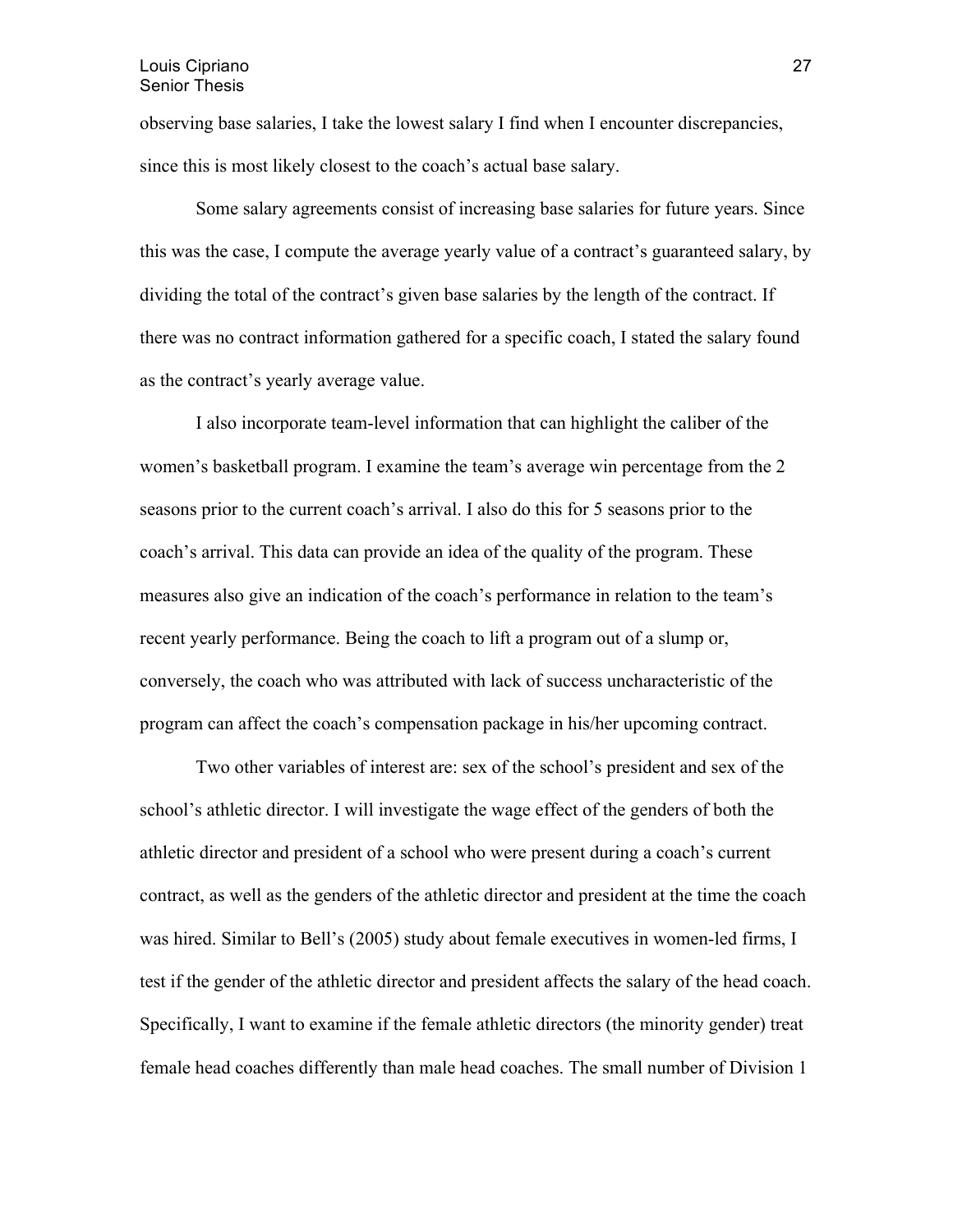observing base salaries, I take the lowest salary I find when I encounter discrepancies, since this is most likely closest to the coach's actual base salary.

Some salary agreements consist of increasing base salaries for future years. Since this was the case, I compute the average yearly value of a contract's guaranteed salary, by dividing the total of the contract's given base salaries by the length of the contract. If there was no contract information gathered for a specific coach, I stated the salary found as the contract's yearly average value.

I also incorporate team-level information that can highlight the caliber of the women's basketball program. I examine the team's average win percentage from the 2 seasons prior to the current coach's arrival. I also do this for 5 seasons prior to the coach's arrival. This data can provide an idea of the quality of the program. These measures also give an indication of the coach's performance in relation to the team's recent yearly performance. Being the coach to lift a program out of a slump or, conversely, the coach who was attributed with lack of success uncharacteristic of the program can affect the coach's compensation package in his/her upcoming contract.

Two other variables of interest are: sex of the school's president and sex of the school's athletic director. I will investigate the wage effect of the genders of both the athletic director and president of a school who were present during a coach's current contract, as well as the genders of the athletic director and president at the time the coach was hired. Similar to Bell's (2005) study about female executives in women-led firms, I test if the gender of the athletic director and president affects the salary of the head coach. Specifically, I want to examine if the female athletic directors (the minority gender) treat female head coaches differently than male head coaches. The small number of Division 1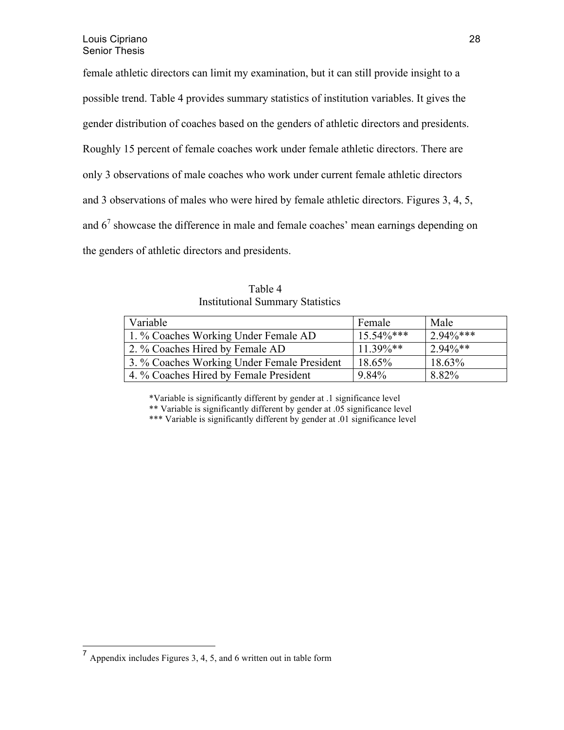female athletic directors can limit my examination, but it can still provide insight to a possible trend. Table 4 provides summary statistics of institution variables. It gives the gender distribution of coaches based on the genders of athletic directors and presidents. Roughly 15 percent of female coaches work under female athletic directors. There are only 3 observations of male coaches who work under current female athletic directors and 3 observations of males who were hired by female athletic directors. Figures 3, 4, 5, and 6[7] showcase the difference in male and female coaches' mean earnings depending on the genders of athletic directors and presidents.

Table 4
Institutional Summary Statistics

| Variable | Female | Male |
|---|---|---|
| 1. % Coaches Working Under Female AD | 15.54%*** | 2.94%*** |
| 2. % Coaches Hired by Female AD | 11.39%** | 2.94%** |
| 3. % Coaches Working Under Female President | 18.65% | 18.63% |
| 4. % Coaches Hired by Female President | 9.84% | 8.82% |

*Variable is significantly different by gender at .1 significance level
** Variable is significantly different by gender at .05 significance level
*** Variable is significantly different by gender at .01 significance level

[7] Appendix includes Figures 3, 4, 5, and 6 written out in table form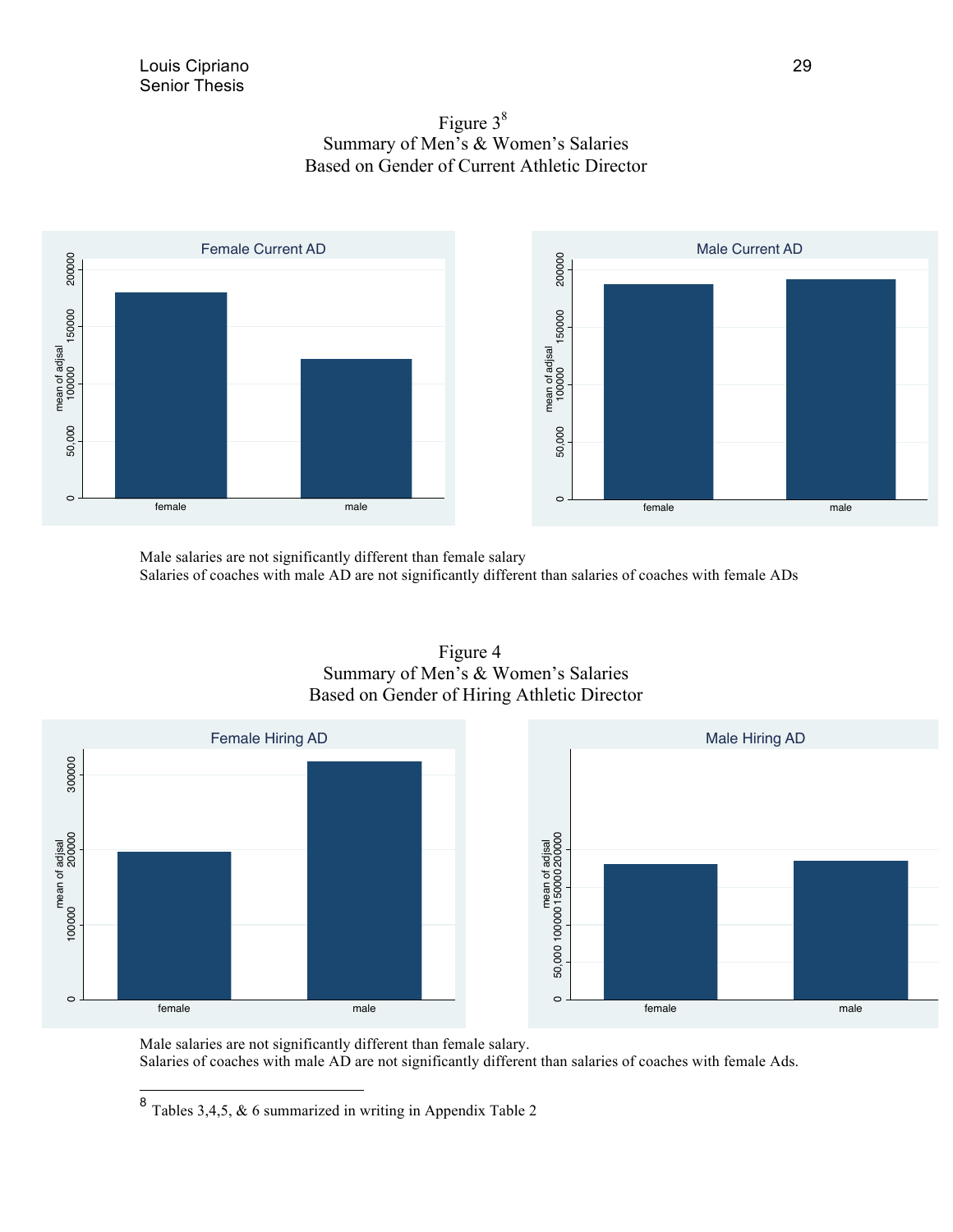Figure 3[8]
Summary of Men's & Women's Salaries
Based on Gender of Current Athletic Director

Male salaries are not significantly different than female salary
Salaries of coaches with male AD are not significantly different than salaries of coaches with female ADs

Figure 4
Summary of Men's & Women's Salaries
Based on Gender of Hiring Athletic Director

Male salaries are not significantly different than female salary.
Salaries of coaches with male AD are not significantly different than salaries of coaches with female Ads.

---

[8] Tables 3,4,5, & 6 summarized in writing in Appendix Table 2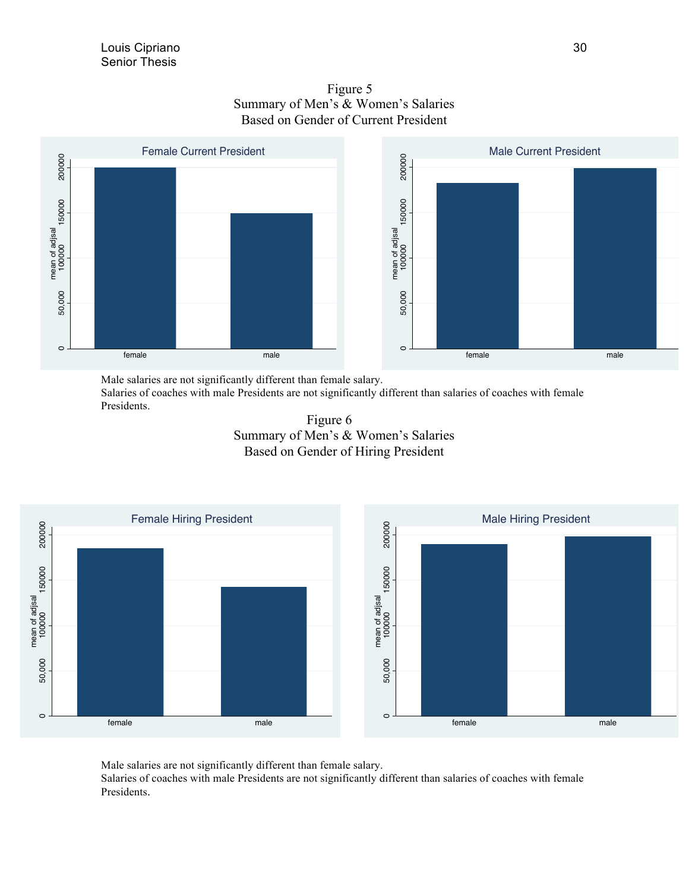Figure 5
Summary of Men's & Women's Salaries
Based on Gender of Current President

Female Current President | Male Current President

Male salaries are not significantly different than female salary.
Salaries of coaches with male Presidents are not significantly different than salaries of coaches with female Presidents.

Figure 6
Summary of Men's & Women's Salaries
Based on Gender of Hiring President

Female Hiring President | Male Hiring President

Male salaries are not significantly different than female salary.
Salaries of coaches with male Presidents are not significantly different than salaries of coaches with female Presidents.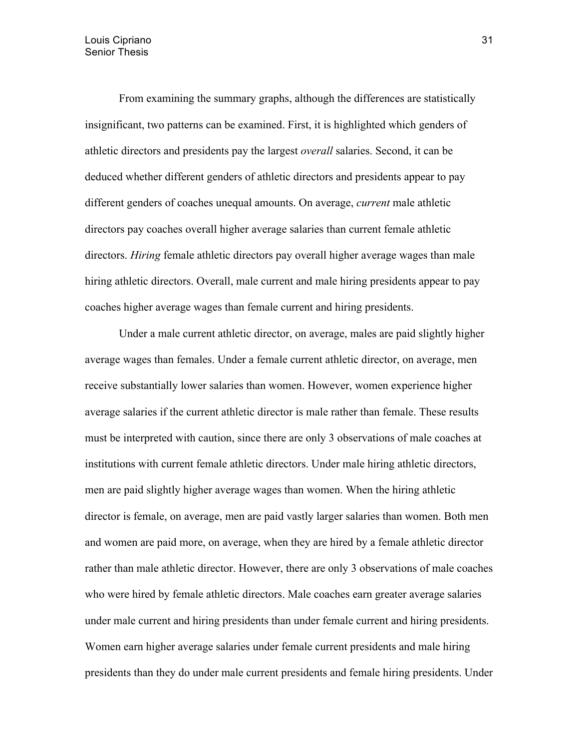From examining the summary graphs, although the differences are statistically insignificant, two patterns can be examined. First, it is highlighted which genders of athletic directors and presidents pay the largest *overall* salaries. Second, it can be deduced whether different genders of athletic directors and presidents appear to pay different genders of coaches unequal amounts. On average, *current* male athletic directors pay coaches overall higher average salaries than current female athletic directors. *Hiring* female athletic directors pay overall higher average wages than male hiring athletic directors. Overall, male current and male hiring presidents appear to pay coaches higher average wages than female current and hiring presidents.

Under a male current athletic director, on average, males are paid slightly higher average wages than females. Under a female current athletic director, on average, men receive substantially lower salaries than women. However, women experience higher average salaries if the current athletic director is male rather than female. These results must be interpreted with caution, since there are only 3 observations of male coaches at institutions with current female athletic directors. Under male hiring athletic directors, men are paid slightly higher average wages than women. When the hiring athletic director is female, on average, men are paid vastly larger salaries than women. Both men and women are paid more, on average, when they are hired by a female athletic director rather than male athletic director. However, there are only 3 observations of male coaches who were hired by female athletic directors. Male coaches earn greater average salaries under male current and hiring presidents than under female current and hiring presidents. Women earn higher average salaries under female current presidents and male hiring presidents than they do under male current presidents and female hiring presidents. Under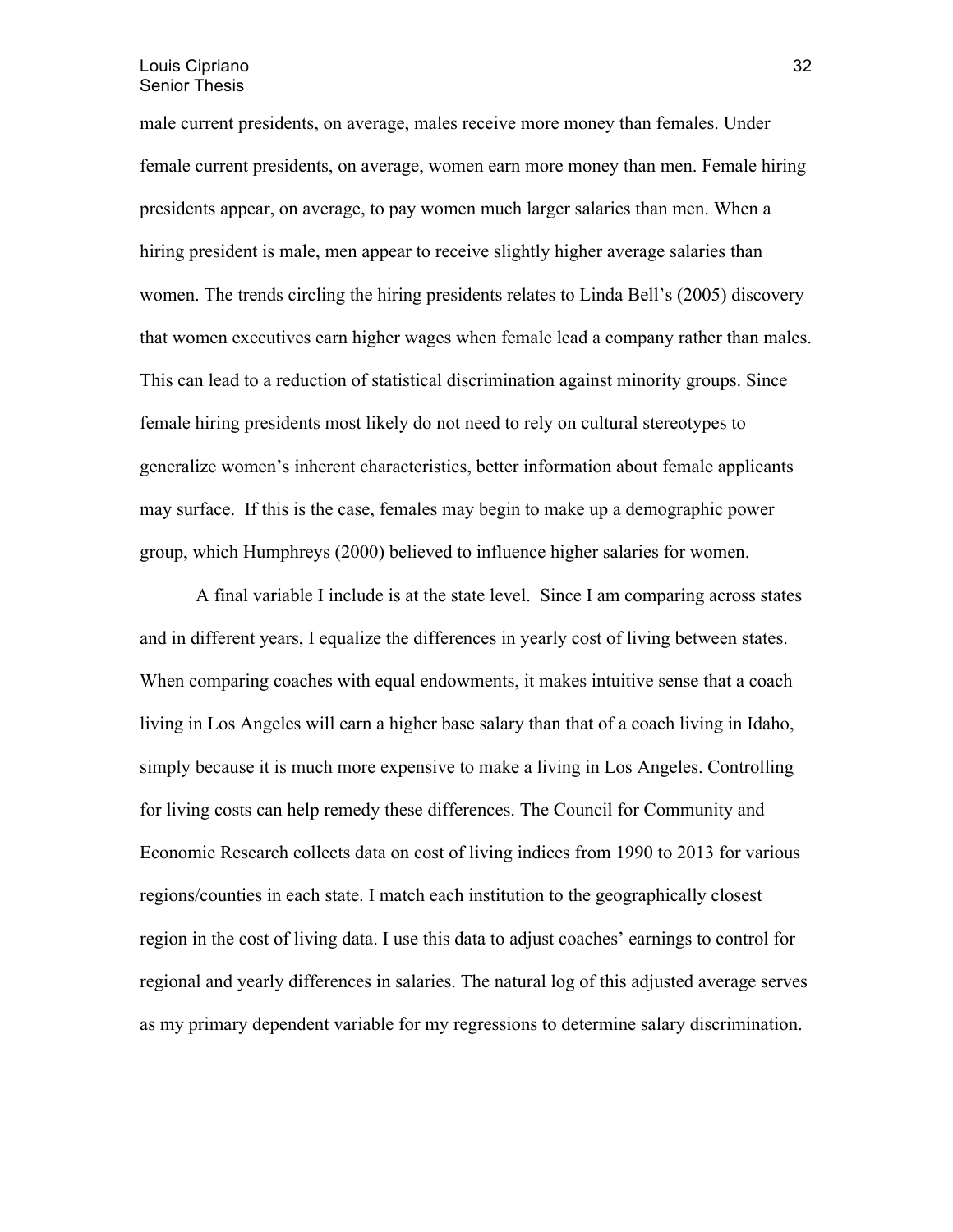male current presidents, on average, males receive more money than females. Under female current presidents, on average, women earn more money than men. Female hiring presidents appear, on average, to pay women much larger salaries than men. When a hiring president is male, men appear to receive slightly higher average salaries than women. The trends circling the hiring presidents relates to Linda Bell's (2005) discovery that women executives earn higher wages when female lead a company rather than males. This can lead to a reduction of statistical discrimination against minority groups. Since female hiring presidents most likely do not need to rely on cultural stereotypes to generalize women's inherent characteristics, better information about female applicants may surface. If this is the case, females may begin to make up a demographic power group, which Humphreys (2000) believed to influence higher salaries for women.

A final variable I include is at the state level. Since I am comparing across states and in different years, I equalize the differences in yearly cost of living between states. When comparing coaches with equal endowments, it makes intuitive sense that a coach living in Los Angeles will earn a higher base salary than that of a coach living in Idaho, simply because it is much more expensive to make a living in Los Angeles. Controlling for living costs can help remedy these differences. The Council for Community and Economic Research collects data on cost of living indices from 1990 to 2013 for various regions/counties in each state. I match each institution to the geographically closest region in the cost of living data. I use this data to adjust coaches' earnings to control for regional and yearly differences in salaries. The natural log of this adjusted average serves as my primary dependent variable for my regressions to determine salary discrimination.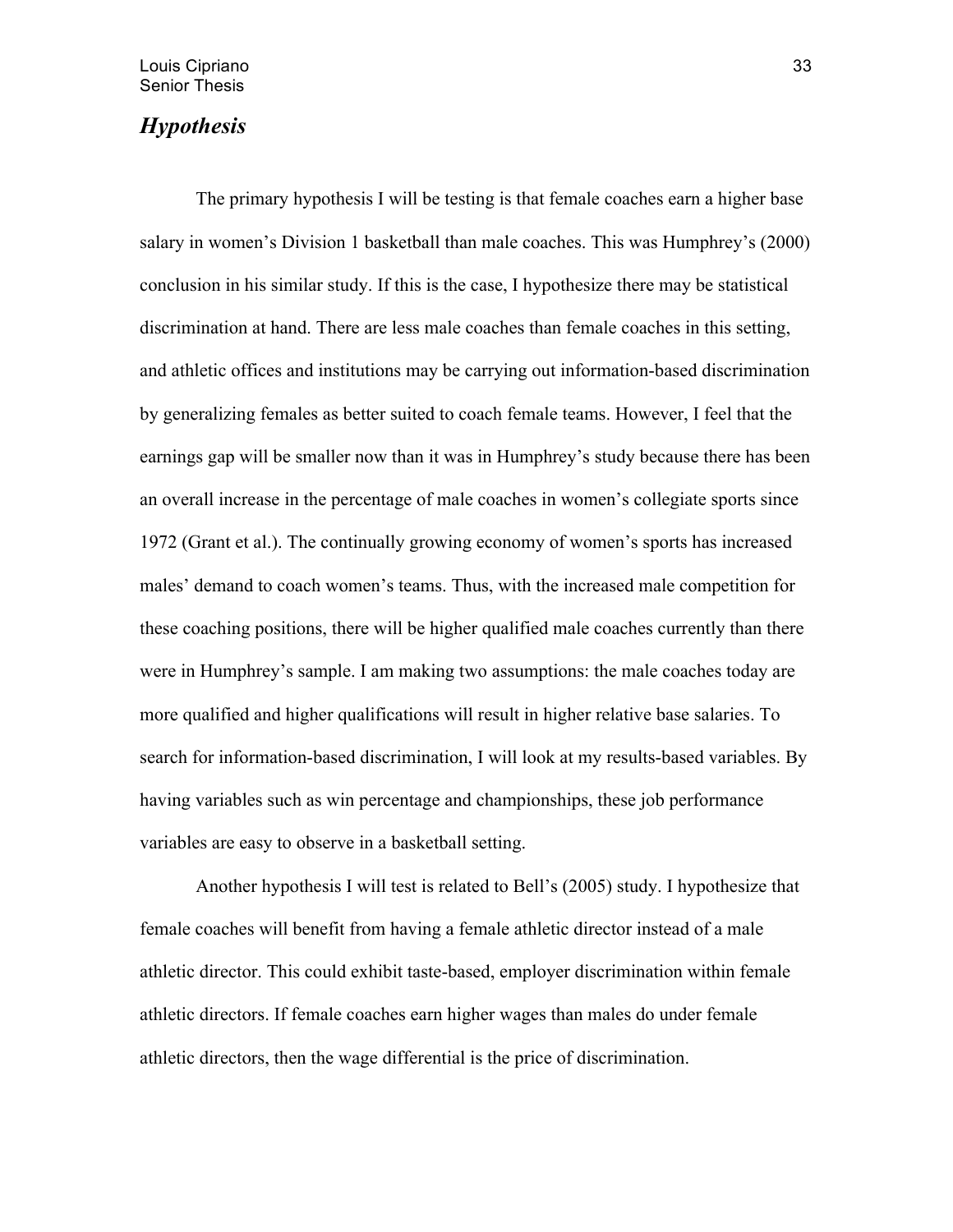## *Hypothesis*

The primary hypothesis I will be testing is that female coaches earn a higher base salary in women's Division 1 basketball than male coaches. This was Humphrey's (2000) conclusion in his similar study. If this is the case, I hypothesize there may be statistical discrimination at hand. There are less male coaches than female coaches in this setting, and athletic offices and institutions may be carrying out information-based discrimination by generalizing females as better suited to coach female teams. However, I feel that the earnings gap will be smaller now than it was in Humphrey's study because there has been an overall increase in the percentage of male coaches in women's collegiate sports since 1972 (Grant et al.). The continually growing economy of women's sports has increased males' demand to coach women's teams. Thus, with the increased male competition for these coaching positions, there will be higher qualified male coaches currently than there were in Humphrey's sample. I am making two assumptions: the male coaches today are more qualified and higher qualifications will result in higher relative base salaries. To search for information-based discrimination, I will look at my results-based variables. By having variables such as win percentage and championships, these job performance variables are easy to observe in a basketball setting.

Another hypothesis I will test is related to Bell's (2005) study. I hypothesize that female coaches will benefit from having a female athletic director instead of a male athletic director. This could exhibit taste-based, employer discrimination within female athletic directors. If female coaches earn higher wages than males do under female athletic directors, then the wage differential is the price of discrimination.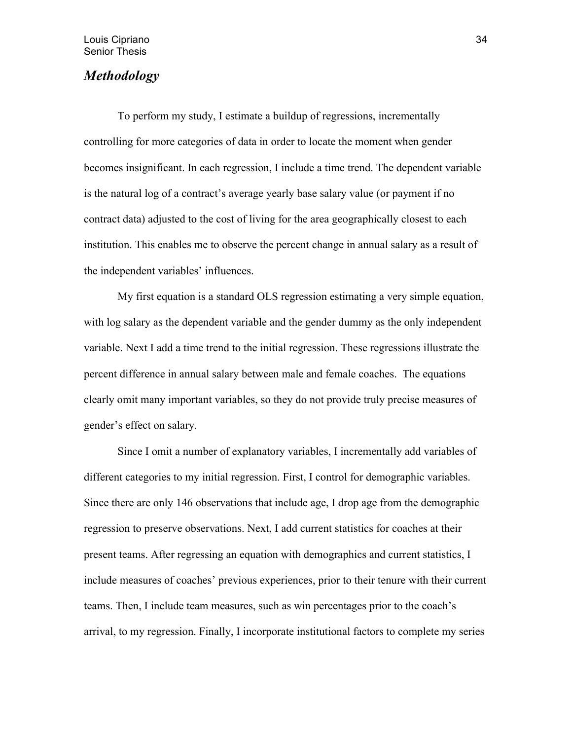## *Methodology*

To perform my study, I estimate a buildup of regressions, incrementally controlling for more categories of data in order to locate the moment when gender becomes insignificant. In each regression, I include a time trend. The dependent variable is the natural log of a contract's average yearly base salary value (or payment if no contract data) adjusted to the cost of living for the area geographically closest to each institution. This enables me to observe the percent change in annual salary as a result of the independent variables' influences.

My first equation is a standard OLS regression estimating a very simple equation, with log salary as the dependent variable and the gender dummy as the only independent variable. Next I add a time trend to the initial regression. These regressions illustrate the percent difference in annual salary between male and female coaches. The equations clearly omit many important variables, so they do not provide truly precise measures of gender's effect on salary.

Since I omit a number of explanatory variables, I incrementally add variables of different categories to my initial regression. First, I control for demographic variables. Since there are only 146 observations that include age, I drop age from the demographic regression to preserve observations. Next, I add current statistics for coaches at their present teams. After regressing an equation with demographics and current statistics, I include measures of coaches' previous experiences, prior to their tenure with their current teams. Then, I include team measures, such as win percentages prior to the coach's arrival, to my regression. Finally, I incorporate institutional factors to complete my series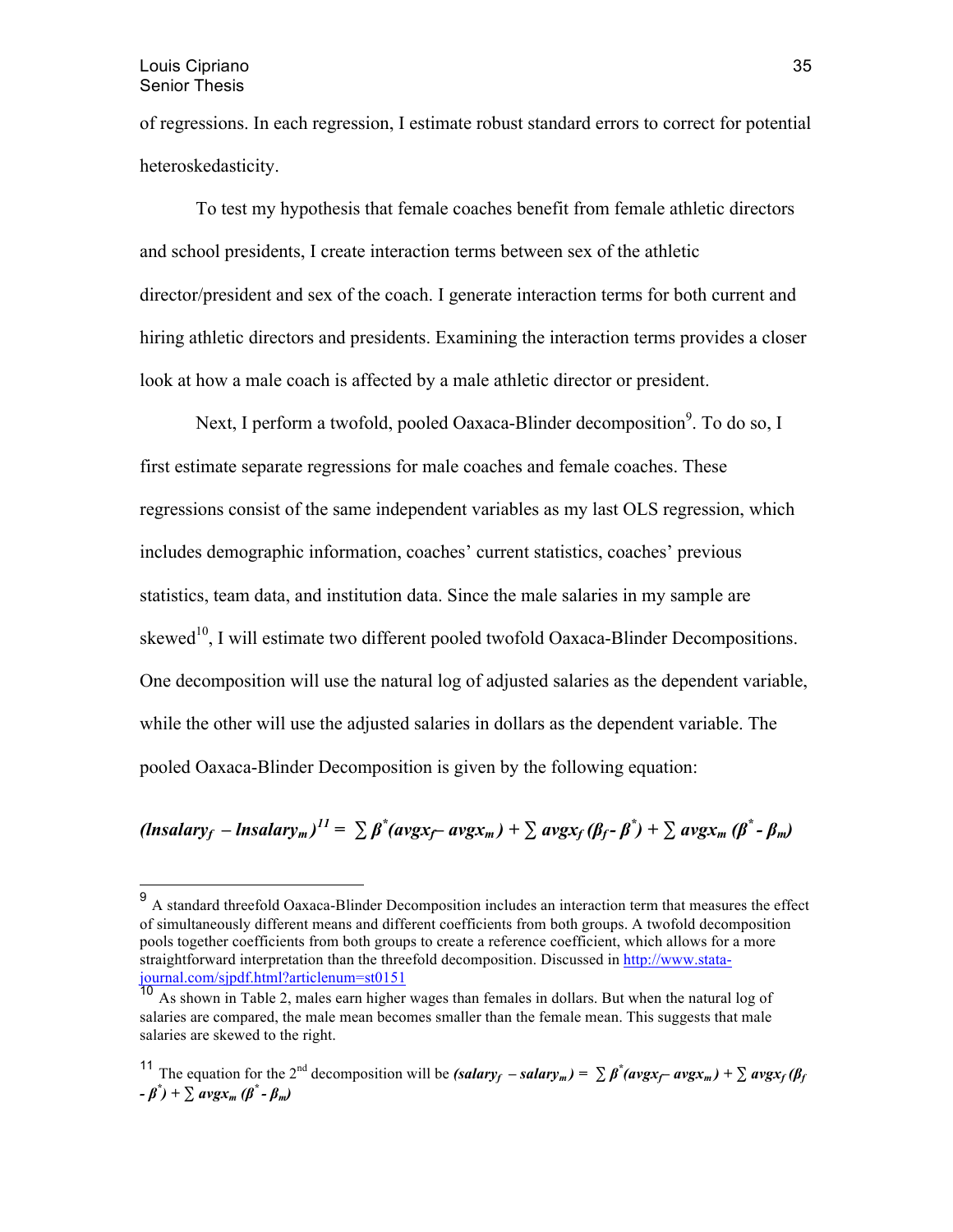of regressions. In each regression, I estimate robust standard errors to correct for potential heteroskedasticity.

To test my hypothesis that female coaches benefit from female athletic directors and school presidents, I create interaction terms between sex of the athletic director/president and sex of the coach. I generate interaction terms for both current and hiring athletic directors and presidents. Examining the interaction terms provides a closer look at how a male coach is affected by a male athletic director or president.

Next, I perform a twofold, pooled Oaxaca-Blinder decomposition[9]. To do so, I first estimate separate regressions for male coaches and female coaches. These regressions consist of the same independent variables as my last OLS regression, which includes demographic information, coaches' current statistics, coaches' previous statistics, team data, and institution data. Since the male salaries in my sample are skewed[10], I will estimate two different pooled twofold Oaxaca-Blinder Decompositions. One decomposition will use the natural log of adjusted salaries as the dependent variable, while the other will use the adjusted salaries in dollars as the dependent variable. The pooled Oaxaca-Blinder Decomposition is given by the following equation:

$$(\textbf{lnsalary}_f - \textbf{lnsalary}_m)^{11} = \sum \beta^*(\textbf{avgx}_f - \textbf{avgx}_m) + \sum \textbf{avgx}_f(\beta_f - \beta^*) + \sum \textbf{avgx}_m(\beta^* - \beta_m)$$

---

[9] A standard threefold Oaxaca-Blinder Decomposition includes an interaction term that measures the effect of simultaneously different means and different coefficients from both groups. A twofold decomposition pools together coefficients from both groups to create a reference coefficient, which allows for a more straightforward interpretation than the threefold decomposition. Discussed in http://www.stata-journal.com/sjpdf.html?articlenum=st0151

[10] As shown in Table 2, males earn higher wages than females in dollars. But when the natural log of salaries are compared, the male mean becomes smaller than the female mean. This suggests that male salaries are skewed to the right.

[11] The equation for the 2nd decomposition will be $(\textbf{salary}_f - \textbf{salary}_m) = \sum \beta^*(\textbf{avgx}_f - \textbf{avgx}_m) + \sum \textbf{avgx}_f(\beta_f - \beta^*) + \sum \textbf{avgx}_m(\beta^* - \beta_m)$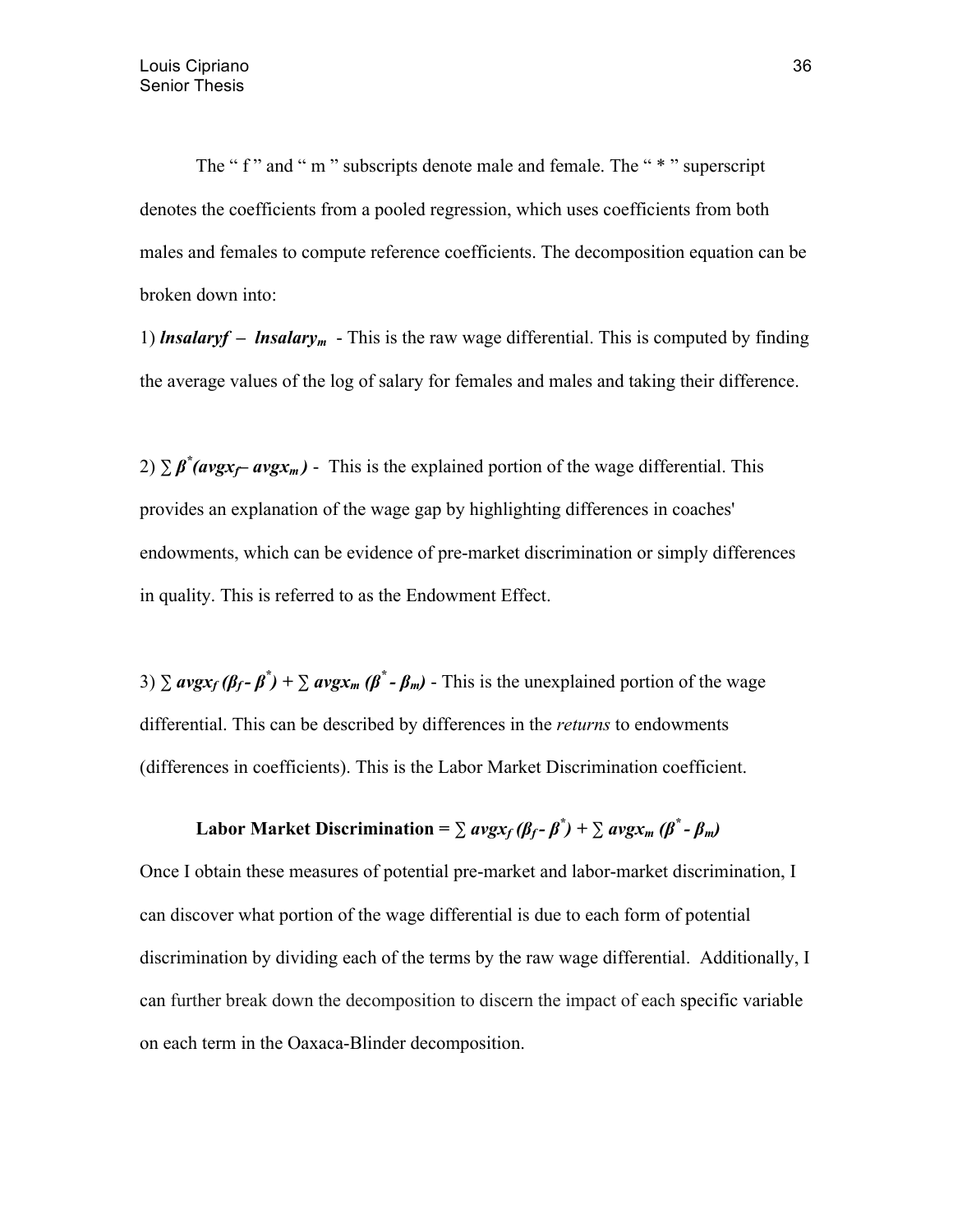The " f " and " m " subscripts denote male and female. The " * " superscript denotes the coefficients from a pooled regression, which uses coefficients from both males and females to compute reference coefficients. The decomposition equation can be broken down into:

1) $\textbf{\textit{lnsalaryf}} - \textbf{\textit{lnsalary}}_m$ - This is the raw wage differential. This is computed by finding the average values of the log of salary for females and males and taking their difference.

2) $\sum \beta^*(avgx_f - avgx_m)$ - This is the explained portion of the wage differential. This provides an explanation of the wage gap by highlighting differences in coaches' endowments, which can be evidence of pre-market discrimination or simply differences in quality. This is referred to as the Endowment Effect.

3) $\sum avgx_f\,(\beta_f - \beta^*) + \sum avgx_m\,(\beta^* - \beta_m)$ - This is the unexplained portion of the wage differential. This can be described by differences in the *returns* to endowments (differences in coefficients). This is the Labor Market Discrimination coefficient.

$$\textbf{Labor Market Discrimination} = \sum avgx_f\,(\beta_f - \beta^*) + \sum avgx_m\,(\beta^* - \beta_m)$$

Once I obtain these measures of potential pre-market and labor-market discrimination, I can discover what portion of the wage differential is due to each form of potential discrimination by dividing each of the terms by the raw wage differential. Additionally, I can further break down the decomposition to discern the impact of each specific variable on each term in the Oaxaca-Blinder decomposition.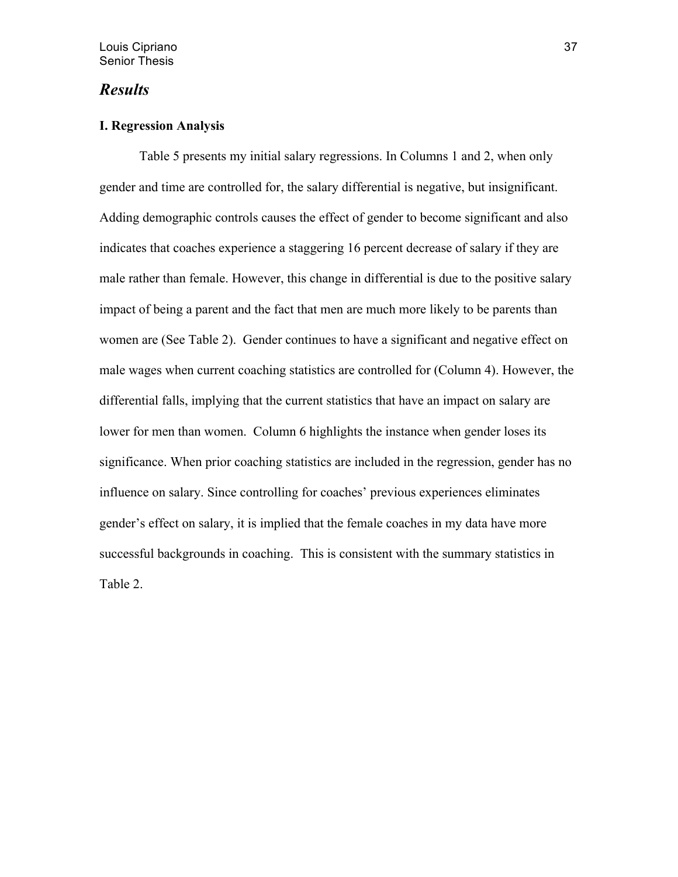## *Results*

### I. Regression Analysis

Table 5 presents my initial salary regressions. In Columns 1 and 2, when only gender and time are controlled for, the salary differential is negative, but insignificant. Adding demographic controls causes the effect of gender to become significant and also indicates that coaches experience a staggering 16 percent decrease of salary if they are male rather than female. However, this change in differential is due to the positive salary impact of being a parent and the fact that men are much more likely to be parents than women are (See Table 2). Gender continues to have a significant and negative effect on male wages when current coaching statistics are controlled for (Column 4). However, the differential falls, implying that the current statistics that have an impact on salary are lower for men than women. Column 6 highlights the instance when gender loses its significance. When prior coaching statistics are included in the regression, gender has no influence on salary. Since controlling for coaches' previous experiences eliminates gender's effect on salary, it is implied that the female coaches in my data have more successful backgrounds in coaching. This is consistent with the summary statistics in Table 2.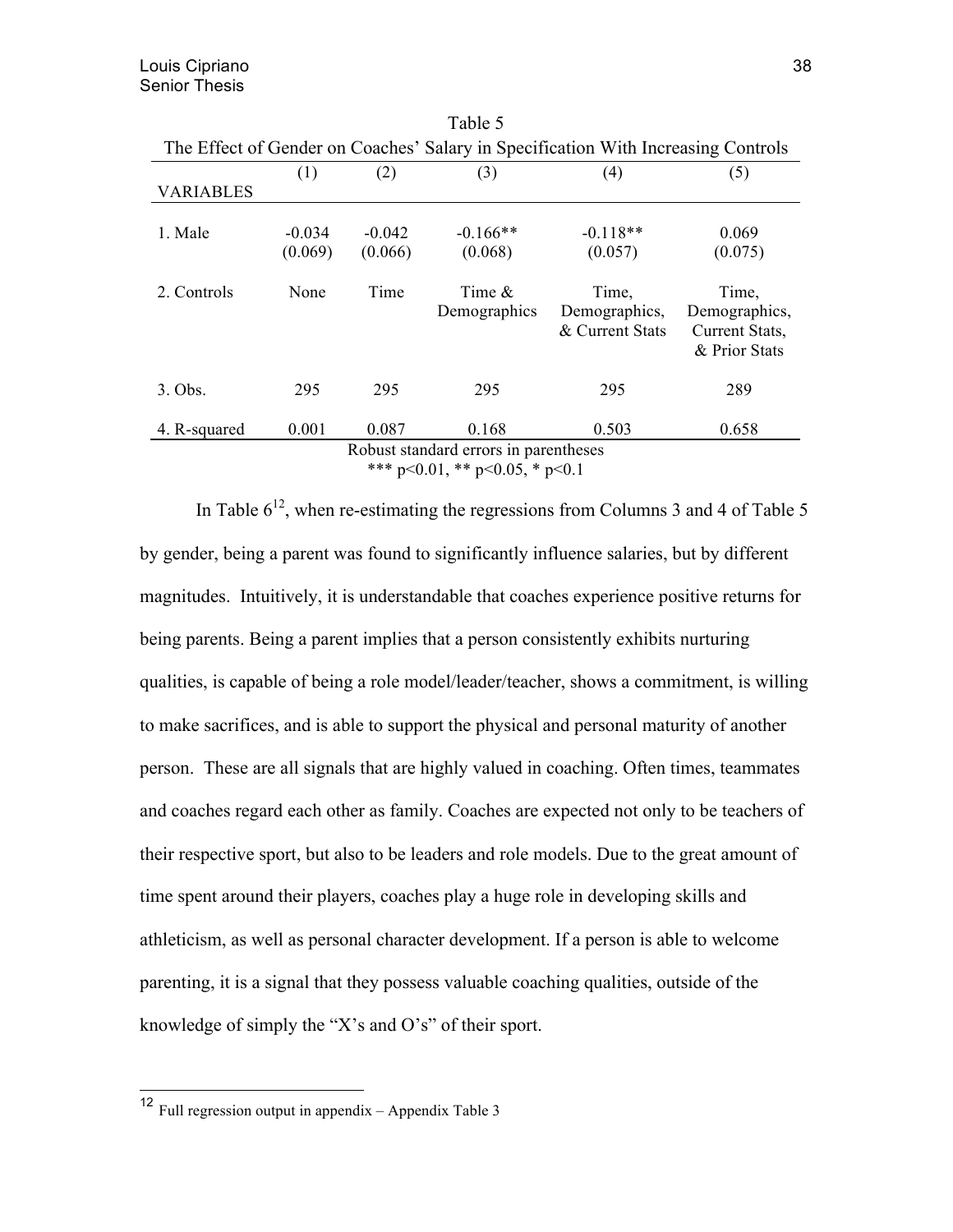Table 5

The Effect of Gender on Coaches' Salary in Specification With Increasing Controls

| VARIABLES | (1) | (2) | (3) | (4) | (5) |
|---|---|---|---|---|---|
| 1. Male | -0.034<br>(0.069) | -0.042<br>(0.066) | -0.166**<br>(0.068) | -0.118**<br>(0.057) | 0.069<br>(0.075) |
| 2. Controls | None | Time | Time & Demographics | Time, Demographics, & Current Stats | Time, Demographics, Current Stats, & Prior Stats |
| 3. Obs. | 295 | 295 | 295 | 295 | 289 |
| 4. R-squared | 0.001 | 0.087 | 0.168 | 0.503 | 0.658 |

Robust standard errors in parentheses
*** p<0.01, ** p<0.05, * p<0.1

In Table 6[12], when re-estimating the regressions from Columns 3 and 4 of Table 5 by gender, being a parent was found to significantly influence salaries, but by different magnitudes. Intuitively, it is understandable that coaches experience positive returns for being parents. Being a parent implies that a person consistently exhibits nurturing qualities, is capable of being a role model/leader/teacher, shows a commitment, is willing to make sacrifices, and is able to support the physical and personal maturity of another person. These are all signals that are highly valued in coaching. Often times, teammates and coaches regard each other as family. Coaches are expected not only to be teachers of their respective sport, but also to be leaders and role models. Due to the great amount of time spent around their players, coaches play a huge role in developing skills and athleticism, as well as personal character development. If a person is able to welcome parenting, it is a signal that they possess valuable coaching qualities, outside of the knowledge of simply the "X's and O's" of their sport.

[12] Full regression output in appendix – Appendix Table 3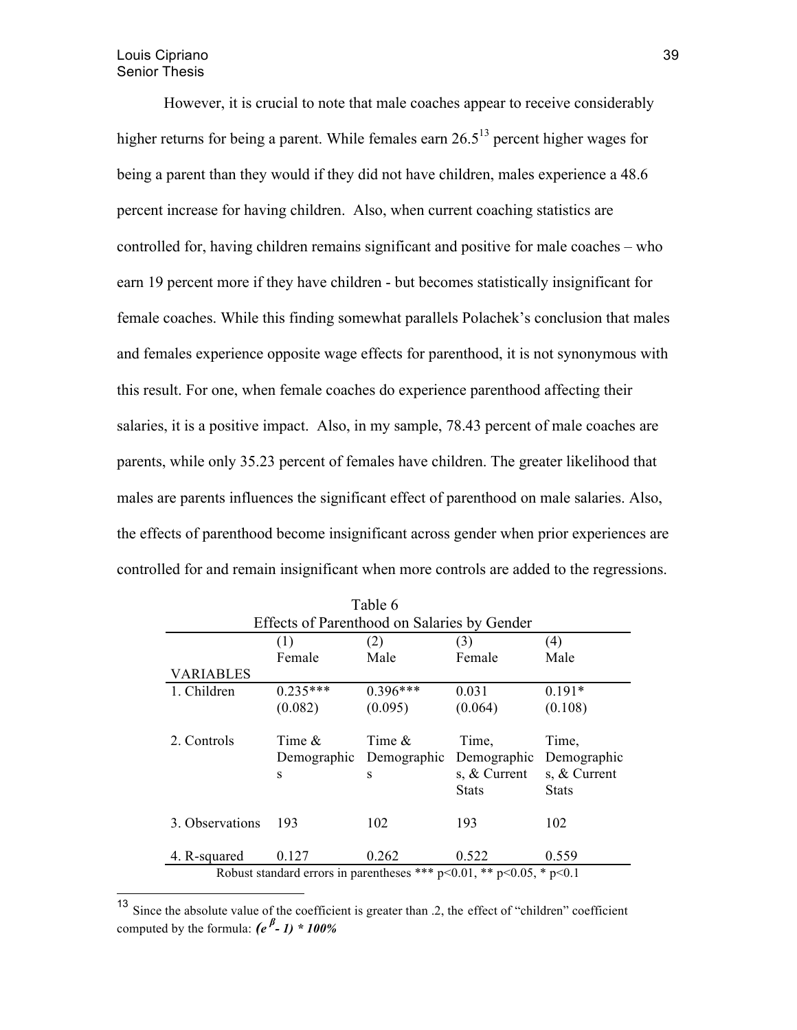However, it is crucial to note that male coaches appear to receive considerably higher returns for being a parent. While females earn 26.5[13] percent higher wages for being a parent than they would if they did not have children, males experience a 48.6 percent increase for having children. Also, when current coaching statistics are controlled for, having children remains significant and positive for male coaches – who earn 19 percent more if they have children - but becomes statistically insignificant for female coaches. While this finding somewhat parallels Polachek's conclusion that males and females experience opposite wage effects for parenthood, it is not synonymous with this result. For one, when female coaches do experience parenthood affecting their salaries, it is a positive impact. Also, in my sample, 78.43 percent of male coaches are parents, while only 35.23 percent of females have children. The greater likelihood that males are parents influences the significant effect of parenthood on male salaries. Also, the effects of parenthood become insignificant across gender when prior experiences are controlled for and remain insignificant when more controls are added to the regressions.

Table 6
Effects of Parenthood on Salaries by Gender

| VARIABLES | (1) Female | (2) Male | (3) Female | (4) Male |
|---|---|---|---|---|
| 1. Children | 0.235*** | 0.396*** | 0.031 | 0.191* |
| | (0.082) | (0.095) | (0.064) | (0.108) |
| 2. Controls | Time & Demographics | Time & Demographics | Time, Demographics, & Current Stats | Time, Demographics, & Current Stats |
| 3. Observations | 193 | 102 | 193 | 102 |
| 4. R-squared | 0.127 | 0.262 | 0.522 | 0.559 |

Robust standard errors in parentheses *** p<0.01, ** p<0.05, * p<0.1

[13] Since the absolute value of the coefficient is greater than .2, the effect of "children" coefficient computed by the formula: $(e^{\beta} - 1) * 100\%$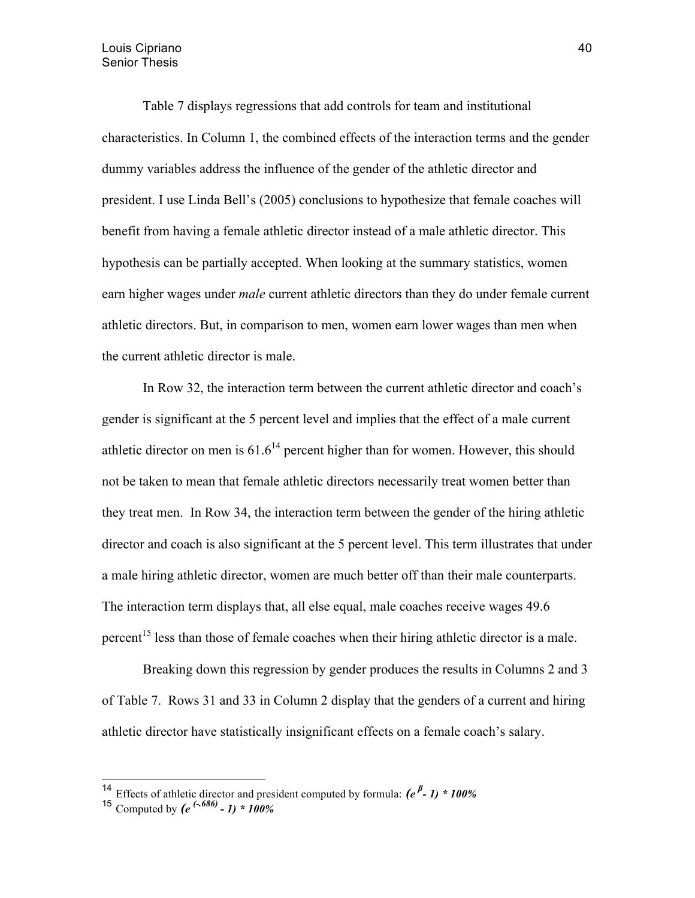Table 7 displays regressions that add controls for team and institutional characteristics. In Column 1, the combined effects of the interaction terms and the gender dummy variables address the influence of the gender of the athletic director and president. I use Linda Bell's (2005) conclusions to hypothesize that female coaches will benefit from having a female athletic director instead of a male athletic director. This hypothesis can be partially accepted. When looking at the summary statistics, women earn higher wages under *male* current athletic directors than they do under female current athletic directors. But, in comparison to men, women earn lower wages than men when the current athletic director is male.

In Row 32, the interaction term between the current athletic director and coach's gender is significant at the 5 percent level and implies that the effect of a male current athletic director on men is 61.6[14] percent higher than for women. However, this should not be taken to mean that female athletic directors necessarily treat women better than they treat men. In Row 34, the interaction term between the gender of the hiring athletic director and coach is also significant at the 5 percent level. This term illustrates that under a male hiring athletic director, women are much better off than their male counterparts. The interaction term displays that, all else equal, male coaches receive wages 49.6 percent[15] less than those of female coaches when their hiring athletic director is a male.

Breaking down this regression by gender produces the results in Columns 2 and 3 of Table 7. Rows 31 and 33 in Column 2 display that the genders of a current and hiring athletic director have statistically insignificant effects on a female coach's salary.

---

[14] Effects of athletic director and president computed by formula: $(e^{\beta} - 1) * 100\%$

[15] Computed by $(e^{(-.686)} - 1) * 100\%$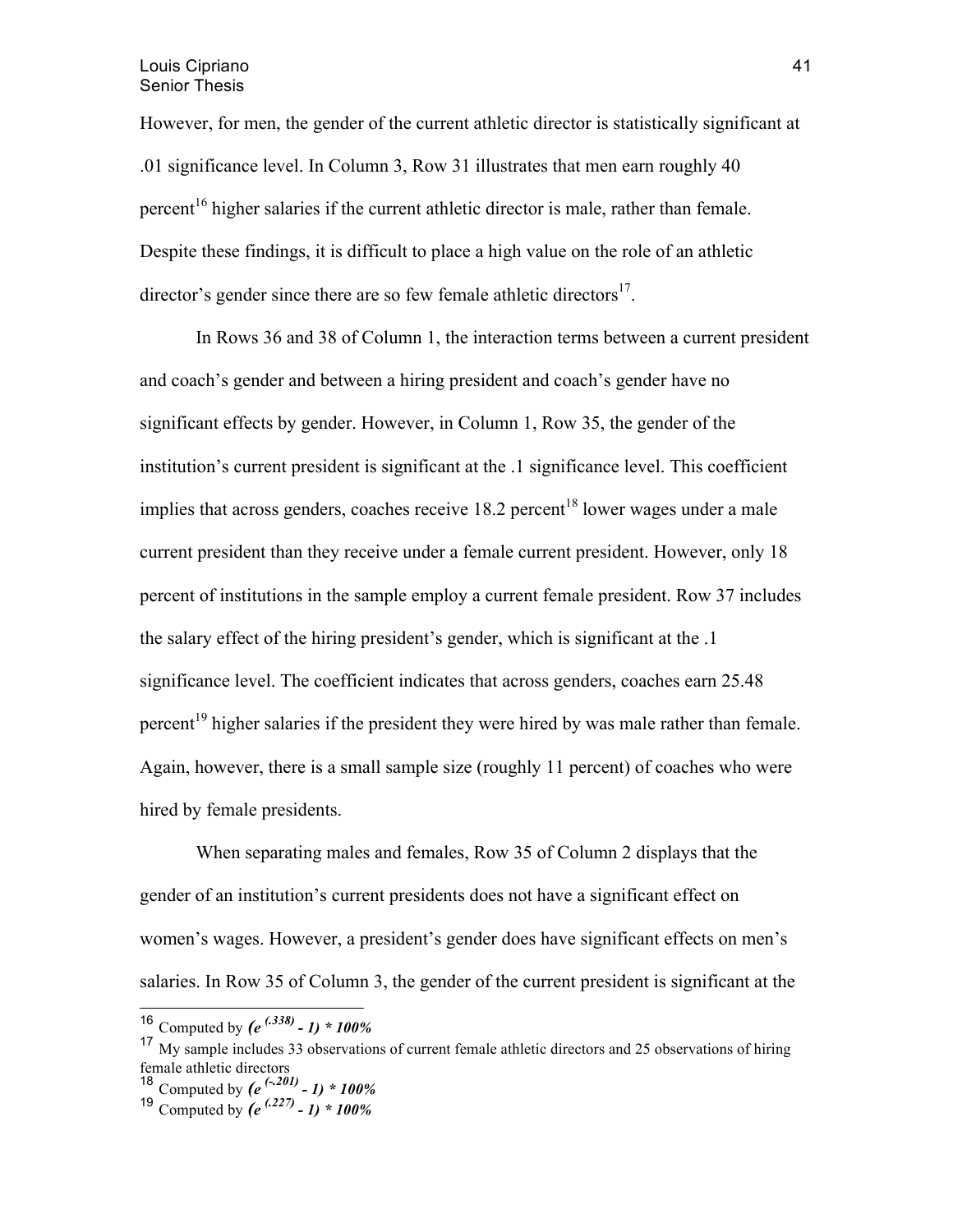However, for men, the gender of the current athletic director is statistically significant at .01 significance level. In Column 3, Row 31 illustrates that men earn roughly 40 percent[16] higher salaries if the current athletic director is male, rather than female. Despite these findings, it is difficult to place a high value on the role of an athletic director's gender since there are so few female athletic directors[17].

In Rows 36 and 38 of Column 1, the interaction terms between a current president and coach's gender and between a hiring president and coach's gender have no significant effects by gender. However, in Column 1, Row 35, the gender of the institution's current president is significant at the .1 significance level. This coefficient implies that across genders, coaches receive 18.2 percent[18] lower wages under a male current president than they receive under a female current president. However, only 18 percent of institutions in the sample employ a current female president. Row 37 includes the salary effect of the hiring president's gender, which is significant at the .1 significance level. The coefficient indicates that across genders, coaches earn 25.48 percent[19] higher salaries if the president they were hired by was male rather than female. Again, however, there is a small sample size (roughly 11 percent) of coaches who were hired by female presidents.

When separating males and females, Row 35 of Column 2 displays that the gender of an institution's current presidents does not have a significant effect on women's wages. However, a president's gender does have significant effects on men's salaries. In Row 35 of Column 3, the gender of the current president is significant at the

---

[16] Computed by $(e^{(.338)} - 1) * 100\%$

[17] My sample includes 33 observations of current female athletic directors and 25 observations of hiring female athletic directors

[18] Computed by $(e^{(-.201)} - 1) * 100\%$

[19] Computed by $(e^{(.227)} - 1) * 100\%$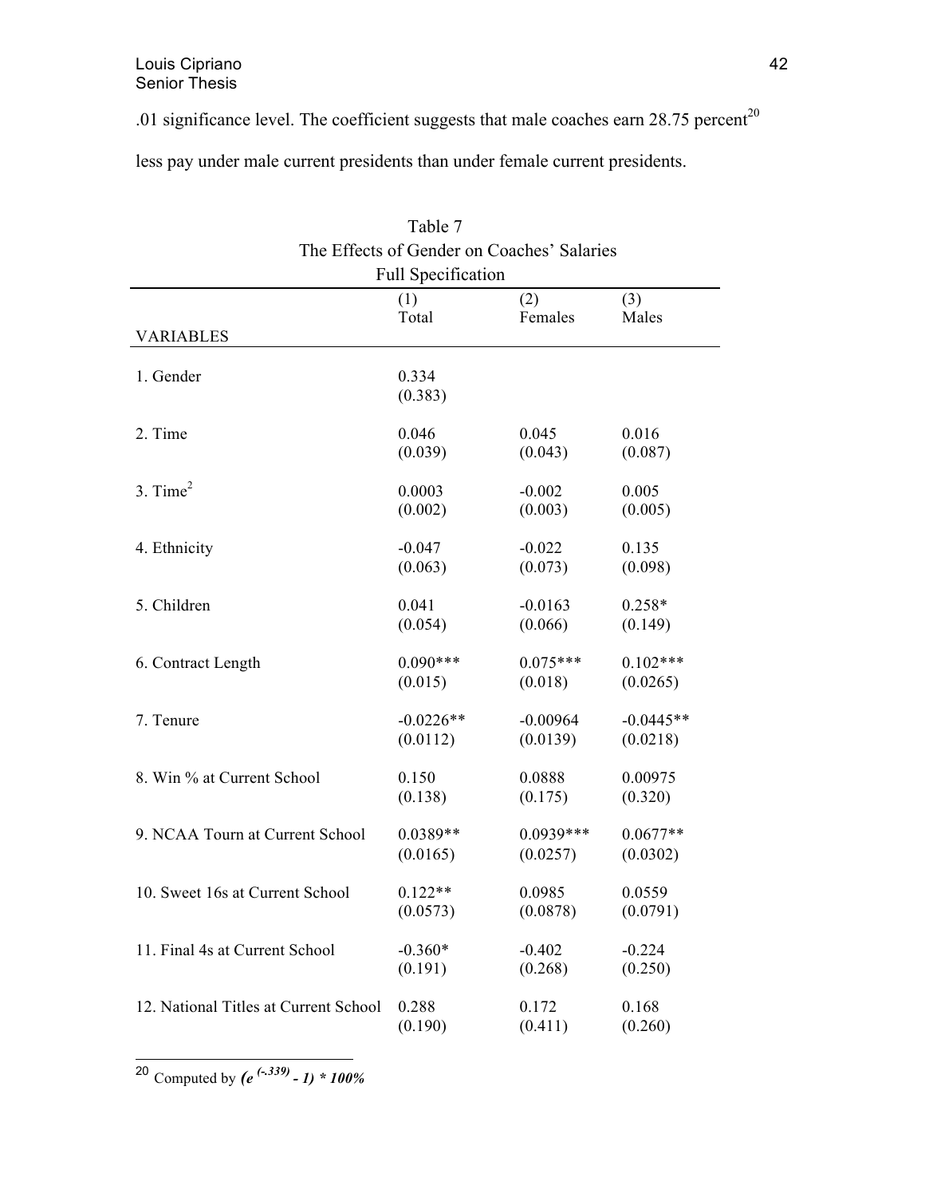.01 significance level. The coefficient suggests that male coaches earn 28.75 percent[20] less pay under male current presidents than under female current presidents.

Table 7
The Effects of Gender on Coaches' Salaries
Full Specification

| VARIABLES | (1) Total | (2) Females | (3) Males |
|---|---|---|---|
| 1. Gender | 0.334<br>(0.383) | | |
| 2. Time | 0.046<br>(0.039) | 0.045<br>(0.043) | 0.016<br>(0.087) |
| 3. Time$^2$ | 0.0003<br>(0.002) | -0.002<br>(0.003) | 0.005<br>(0.005) |
| 4. Ethnicity | -0.047<br>(0.063) | -0.022<br>(0.073) | 0.135<br>(0.098) |
| 5. Children | 0.041<br>(0.054) | -0.0163<br>(0.066) | 0.258*<br>(0.149) |
| 6. Contract Length | 0.090***<br>(0.015) | 0.075***<br>(0.018) | 0.102***<br>(0.0265) |
| 7. Tenure | -0.0226**<br>(0.0112) | -0.00964<br>(0.0139) | -0.0445**<br>(0.0218) |
| 8. Win % at Current School | 0.150<br>(0.138) | 0.0888<br>(0.175) | 0.00975<br>(0.320) |
| 9. NCAA Tourn at Current School | 0.0389**<br>(0.0165) | 0.0939***<br>(0.0257) | 0.0677**<br>(0.0302) |
| 10. Sweet 16s at Current School | 0.122**<br>(0.0573) | 0.0985<br>(0.0878) | 0.0559<br>(0.0791) |
| 11. Final 4s at Current School | -0.360*<br>(0.191) | -0.402<br>(0.268) | -0.224<br>(0.250) |
| 12. National Titles at Current School | 0.288<br>(0.190) | 0.172<br>(0.411) | 0.168<br>(0.260) |

[20] Computed by $(e^{(-.339)} - 1) * 100\%$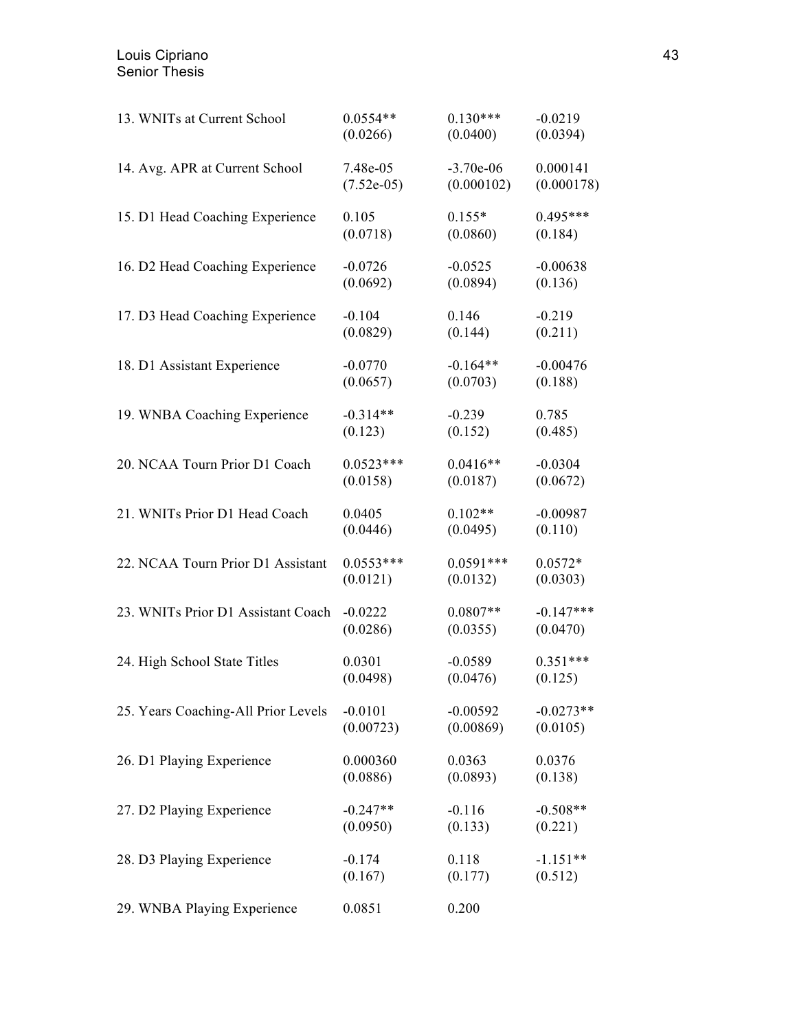| | | | |
|---|---|---|---|
| 13. WNITs at Current School | 0.0554** | 0.130*** | -0.0219 |
| | (0.0266) | (0.0400) | (0.0394) |
| 14. Avg. APR at Current School | 7.48e-05 | -3.70e-06 | 0.000141 |
| | (7.52e-05) | (0.000102) | (0.000178) |
| 15. D1 Head Coaching Experience | 0.105 | 0.155* | 0.495*** |
| | (0.0718) | (0.0860) | (0.184) |
| 16. D2 Head Coaching Experience | -0.0726 | -0.0525 | -0.00638 |
| | (0.0692) | (0.0894) | (0.136) |
| 17. D3 Head Coaching Experience | -0.104 | 0.146 | -0.219 |
| | (0.0829) | (0.144) | (0.211) |
| 18. D1 Assistant Experience | -0.0770 | -0.164** | -0.00476 |
| | (0.0657) | (0.0703) | (0.188) |
| 19. WNBA Coaching Experience | -0.314** | -0.239 | 0.785 |
| | (0.123) | (0.152) | (0.485) |
| 20. NCAA Tourn Prior D1 Coach | 0.0523*** | 0.0416** | -0.0304 |
| | (0.0158) | (0.0187) | (0.0672) |
| 21. WNITs Prior D1 Head Coach | 0.0405 | 0.102** | -0.00987 |
| | (0.0446) | (0.0495) | (0.110) |
| 22. NCAA Tourn Prior D1 Assistant | 0.0553*** | 0.0591*** | 0.0572* |
| | (0.0121) | (0.0132) | (0.0303) |
| 23. WNITs Prior D1 Assistant Coach | -0.0222 | 0.0807** | -0.147*** |
| | (0.0286) | (0.0355) | (0.0470) |
| 24. High School State Titles | 0.0301 | -0.0589 | 0.351*** |
| | (0.0498) | (0.0476) | (0.125) |
| 25. Years Coaching-All Prior Levels | -0.0101 | -0.00592 | -0.0273** |
| | (0.00723) | (0.00869) | (0.0105) |
| 26. D1 Playing Experience | 0.000360 | 0.0363 | 0.0376 |
| | (0.0886) | (0.0893) | (0.138) |
| 27. D2 Playing Experience | -0.247** | -0.116 | -0.508** |
| | (0.0950) | (0.133) | (0.221) |
| 28. D3 Playing Experience | -0.174 | 0.118 | -1.151** |
| | (0.167) | (0.177) | (0.512) |
| 29. WNBA Playing Experience | 0.0851 | 0.200 | |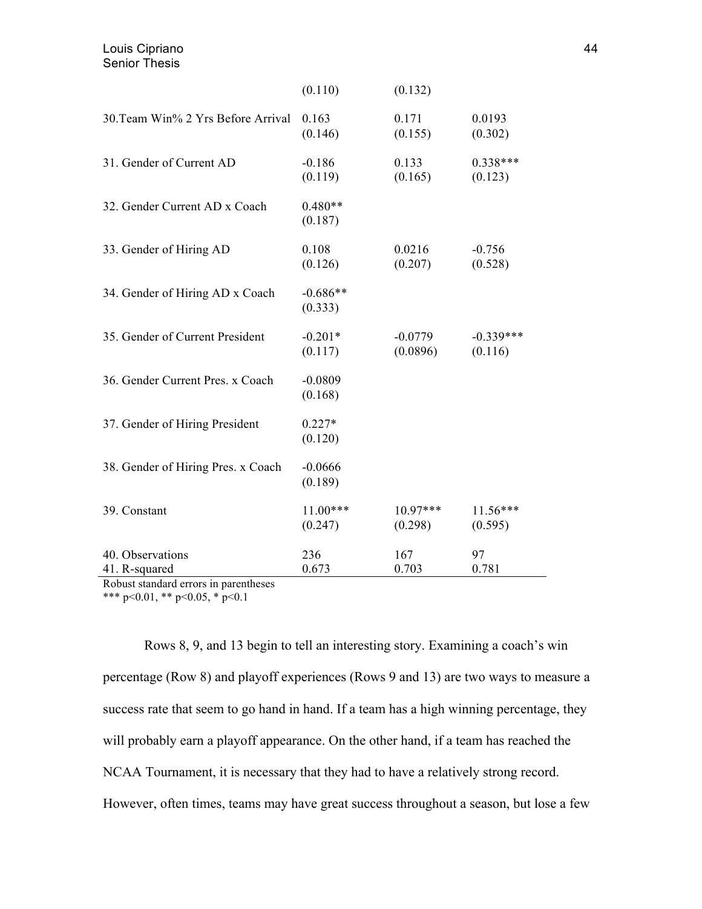| | | | |
|---|---|---|---|
| | (0.110) | (0.132) | |
| 30.Team Win% 2 Yrs Before Arrival | 0.163<br>(0.146) | 0.171<br>(0.155) | 0.0193<br>(0.302) |
| 31. Gender of Current AD | -0.186<br>(0.119) | 0.133<br>(0.165) | 0.338***<br>(0.123) |
| 32. Gender Current AD x Coach | 0.480**<br>(0.187) | | |
| 33. Gender of Hiring AD | 0.108<br>(0.126) | 0.0216<br>(0.207) | -0.756<br>(0.528) |
| 34. Gender of Hiring AD x Coach | -0.686**<br>(0.333) | | |
| 35. Gender of Current President | -0.201*<br>(0.117) | -0.0779<br>(0.0896) | -0.339***<br>(0.116) |
| 36. Gender Current Pres. x Coach | -0.0809<br>(0.168) | | |
| 37. Gender of Hiring President | 0.227*<br>(0.120) | | |
| 38. Gender of Hiring Pres. x Coach | -0.0666<br>(0.189) | | |
| 39. Constant | 11.00***<br>(0.247) | 10.97***<br>(0.298) | 11.56***<br>(0.595) |
| 40. Observations | 236 | 167 | 97 |
| 41. R-squared | 0.673 | 0.703 | 0.781 |

Robust standard errors in parentheses
*** p<0.01, ** p<0.05, * p<0.1

Rows 8, 9, and 13 begin to tell an interesting story. Examining a coach's win percentage (Row 8) and playoff experiences (Rows 9 and 13) are two ways to measure a success rate that seem to go hand in hand. If a team has a high winning percentage, they will probably earn a playoff appearance. On the other hand, if a team has reached the NCAA Tournament, it is necessary that they had to have a relatively strong record. However, often times, teams may have great success throughout a season, but lose a few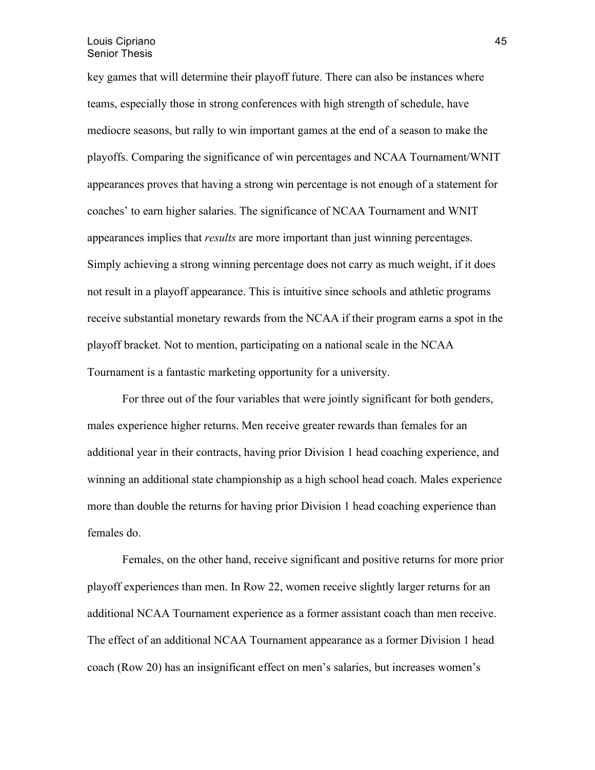key games that will determine their playoff future. There can also be instances where teams, especially those in strong conferences with high strength of schedule, have mediocre seasons, but rally to win important games at the end of a season to make the playoffs. Comparing the significance of win percentages and NCAA Tournament/WNIT appearances proves that having a strong win percentage is not enough of a statement for coaches' to earn higher salaries. The significance of NCAA Tournament and WNIT appearances implies that *results* are more important than just winning percentages. Simply achieving a strong winning percentage does not carry as much weight, if it does not result in a playoff appearance. This is intuitive since schools and athletic programs receive substantial monetary rewards from the NCAA if their program earns a spot in the playoff bracket. Not to mention, participating on a national scale in the NCAA Tournament is a fantastic marketing opportunity for a university.

For three out of the four variables that were jointly significant for both genders, males experience higher returns. Men receive greater rewards than females for an additional year in their contracts, having prior Division 1 head coaching experience, and winning an additional state championship as a high school head coach. Males experience more than double the returns for having prior Division 1 head coaching experience than females do.

Females, on the other hand, receive significant and positive returns for more prior playoff experiences than men. In Row 22, women receive slightly larger returns for an additional NCAA Tournament experience as a former assistant coach than men receive. The effect of an additional NCAA Tournament appearance as a former Division 1 head coach (Row 20) has an insignificant effect on men's salaries, but increases women's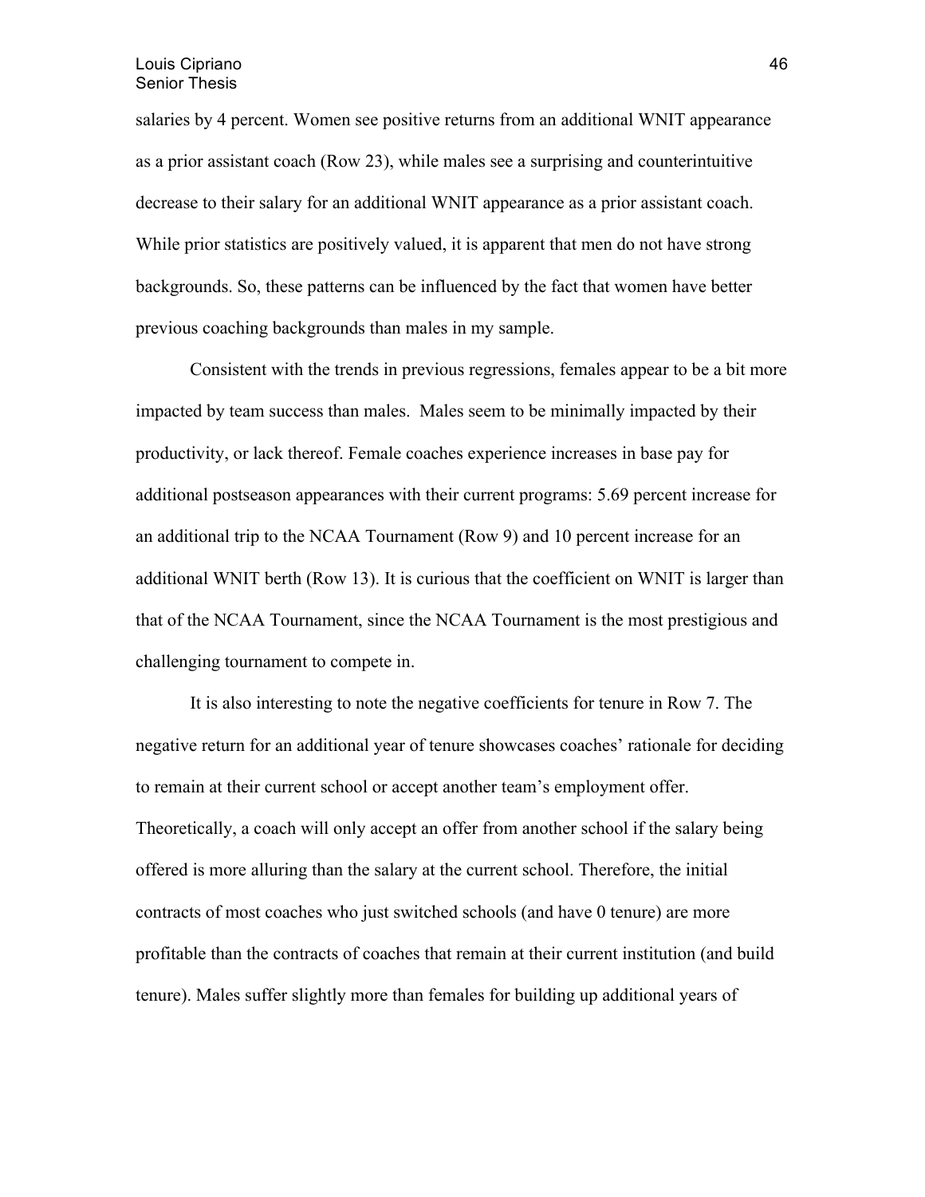salaries by 4 percent. Women see positive returns from an additional WNIT appearance as a prior assistant coach (Row 23), while males see a surprising and counterintuitive decrease to their salary for an additional WNIT appearance as a prior assistant coach. While prior statistics are positively valued, it is apparent that men do not have strong backgrounds. So, these patterns can be influenced by the fact that women have better previous coaching backgrounds than males in my sample.

Consistent with the trends in previous regressions, females appear to be a bit more impacted by team success than males. Males seem to be minimally impacted by their productivity, or lack thereof. Female coaches experience increases in base pay for additional postseason appearances with their current programs: 5.69 percent increase for an additional trip to the NCAA Tournament (Row 9) and 10 percent increase for an additional WNIT berth (Row 13). It is curious that the coefficient on WNIT is larger than that of the NCAA Tournament, since the NCAA Tournament is the most prestigious and challenging tournament to compete in.

It is also interesting to note the negative coefficients for tenure in Row 7. The negative return for an additional year of tenure showcases coaches' rationale for deciding to remain at their current school or accept another team's employment offer. Theoretically, a coach will only accept an offer from another school if the salary being offered is more alluring than the salary at the current school. Therefore, the initial contracts of most coaches who just switched schools (and have 0 tenure) are more profitable than the contracts of coaches that remain at their current institution (and build tenure). Males suffer slightly more than females for building up additional years of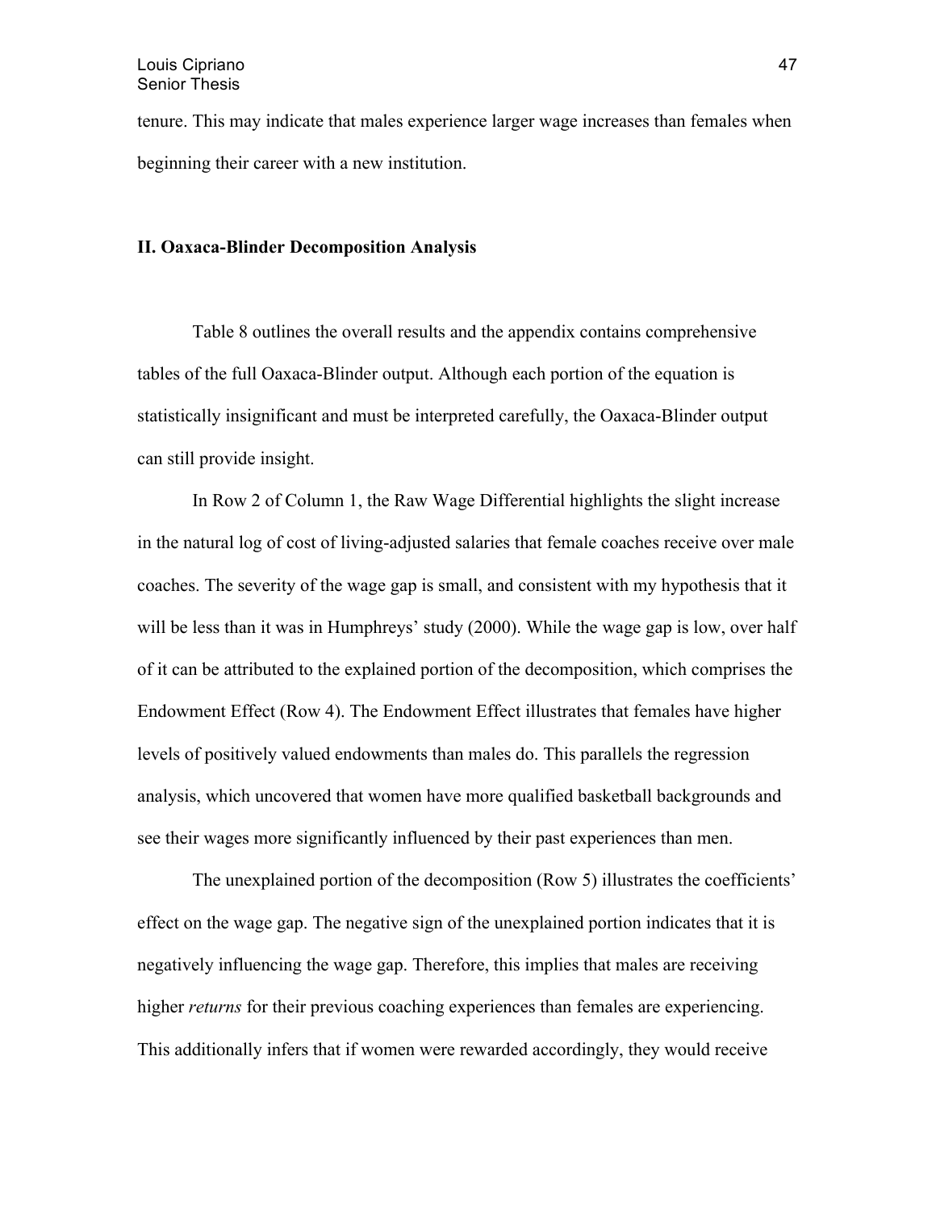tenure. This may indicate that males experience larger wage increases than females when beginning their career with a new institution.

## II. Oaxaca-Blinder Decomposition Analysis

Table 8 outlines the overall results and the appendix contains comprehensive tables of the full Oaxaca-Blinder output. Although each portion of the equation is statistically insignificant and must be interpreted carefully, the Oaxaca-Blinder output can still provide insight.

In Row 2 of Column 1, the Raw Wage Differential highlights the slight increase in the natural log of cost of living-adjusted salaries that female coaches receive over male coaches. The severity of the wage gap is small, and consistent with my hypothesis that it will be less than it was in Humphreys' study (2000). While the wage gap is low, over half of it can be attributed to the explained portion of the decomposition, which comprises the Endowment Effect (Row 4). The Endowment Effect illustrates that females have higher levels of positively valued endowments than males do. This parallels the regression analysis, which uncovered that women have more qualified basketball backgrounds and see their wages more significantly influenced by their past experiences than men.

The unexplained portion of the decomposition (Row 5) illustrates the coefficients' effect on the wage gap. The negative sign of the unexplained portion indicates that it is negatively influencing the wage gap. Therefore, this implies that males are receiving higher *returns* for their previous coaching experiences than females are experiencing. This additionally infers that if women were rewarded accordingly, they would receive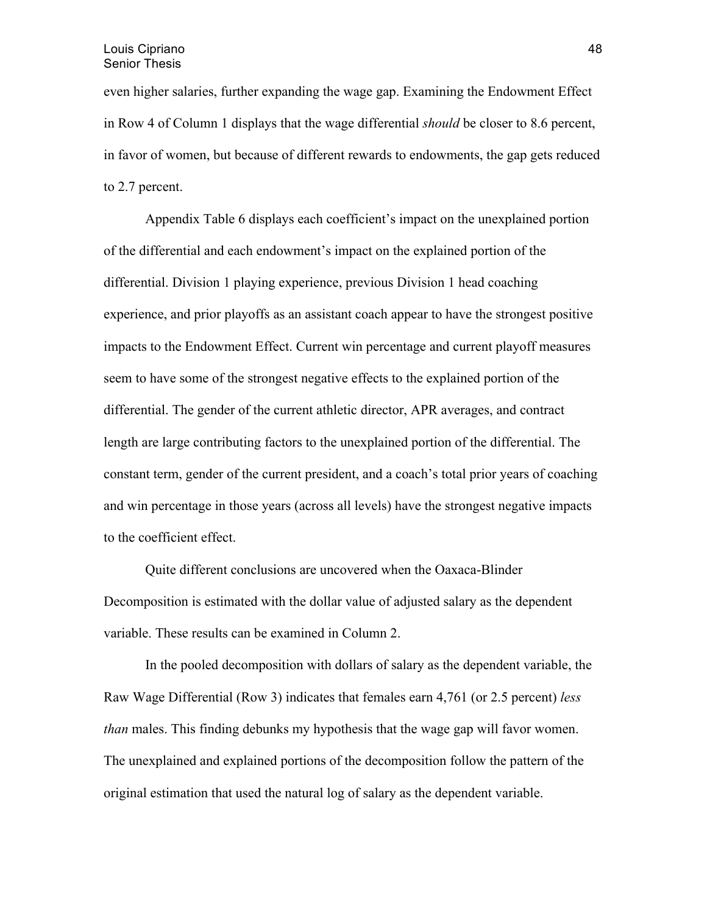even higher salaries, further expanding the wage gap. Examining the Endowment Effect in Row 4 of Column 1 displays that the wage differential *should* be closer to 8.6 percent, in favor of women, but because of different rewards to endowments, the gap gets reduced to 2.7 percent.

Appendix Table 6 displays each coefficient's impact on the unexplained portion of the differential and each endowment's impact on the explained portion of the differential. Division 1 playing experience, previous Division 1 head coaching experience, and prior playoffs as an assistant coach appear to have the strongest positive impacts to the Endowment Effect. Current win percentage and current playoff measures seem to have some of the strongest negative effects to the explained portion of the differential. The gender of the current athletic director, APR averages, and contract length are large contributing factors to the unexplained portion of the differential. The constant term, gender of the current president, and a coach's total prior years of coaching and win percentage in those years (across all levels) have the strongest negative impacts to the coefficient effect.

Quite different conclusions are uncovered when the Oaxaca-Blinder Decomposition is estimated with the dollar value of adjusted salary as the dependent variable. These results can be examined in Column 2.

In the pooled decomposition with dollars of salary as the dependent variable, the Raw Wage Differential (Row 3) indicates that females earn 4,761 (or 2.5 percent) *less than* males. This finding debunks my hypothesis that the wage gap will favor women. The unexplained and explained portions of the decomposition follow the pattern of the original estimation that used the natural log of salary as the dependent variable.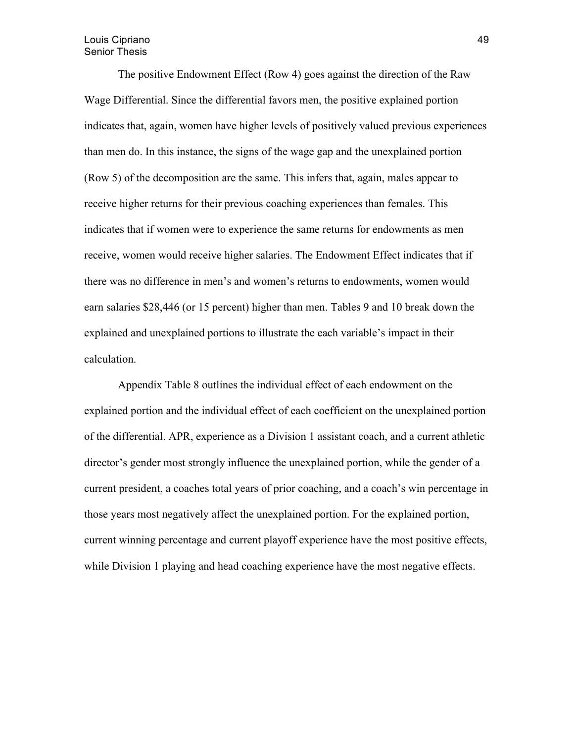The positive Endowment Effect (Row 4) goes against the direction of the Raw Wage Differential. Since the differential favors men, the positive explained portion indicates that, again, women have higher levels of positively valued previous experiences than men do. In this instance, the signs of the wage gap and the unexplained portion (Row 5) of the decomposition are the same. This infers that, again, males appear to receive higher returns for their previous coaching experiences than females. This indicates that if women were to experience the same returns for endowments as men receive, women would receive higher salaries. The Endowment Effect indicates that if there was no difference in men's and women's returns to endowments, women would earn salaries $28,446 (or 15 percent) higher than men. Tables 9 and 10 break down the explained and unexplained portions to illustrate the each variable's impact in their calculation.

Appendix Table 8 outlines the individual effect of each endowment on the explained portion and the individual effect of each coefficient on the unexplained portion of the differential. APR, experience as a Division 1 assistant coach, and a current athletic director's gender most strongly influence the unexplained portion, while the gender of a current president, a coaches total years of prior coaching, and a coach's win percentage in those years most negatively affect the unexplained portion. For the explained portion, current winning percentage and current playoff experience have the most positive effects, while Division 1 playing and head coaching experience have the most negative effects.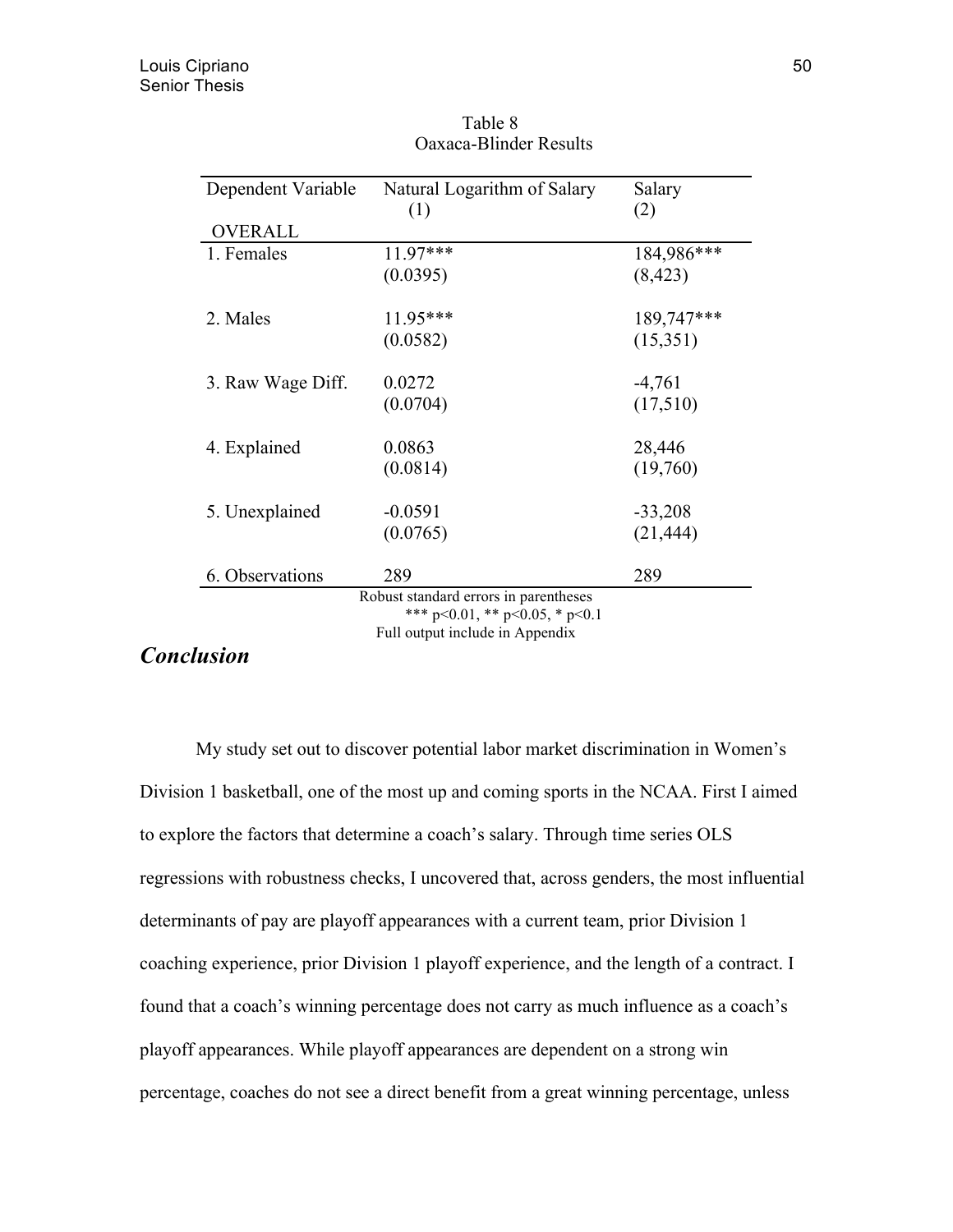Table 8
Oaxaca-Blinder Results

| Dependent Variable | Natural Logarithm of Salary (1) | Salary (2) |
|---|---|---|
| OVERALL | | |
| 1. Females | 11.97*** | 184,986*** |
| | (0.0395) | (8,423) |
| 2. Males | 11.95*** | 189,747*** |
| | (0.0582) | (15,351) |
| 3. Raw Wage Diff. | 0.0272 | -4,761 |
| | (0.0704) | (17,510) |
| 4. Explained | 0.0863 | 28,446 |
| | (0.0814) | (19,760) |
| 5. Unexplained | -0.0591 | -33,208 |
| | (0.0765) | (21,444) |
| 6. Observations | 289 | 289 |

Robust standard errors in parentheses
*** p<0.01, ** p<0.05, * p<0.1
Full output include in Appendix

## *Conclusion*

My study set out to discover potential labor market discrimination in Women's Division 1 basketball, one of the most up and coming sports in the NCAA. First I aimed to explore the factors that determine a coach's salary. Through time series OLS regressions with robustness checks, I uncovered that, across genders, the most influential determinants of pay are playoff appearances with a current team, prior Division 1 coaching experience, prior Division 1 playoff experience, and the length of a contract. I found that a coach's winning percentage does not carry as much influence as a coach's playoff appearances. While playoff appearances are dependent on a strong win percentage, coaches do not see a direct benefit from a great winning percentage, unless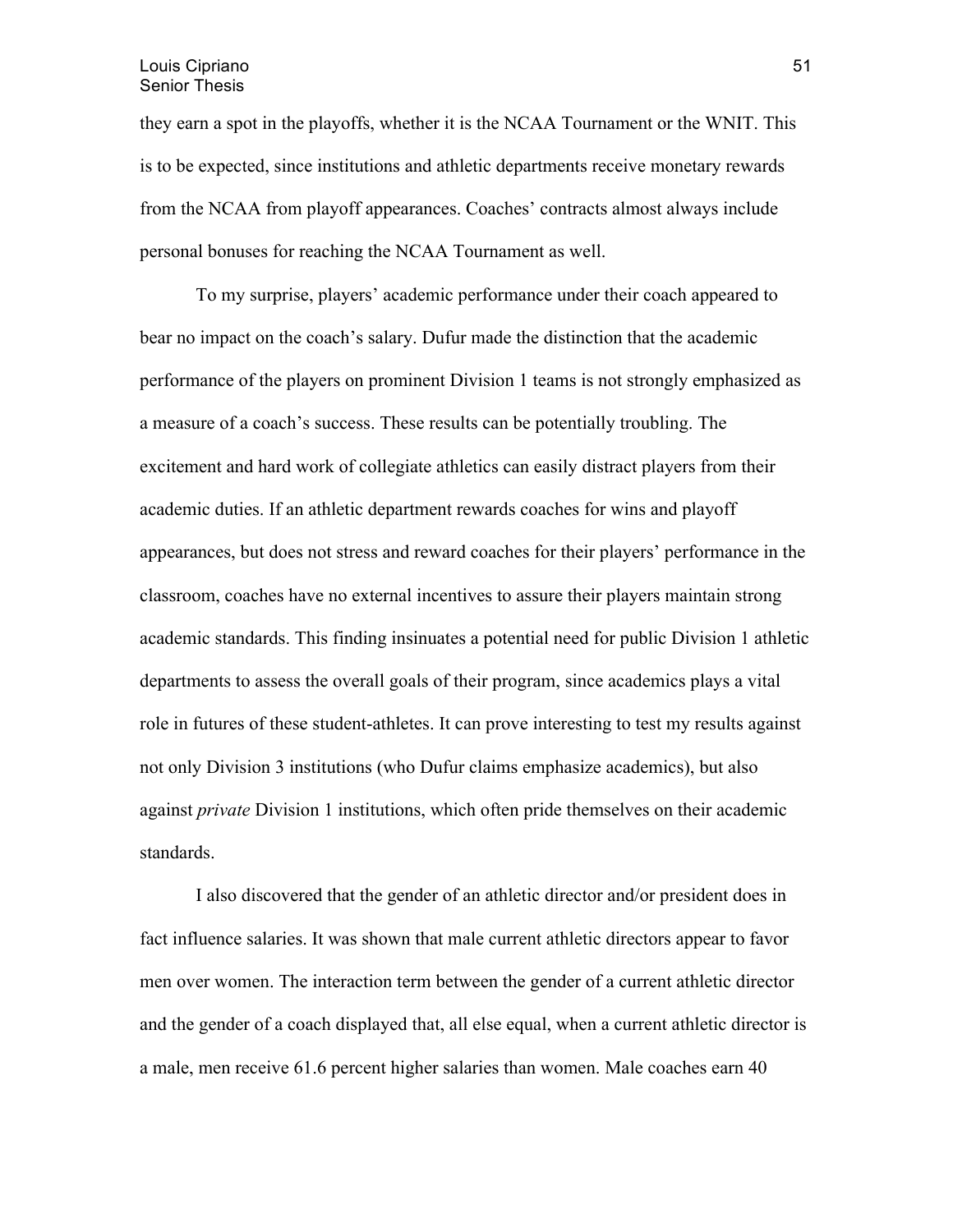they earn a spot in the playoffs, whether it is the NCAA Tournament or the WNIT. This is to be expected, since institutions and athletic departments receive monetary rewards from the NCAA from playoff appearances. Coaches' contracts almost always include personal bonuses for reaching the NCAA Tournament as well.

To my surprise, players' academic performance under their coach appeared to bear no impact on the coach's salary. Dufur made the distinction that the academic performance of the players on prominent Division 1 teams is not strongly emphasized as a measure of a coach's success. These results can be potentially troubling. The excitement and hard work of collegiate athletics can easily distract players from their academic duties. If an athletic department rewards coaches for wins and playoff appearances, but does not stress and reward coaches for their players' performance in the classroom, coaches have no external incentives to assure their players maintain strong academic standards. This finding insinuates a potential need for public Division 1 athletic departments to assess the overall goals of their program, since academics plays a vital role in futures of these student-athletes. It can prove interesting to test my results against not only Division 3 institutions (who Dufur claims emphasize academics), but also against *private* Division 1 institutions, which often pride themselves on their academic standards.

I also discovered that the gender of an athletic director and/or president does in fact influence salaries. It was shown that male current athletic directors appear to favor men over women. The interaction term between the gender of a current athletic director and the gender of a coach displayed that, all else equal, when a current athletic director is a male, men receive 61.6 percent higher salaries than women. Male coaches earn 40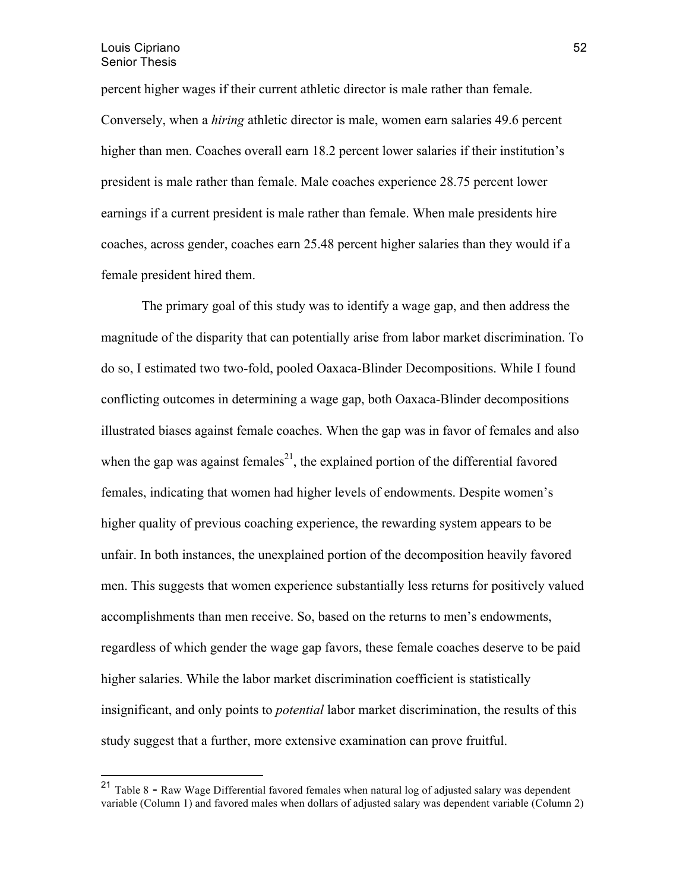percent higher wages if their current athletic director is male rather than female. Conversely, when a *hiring* athletic director is male, women earn salaries 49.6 percent higher than men. Coaches overall earn 18.2 percent lower salaries if their institution's president is male rather than female. Male coaches experience 28.75 percent lower earnings if a current president is male rather than female. When male presidents hire coaches, across gender, coaches earn 25.48 percent higher salaries than they would if a female president hired them.

The primary goal of this study was to identify a wage gap, and then address the magnitude of the disparity that can potentially arise from labor market discrimination. To do so, I estimated two two-fold, pooled Oaxaca-Blinder Decompositions. While I found conflicting outcomes in determining a wage gap, both Oaxaca-Blinder decompositions illustrated biases against female coaches. When the gap was in favor of females and also when the gap was against females[21], the explained portion of the differential favored females, indicating that women had higher levels of endowments. Despite women's higher quality of previous coaching experience, the rewarding system appears to be unfair. In both instances, the unexplained portion of the decomposition heavily favored men. This suggests that women experience substantially less returns for positively valued accomplishments than men receive. So, based on the returns to men's endowments, regardless of which gender the wage gap favors, these female coaches deserve to be paid higher salaries. While the labor market discrimination coefficient is statistically insignificant, and only points to *potential* labor market discrimination, the results of this study suggest that a further, more extensive examination can prove fruitful.

---

[21] Table 8 - Raw Wage Differential favored females when natural log of adjusted salary was dependent variable (Column 1) and favored males when dollars of adjusted salary was dependent variable (Column 2)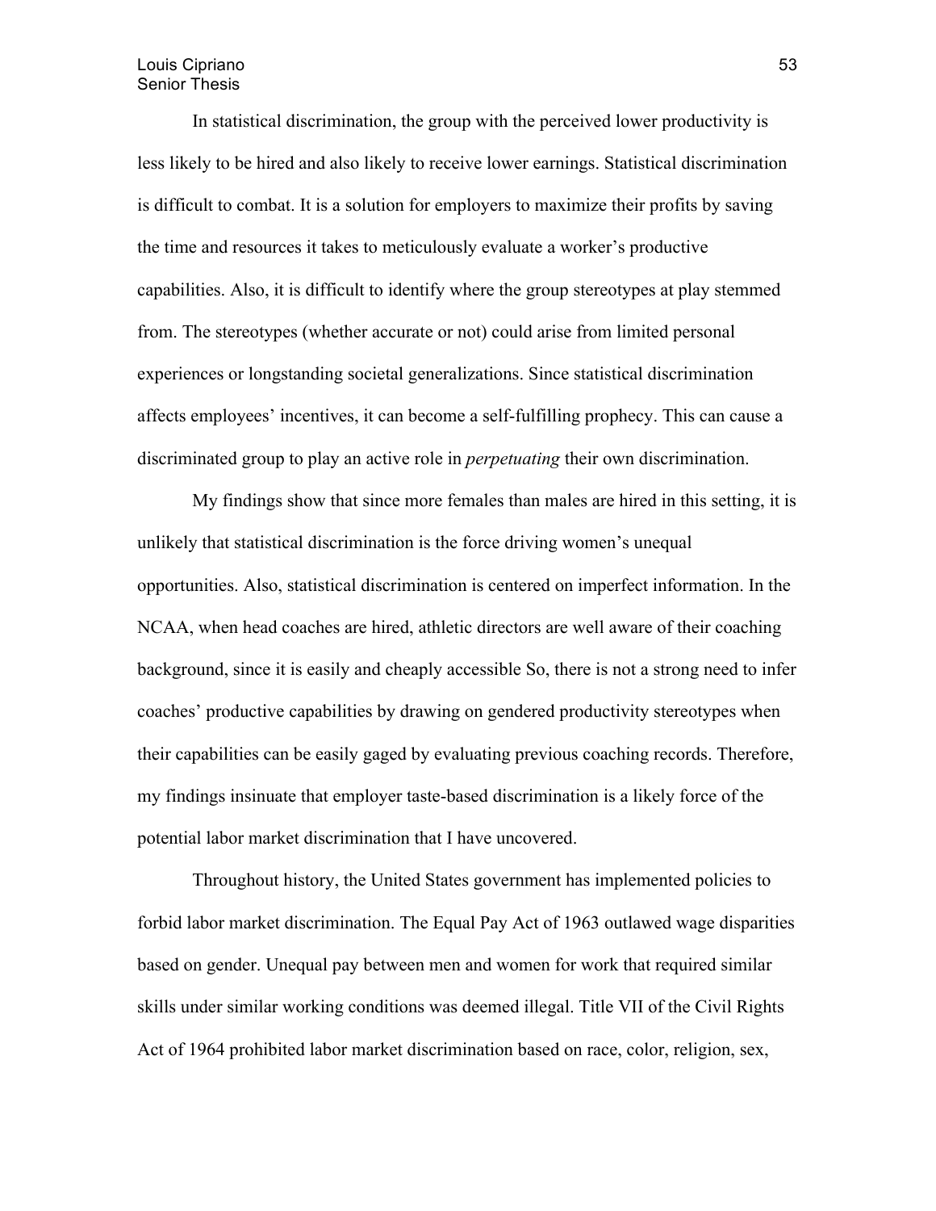In statistical discrimination, the group with the perceived lower productivity is less likely to be hired and also likely to receive lower earnings. Statistical discrimination is difficult to combat. It is a solution for employers to maximize their profits by saving the time and resources it takes to meticulously evaluate a worker's productive capabilities. Also, it is difficult to identify where the group stereotypes at play stemmed from. The stereotypes (whether accurate or not) could arise from limited personal experiences or longstanding societal generalizations. Since statistical discrimination affects employees' incentives, it can become a self-fulfilling prophecy. This can cause a discriminated group to play an active role in *perpetuating* their own discrimination.

My findings show that since more females than males are hired in this setting, it is unlikely that statistical discrimination is the force driving women's unequal opportunities. Also, statistical discrimination is centered on imperfect information. In the NCAA, when head coaches are hired, athletic directors are well aware of their coaching background, since it is easily and cheaply accessible So, there is not a strong need to infer coaches' productive capabilities by drawing on gendered productivity stereotypes when their capabilities can be easily gaged by evaluating previous coaching records. Therefore, my findings insinuate that employer taste-based discrimination is a likely force of the potential labor market discrimination that I have uncovered.

Throughout history, the United States government has implemented policies to forbid labor market discrimination. The Equal Pay Act of 1963 outlawed wage disparities based on gender. Unequal pay between men and women for work that required similar skills under similar working conditions was deemed illegal. Title VII of the Civil Rights Act of 1964 prohibited labor market discrimination based on race, color, religion, sex,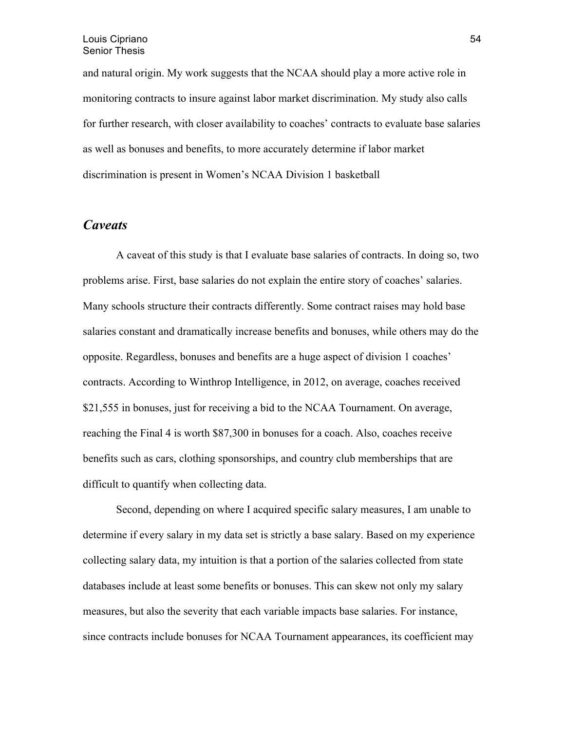and natural origin. My work suggests that the NCAA should play a more active role in monitoring contracts to insure against labor market discrimination. My study also calls for further research, with closer availability to coaches' contracts to evaluate base salaries as well as bonuses and benefits, to more accurately determine if labor market discrimination is present in Women's NCAA Division 1 basketball

## *Caveats*

A caveat of this study is that I evaluate base salaries of contracts. In doing so, two problems arise. First, base salaries do not explain the entire story of coaches' salaries. Many schools structure their contracts differently. Some contract raises may hold base salaries constant and dramatically increase benefits and bonuses, while others may do the opposite. Regardless, bonuses and benefits are a huge aspect of division 1 coaches' contracts. According to Winthrop Intelligence, in 2012, on average, coaches received $21,555 in bonuses, just for receiving a bid to the NCAA Tournament. On average, reaching the Final 4 is worth $87,300 in bonuses for a coach. Also, coaches receive benefits such as cars, clothing sponsorships, and country club memberships that are difficult to quantify when collecting data.

Second, depending on where I acquired specific salary measures, I am unable to determine if every salary in my data set is strictly a base salary. Based on my experience collecting salary data, my intuition is that a portion of the salaries collected from state databases include at least some benefits or bonuses. This can skew not only my salary measures, but also the severity that each variable impacts base salaries. For instance, since contracts include bonuses for NCAA Tournament appearances, its coefficient may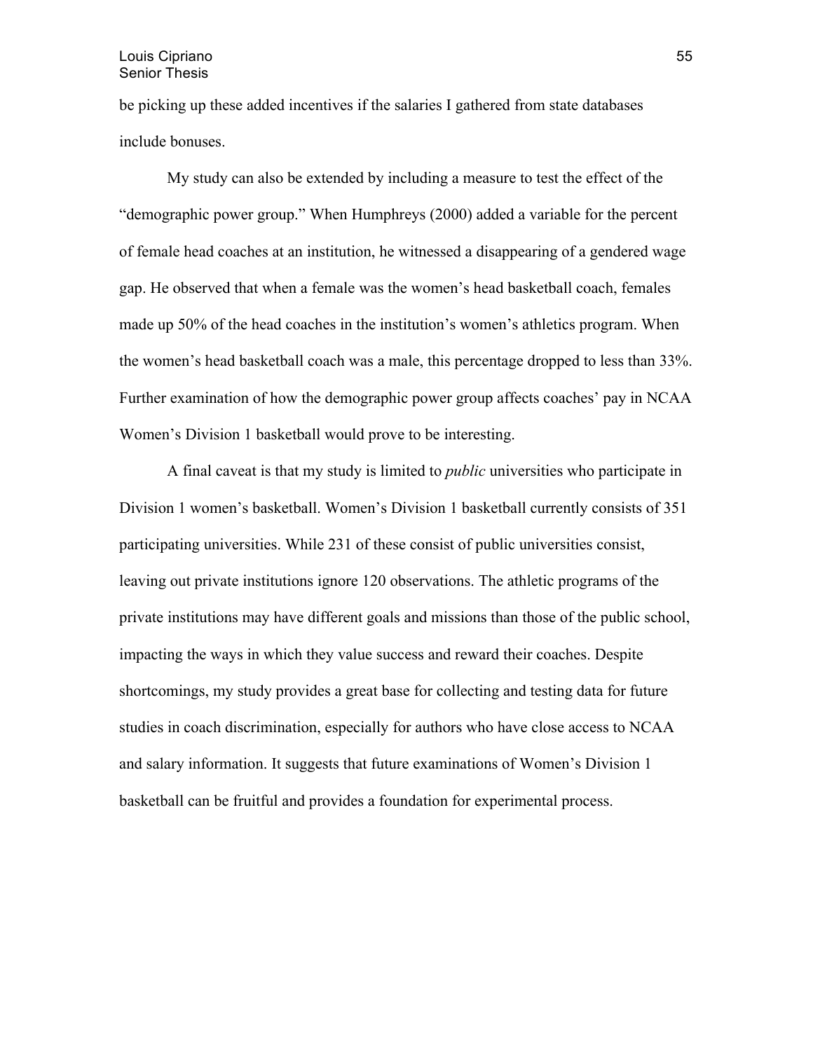be picking up these added incentives if the salaries I gathered from state databases include bonuses.

My study can also be extended by including a measure to test the effect of the "demographic power group." When Humphreys (2000) added a variable for the percent of female head coaches at an institution, he witnessed a disappearing of a gendered wage gap. He observed that when a female was the women's head basketball coach, females made up 50% of the head coaches in the institution's women's athletics program. When the women's head basketball coach was a male, this percentage dropped to less than 33%. Further examination of how the demographic power group affects coaches' pay in NCAA Women's Division 1 basketball would prove to be interesting.

A final caveat is that my study is limited to *public* universities who participate in Division 1 women's basketball. Women's Division 1 basketball currently consists of 351 participating universities. While 231 of these consist of public universities consist, leaving out private institutions ignore 120 observations. The athletic programs of the private institutions may have different goals and missions than those of the public school, impacting the ways in which they value success and reward their coaches. Despite shortcomings, my study provides a great base for collecting and testing data for future studies in coach discrimination, especially for authors who have close access to NCAA and salary information. It suggests that future examinations of Women's Division 1 basketball can be fruitful and provides a foundation for experimental process.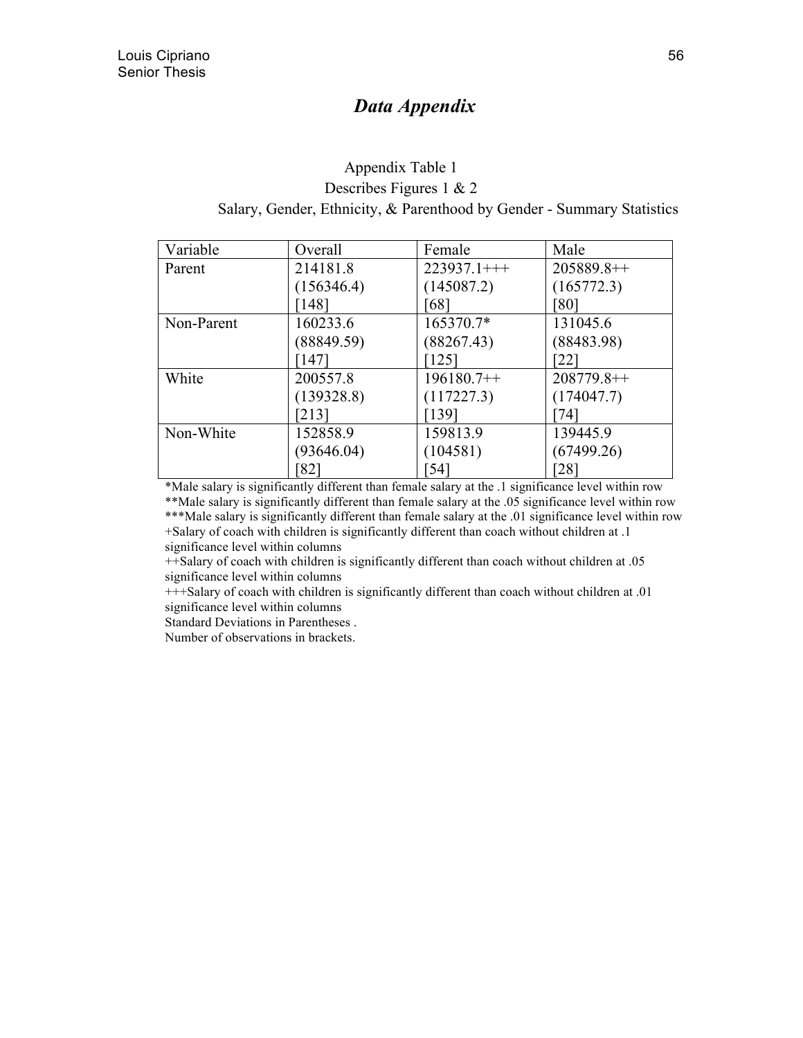# *Data Appendix*

Appendix Table 1
Describes Figures 1 & 2
Salary, Gender, Ethnicity, & Parenthood by Gender - Summary Statistics

| Variable | Overall | Female | Male |
|---|---|---|---|
| Parent | 214181.8<br>(156346.4)<br>[148] | 223937.1+++<br>(145087.2)<br>[68] | 205889.8++<br>(165772.3)<br>[80] |
| Non-Parent | 160233.6<br>(88849.59)<br>[147] | 165370.7*<br>(88267.43)<br>[125] | 131045.6<br>(88483.98)<br>[22] |
| White | 200557.8<br>(139328.8)<br>[213] | 196180.7++<br>(117227.3)<br>[139] | 208779.8++<br>(174047.7)<br>[74] |
| Non-White | 152858.9<br>(93646.04)<br>[82] | 159813.9<br>(104581)<br>[54] | 139445.9<br>(67499.26)<br>[28] |

*Male salary is significantly different than female salary at the .1 significance level within row
**Male salary is significantly different than female salary at the .05 significance level within row
***Male salary is significantly different than female salary at the .01 significance level within row
+Salary of coach with children is significantly different than coach without children at .1 significance level within columns
++Salary of coach with children is significantly different than coach without children at .05 significance level within columns
+++Salary of coach with children is significantly different than coach without children at .01 significance level within columns
Standard Deviations in Parentheses .
Number of observations in brackets.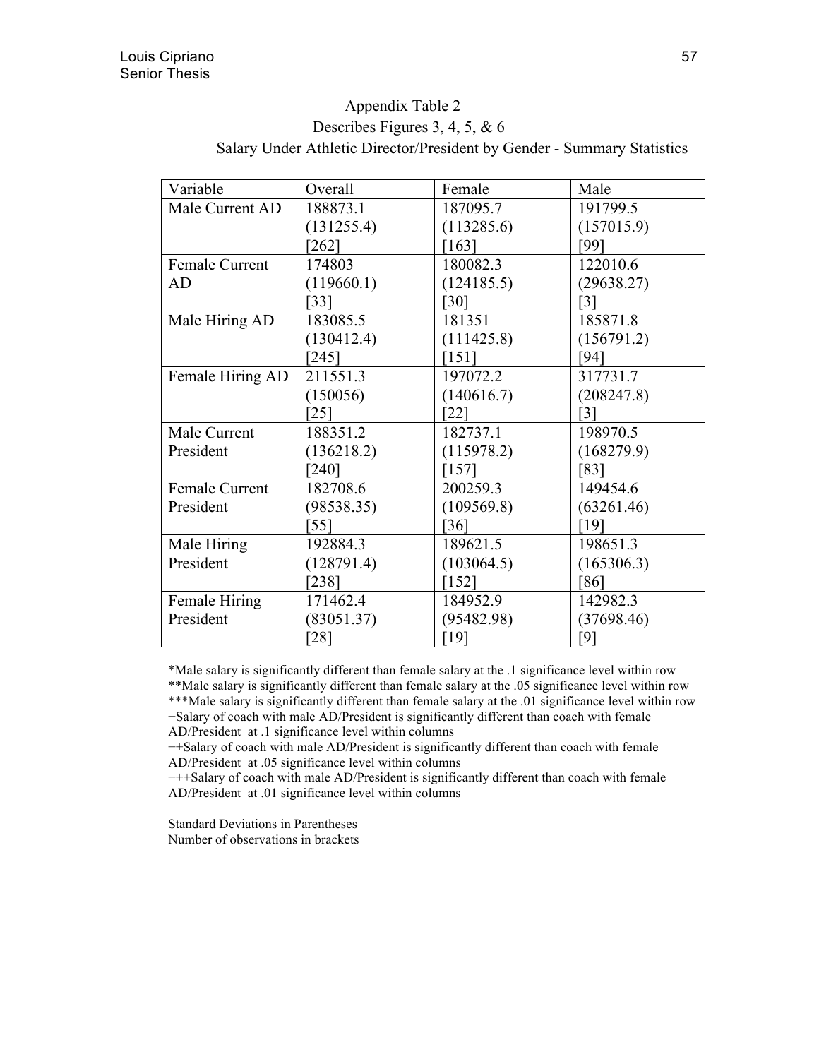Appendix Table 2

Describes Figures 3, 4, 5, & 6

Salary Under Athletic Director/President by Gender - Summary Statistics

| Variable | Overall | Female | Male |
|---|---|---|---|
| Male Current AD | 188873.1 (131255.4) [262] | 187095.7 (113285.6) [163] | 191799.5 (157015.9) [99] |
| Female Current AD | 174803 (119660.1) [33] | 180082.3 (124185.5) [30] | 122010.6 (29638.27) [3] |
| Male Hiring AD | 183085.5 (130412.4) [245] | 181351 (111425.8) [151] | 185871.8 (156791.2) [94] |
| Female Hiring AD | 211551.3 (150056) [25] | 197072.2 (140616.7) [22] | 317731.7 (208247.8) [3] |
| Male Current President | 188351.2 (136218.2) [240] | 182737.1 (115978.2) [157] | 198970.5 (168279.9) [83] |
| Female Current President | 182708.6 (98538.35) [55] | 200259.3 (109569.8) [36] | 149454.6 (63261.46) [19] |
| Male Hiring President | 192884.3 (128791.4) [238] | 189621.5 (103064.5) [152] | 198651.3 (165306.3) [86] |
| Female Hiring President | 171462.4 (83051.37) [28] | 184952.9 (95482.98) [19] | 142982.3 (37698.46) [9] |

*Male salary is significantly different than female salary at the .1 significance level within row

**Male salary is significantly different than female salary at the .05 significance level within row

***Male salary is significantly different than female salary at the .01 significance level within row

+Salary of coach with male AD/President is significantly different than coach with female AD/President at .1 significance level within columns

++Salary of coach with male AD/President is significantly different than coach with female AD/President at .05 significance level within columns

+++Salary of coach with male AD/President is significantly different than coach with female AD/President at .01 significance level within columns

Standard Deviations in Parentheses

Number of observations in brackets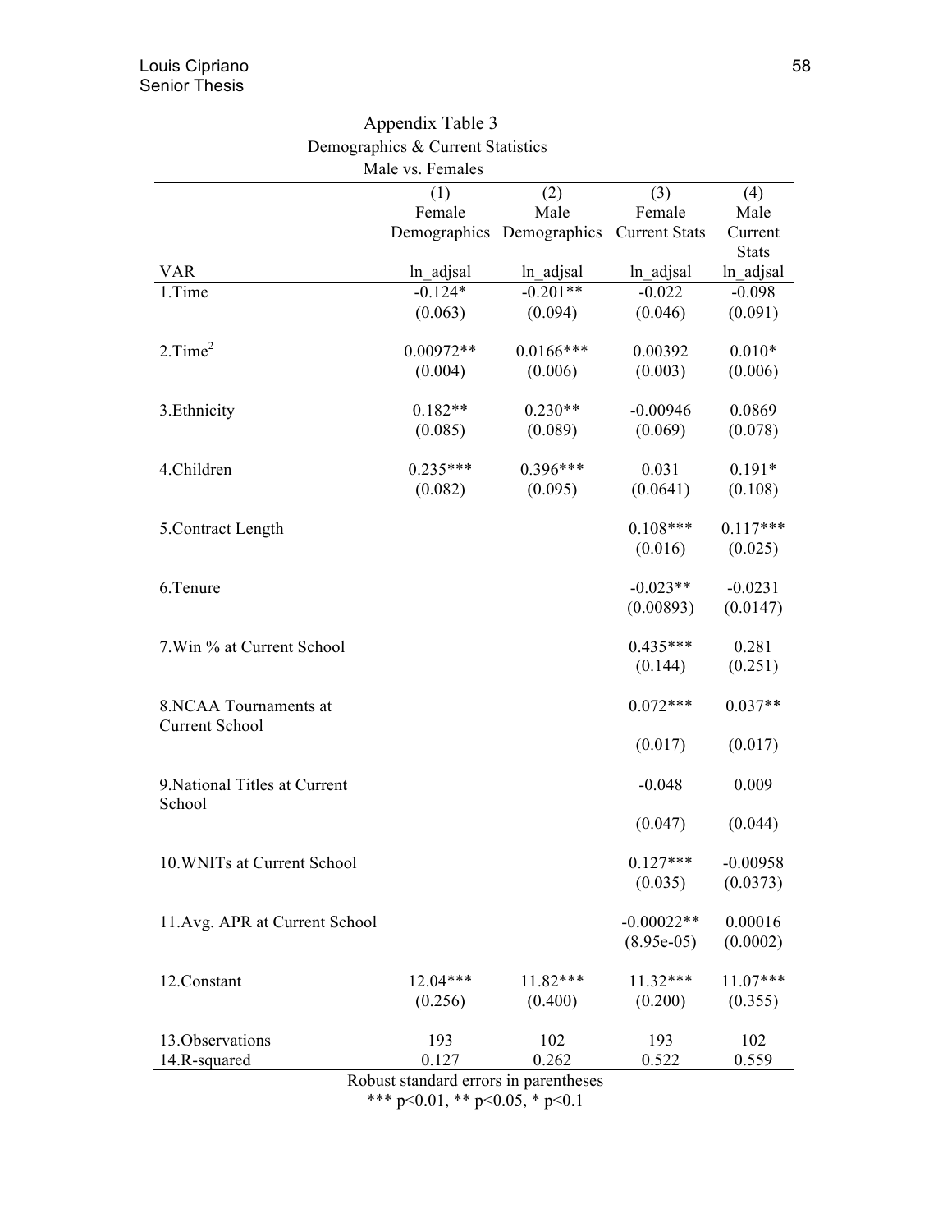Appendix Table 3

Demographics & Current Statistics

Male vs. Females

| | (1) Female Demographics | (2) Male Demographics | (3) Female Current Stats | (4) Male Current Stats |
|---|---|---|---|---|
| VAR | ln_adjsal | ln_adjsal | ln_adjsal | ln_adjsal |
| 1.Time | -0.124* | -0.201** | -0.022 | -0.098 |
| | (0.063) | (0.094) | (0.046) | (0.091) |
| 2.Time$^2$ | 0.00972** | 0.0166*** | 0.00392 | 0.010* |
| | (0.004) | (0.006) | (0.003) | (0.006) |
| 3.Ethnicity | 0.182** | 0.230** | -0.00946 | 0.0869 |
| | (0.085) | (0.089) | (0.069) | (0.078) |
| 4.Children | 0.235*** | 0.396*** | 0.031 | 0.191* |
| | (0.082) | (0.095) | (0.0641) | (0.108) |
| 5.Contract Length | | | 0.108*** | 0.117*** |
| | | | (0.016) | (0.025) |
| 6.Tenure | | | -0.023** | -0.0231 |
| | | | (0.00893) | (0.0147) |
| 7.Win % at Current School | | | 0.435*** | 0.281 |
| | | | (0.144) | (0.251) |
| 8.NCAA Tournaments at Current School | | | 0.072*** | 0.037** |
| | | | (0.017) | (0.017) |
| 9.National Titles at Current School | | | -0.048 | 0.009 |
| | | | (0.047) | (0.044) |
| 10.WNITs at Current School | | | 0.127*** | -0.00958 |
| | | | (0.035) | (0.0373) |
| 11.Avg. APR at Current School | | | -0.00022** | 0.00016 |
| | | | (8.95e-05) | (0.0002) |
| 12.Constant | 12.04*** | 11.82*** | 11.32*** | 11.07*** |
| | (0.256) | (0.400) | (0.200) | (0.355) |
| 13.Observations | 193 | 102 | 193 | 102 |
| 14.R-squared | 0.127 | 0.262 | 0.522 | 0.559 |

Robust standard errors in parentheses

*** $p<0.01$, ** $p<0.05$, * $p<0.1$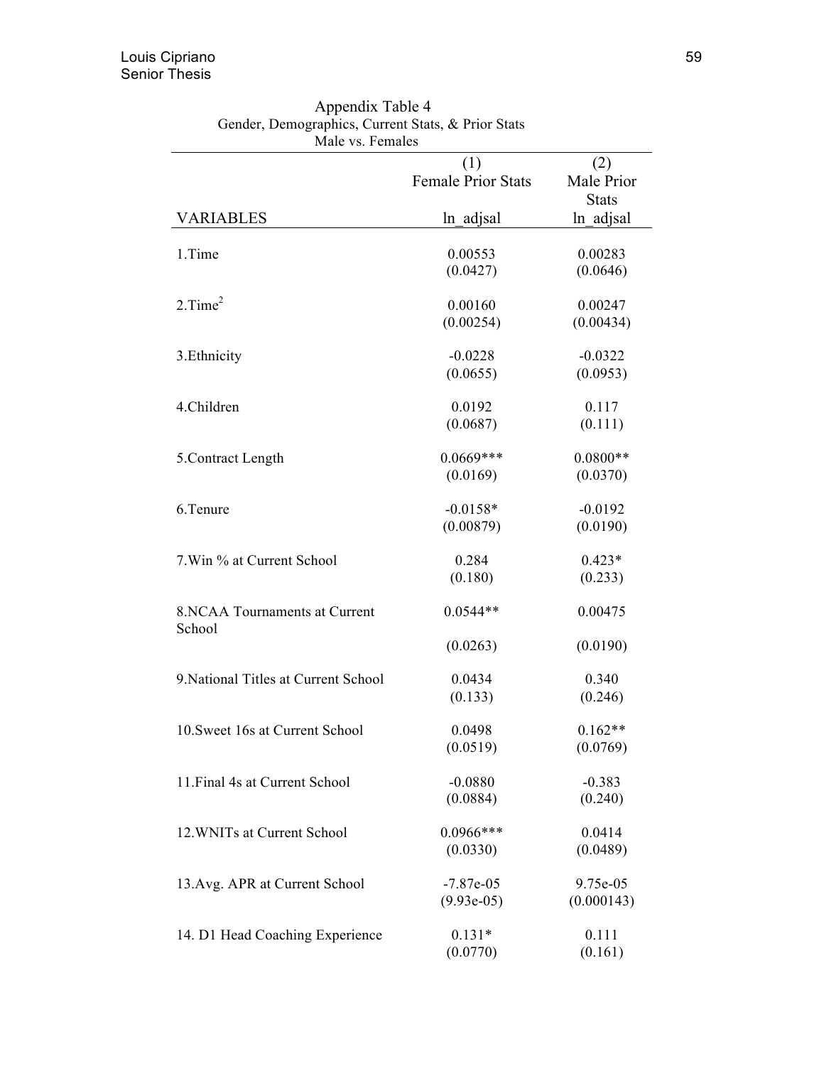Appendix Table 4

Gender, Demographics, Current Stats, & Prior Stats

Male vs. Females

| | (1) | (2) |
|---|---|---|
| | Female Prior Stats | Male Prior Stats |
| VARIABLES | ln_adjsal | ln_adjsal |
| 1.Time | 0.00553 | 0.00283 |
| | (0.0427) | (0.0646) |
| 2.Time$^2$ | 0.00160 | 0.00247 |
| | (0.00254) | (0.00434) |
| 3.Ethnicity | -0.0228 | -0.0322 |
| | (0.0655) | (0.0953) |
| 4.Children | 0.0192 | 0.117 |
| | (0.0687) | (0.111) |
| 5.Contract Length | 0.0669*** | 0.0800** |
| | (0.0169) | (0.0370) |
| 6.Tenure | -0.0158* | -0.0192 |
| | (0.00879) | (0.0190) |
| 7.Win % at Current School | 0.284 | 0.423* |
| | (0.180) | (0.233) |
| 8.NCAA Tournaments at Current School | 0.0544** | 0.00475 |
| | (0.0263) | (0.0190) |
| 9.National Titles at Current School | 0.0434 | 0.340 |
| | (0.133) | (0.246) |
| 10.Sweet 16s at Current School | 0.0498 | 0.162** |
| | (0.0519) | (0.0769) |
| 11.Final 4s at Current School | -0.0880 | -0.383 |
| | (0.0884) | (0.240) |
| 12.WNITs at Current School | 0.0966*** | 0.0414 |
| | (0.0330) | (0.0489) |
| 13.Avg. APR at Current School | -7.87e-05 | 9.75e-05 |
| | (9.93e-05) | (0.000143) |
| 14. D1 Head Coaching Experience | 0.131* | 0.111 |
| | (0.0770) | (0.161) |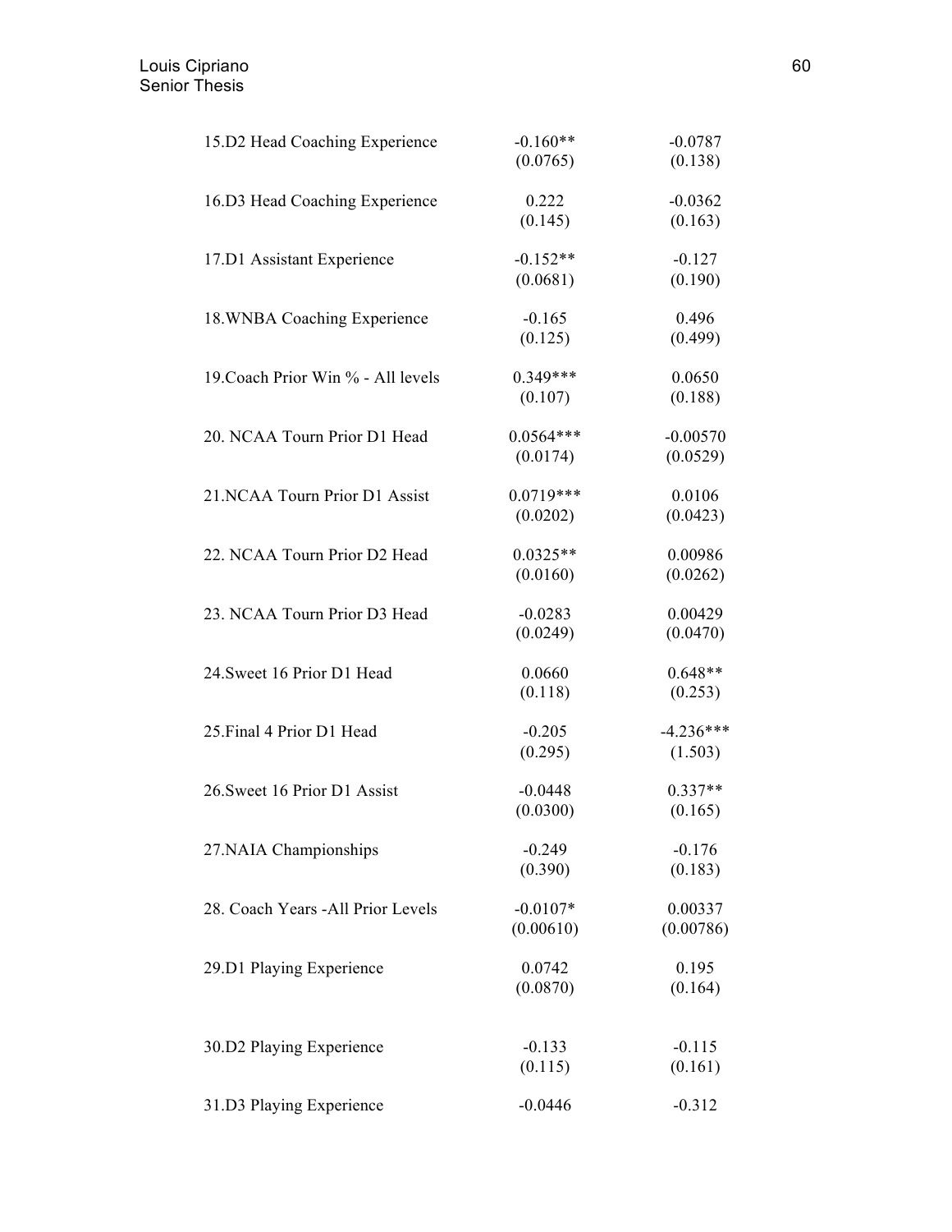| | | |
|---|---|---|
| 15.D2 Head Coaching Experience | -0.160** | -0.0787 |
| | (0.0765) | (0.138) |
| 16.D3 Head Coaching Experience | 0.222 | -0.0362 |
| | (0.145) | (0.163) |
| 17.D1 Assistant Experience | -0.152** | -0.127 |
| | (0.0681) | (0.190) |
| 18.WNBA Coaching Experience | -0.165 | 0.496 |
| | (0.125) | (0.499) |
| 19.Coach Prior Win % - All levels | 0.349*** | 0.0650 |
| | (0.107) | (0.188) |
| 20. NCAA Tourn Prior D1 Head | 0.0564*** | -0.00570 |
| | (0.0174) | (0.0529) |
| 21.NCAA Tourn Prior D1 Assist | 0.0719*** | 0.0106 |
| | (0.0202) | (0.0423) |
| 22. NCAA Tourn Prior D2 Head | 0.0325** | 0.00986 |
| | (0.0160) | (0.0262) |
| 23. NCAA Tourn Prior D3 Head | -0.0283 | 0.00429 |
| | (0.0249) | (0.0470) |
| 24.Sweet 16 Prior D1 Head | 0.0660 | 0.648** |
| | (0.118) | (0.253) |
| 25.Final 4 Prior D1 Head | -0.205 | -4.236*** |
| | (0.295) | (1.503) |
| 26.Sweet 16 Prior D1 Assist | -0.0448 | 0.337** |
| | (0.0300) | (0.165) |
| 27.NAIA Championships | -0.249 | -0.176 |
| | (0.390) | (0.183) |
| 28. Coach Years -All Prior Levels | -0.0107* | 0.00337 |
| | (0.00610) | (0.00786) |
| 29.D1 Playing Experience | 0.0742 | 0.195 |
| | (0.0870) | (0.164) |
| 30.D2 Playing Experience | -0.133 | -0.115 |
| | (0.115) | (0.161) |
| 31.D3 Playing Experience | -0.0446 | -0.312 |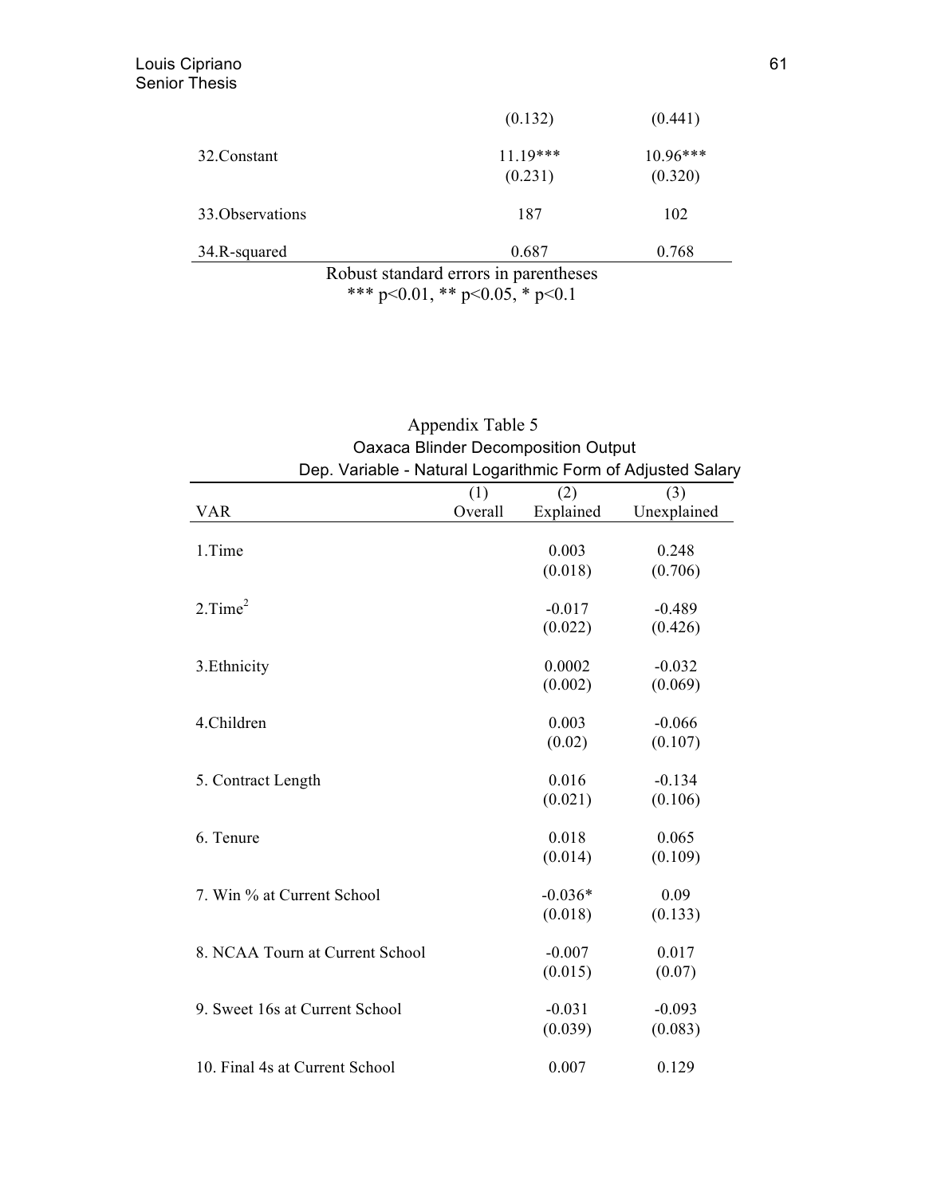| | | |
|---|---|---|
| | (0.132) | (0.441) |
| 32.Constant | 11.19*** | 10.96*** |
| | (0.231) | (0.320) |
| 33.Observations | 187 | 102 |
| 34.R-squared | 0.687 | 0.768 |

Robust standard errors in parentheses
*** p<0.01, ** p<0.05, * p<0.1

Appendix Table 5
Oaxaca Blinder Decomposition Output
Dep. Variable - Natural Logarithmic Form of Adjusted Salary

| VAR | (1) Overall | (2) Explained | (3) Unexplained |
|---|---|---|---|
| 1.Time | | 0.003 | 0.248 |
| | | (0.018) | (0.706) |
| 2.Time$^2$ | | -0.017 | -0.489 |
| | | (0.022) | (0.426) |
| 3.Ethnicity | | 0.0002 | -0.032 |
| | | (0.002) | (0.069) |
| 4.Children | | 0.003 | -0.066 |
| | | (0.02) | (0.107) |
| 5. Contract Length | | 0.016 | -0.134 |
| | | (0.021) | (0.106) |
| 6. Tenure | | 0.018 | 0.065 |
| | | (0.014) | (0.109) |
| 7. Win % at Current School | | -0.036* | 0.09 |
| | | (0.018) | (0.133) |
| 8. NCAA Tourn at Current School | | -0.007 | 0.017 |
| | | (0.015) | (0.07) |
| 9. Sweet 16s at Current School | | -0.031 | -0.093 |
| | | (0.039) | (0.083) |
| 10. Final 4s at Current School | | 0.007 | 0.129 |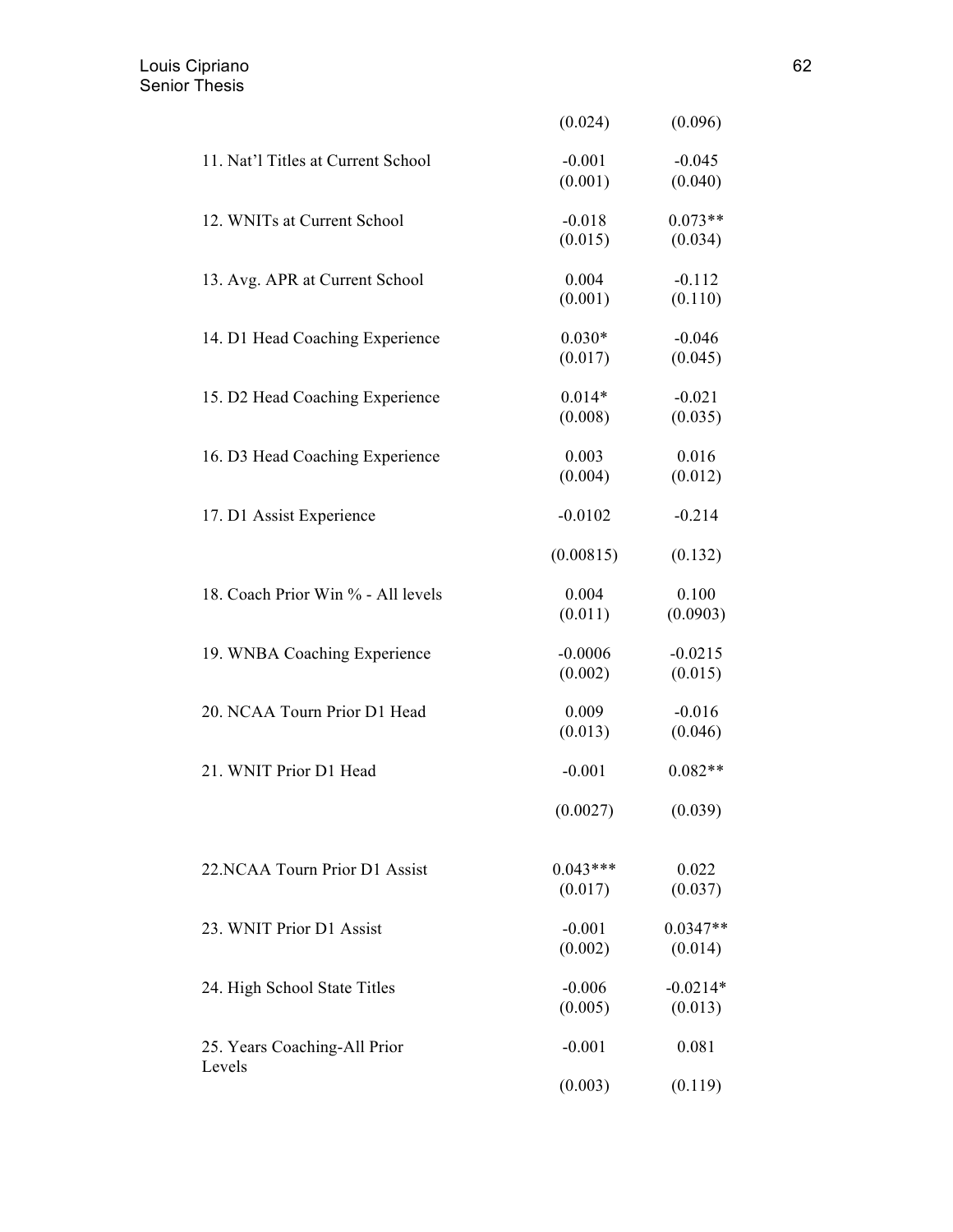| | | |
|---|---|---|
| | (0.024) | (0.096) |
| 11. Nat'l Titles at Current School | -0.001 | -0.045 |
| | (0.001) | (0.040) |
| 12. WNITs at Current School | -0.018 | 0.073** |
| | (0.015) | (0.034) |
| 13. Avg. APR at Current School | 0.004 | -0.112 |
| | (0.001) | (0.110) |
| 14. D1 Head Coaching Experience | 0.030* | -0.046 |
| | (0.017) | (0.045) |
| 15. D2 Head Coaching Experience | 0.014* | -0.021 |
| | (0.008) | (0.035) |
| 16. D3 Head Coaching Experience | 0.003 | 0.016 |
| | (0.004) | (0.012) |
| 17. D1 Assist Experience | -0.0102 | -0.214 |
| | (0.00815) | (0.132) |
| 18. Coach Prior Win % - All levels | 0.004 | 0.100 |
| | (0.011) | (0.0903) |
| 19. WNBA Coaching Experience | -0.0006 | -0.0215 |
| | (0.002) | (0.015) |
| 20. NCAA Tourn Prior D1 Head | 0.009 | -0.016 |
| | (0.013) | (0.046) |
| 21. WNIT Prior D1 Head | -0.001 | 0.082** |
| | (0.0027) | (0.039) |
| 22.NCAA Tourn Prior D1 Assist | 0.043*** | 0.022 |
| | (0.017) | (0.037) |
| 23. WNIT Prior D1 Assist | -0.001 | 0.0347** |
| | (0.002) | (0.014) |
| 24. High School State Titles | -0.006 | -0.0214* |
| | (0.005) | (0.013) |
| 25. Years Coaching-All Prior Levels | -0.001 | 0.081 |
| | (0.003) | (0.119) |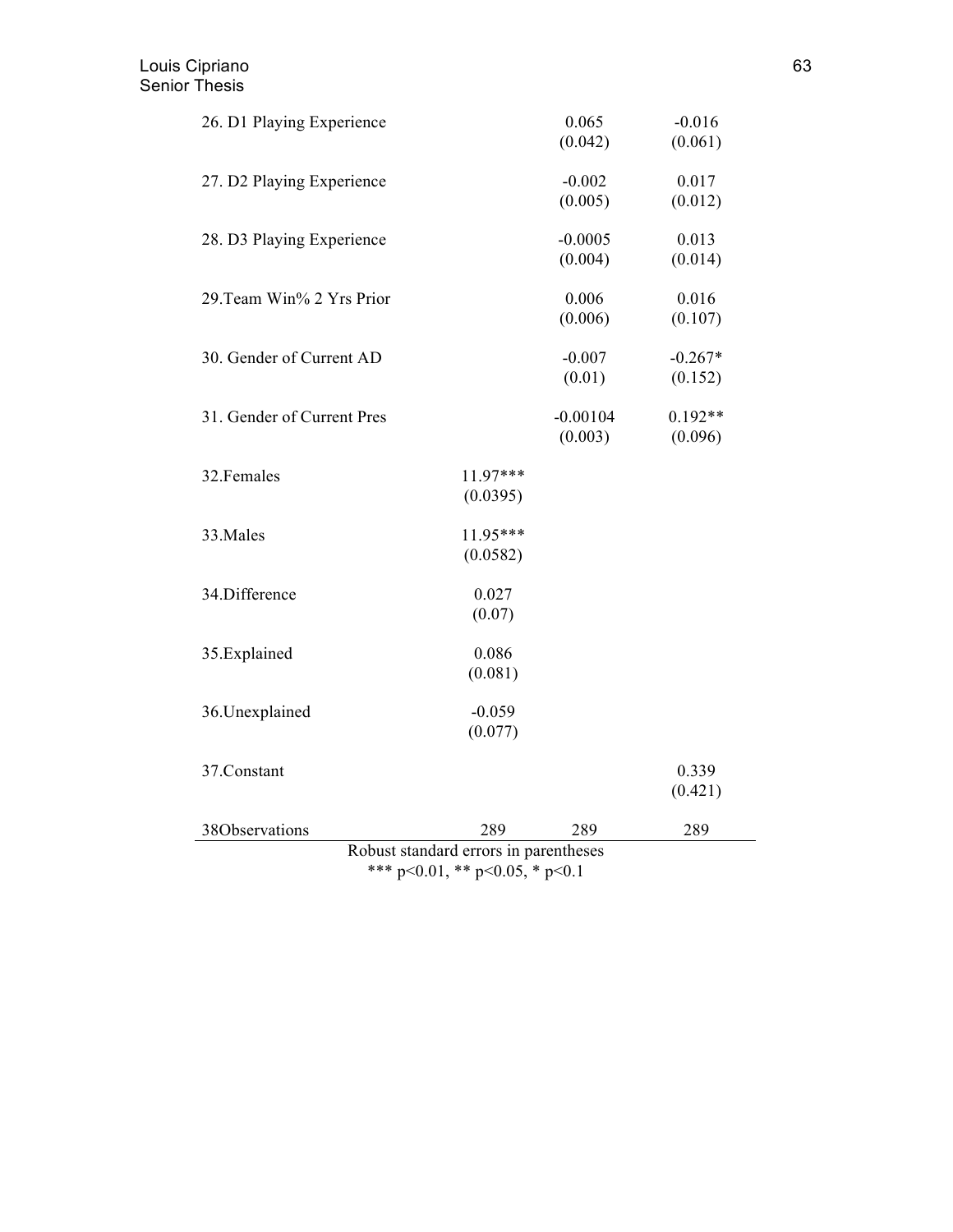| | | | |
|---|---|---|---|
| 26. D1 Playing Experience | | 0.065<br>(0.042) | -0.016<br>(0.061) |
| 27. D2 Playing Experience | | -0.002<br>(0.005) | 0.017<br>(0.012) |
| 28. D3 Playing Experience | | -0.0005<br>(0.004) | 0.013<br>(0.014) |
| 29.Team Win% 2 Yrs Prior | | 0.006<br>(0.006) | 0.016<br>(0.107) |
| 30. Gender of Current AD | | -0.007<br>(0.01) | -0.267*<br>(0.152) |
| 31. Gender of Current Pres | | -0.00104<br>(0.003) | 0.192**<br>(0.096) |
| 32.Females | 11.97***<br>(0.0395) | | |
| 33.Males | 11.95***<br>(0.0582) | | |
| 34.Difference | 0.027<br>(0.07) | | |
| 35.Explained | 0.086<br>(0.081) | | |
| 36.Unexplained | -0.059<br>(0.077) | | |
| 37.Constant | | | 0.339<br>(0.421) |
| 38Observations | 289 | 289 | 289 |

Robust standard errors in parentheses
*** p<0.01, ** p<0.05, * p<0.1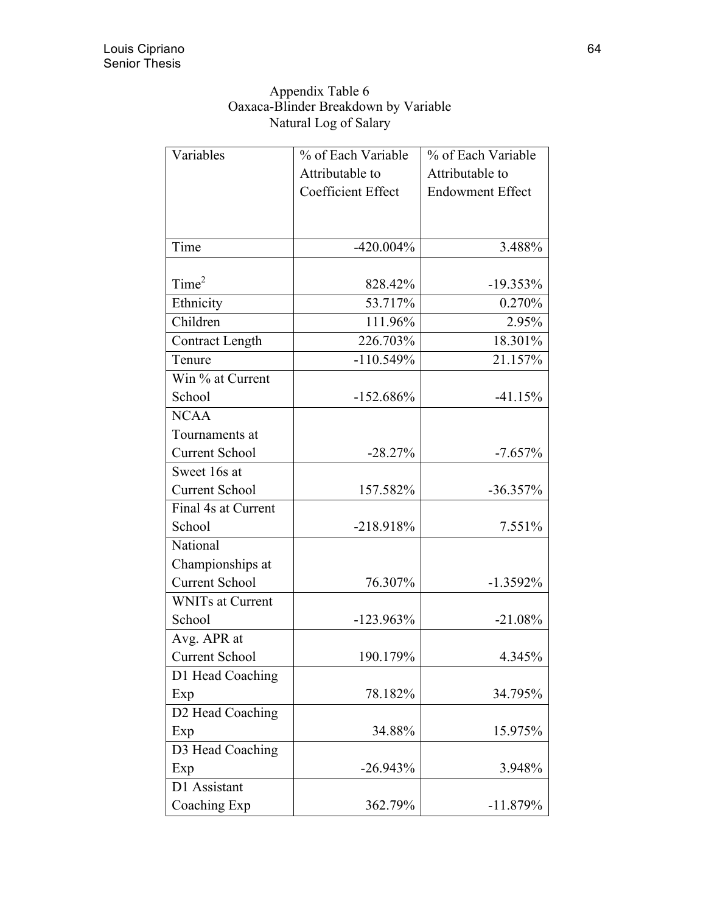Appendix Table 6
Oaxaca-Blinder Breakdown by Variable
Natural Log of Salary

| Variables | % of Each Variable Attributable to Coefficient Effect | % of Each Variable Attributable to Endowment Effect |
|---|---|---|
| Time | -420.004% | 3.488% |
| Time$^2$ | 828.42% | -19.353% |
| Ethnicity | 53.717% | 0.270% |
| Children | 111.96% | 2.95% |
| Contract Length | 226.703% | 18.301% |
| Tenure | -110.549% | 21.157% |
| Win % at Current School | -152.686% | -41.15% |
| NCAA Tournaments at Current School | -28.27% | -7.657% |
| Sweet 16s at Current School | 157.582% | -36.357% |
| Final 4s at Current School | -218.918% | 7.551% |
| National Championships at Current School | 76.307% | -1.3592% |
| WNITs at Current School | -123.963% | -21.08% |
| Avg. APR at Current School | 190.179% | 4.345% |
| D1 Head Coaching Exp | 78.182% | 34.795% |
| D2 Head Coaching Exp | 34.88% | 15.975% |
| D3 Head Coaching Exp | -26.943% | 3.948% |
| D1 Assistant Coaching Exp | 362.79% | -11.879% |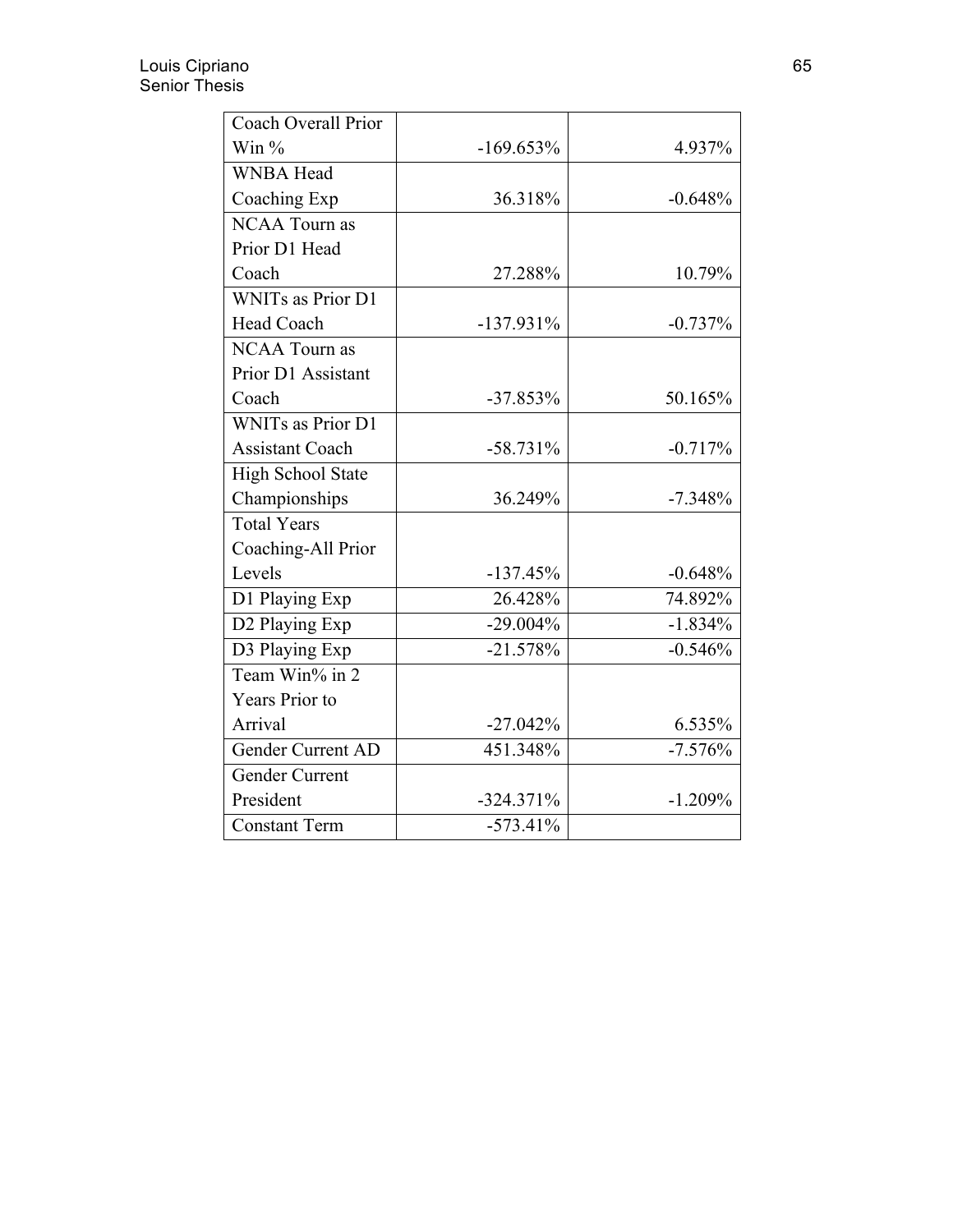| Coach Overall Prior Win % | -169.653% | 4.937% |
|---|---|---|
| WNBA Head Coaching Exp | 36.318% | -0.648% |
| NCAA Tourn as Prior D1 Head Coach | 27.288% | 10.79% |
| WNITs as Prior D1 Head Coach | -137.931% | -0.737% |
| NCAA Tourn as Prior D1 Assistant Coach | -37.853% | 50.165% |
| WNITs as Prior D1 Assistant Coach | -58.731% | -0.717% |
| High School State Championships | 36.249% | -7.348% |
| Total Years Coaching-All Prior Levels | -137.45% | -0.648% |
| D1 Playing Exp | 26.428% | 74.892% |
| D2 Playing Exp | -29.004% | -1.834% |
| D3 Playing Exp | -21.578% | -0.546% |
| Team Win% in 2 Years Prior to Arrival | -27.042% | 6.535% |
| Gender Current AD | 451.348% | -7.576% |
| Gender Current President | -324.371% | -1.209% |
| Constant Term | -573.41% | |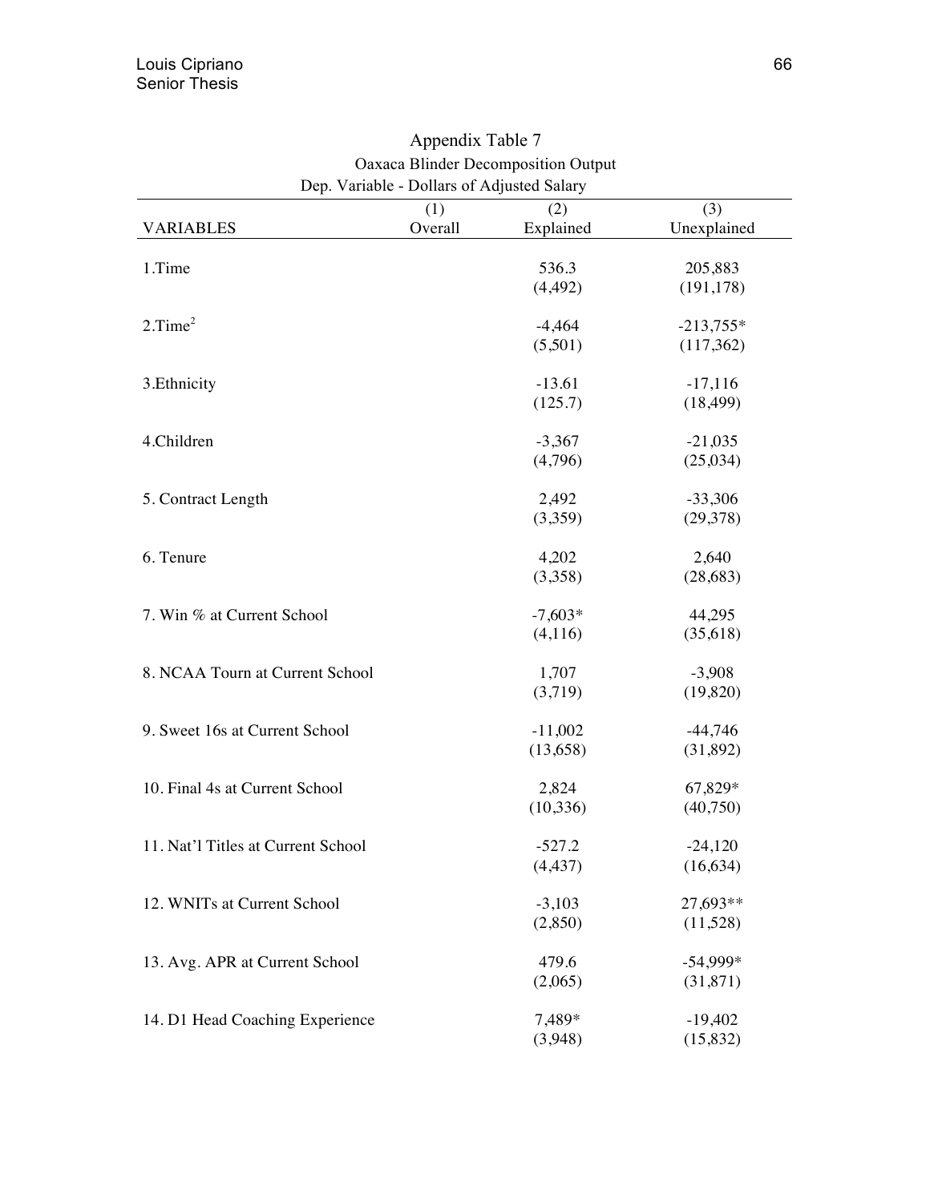Appendix Table 7

Oaxaca Blinder Decomposition Output

Dep. Variable - Dollars of Adjusted Salary

| VARIABLES | (1) Overall | (2) Explained | (3) Unexplained |
|---|---|---|---|
| 1.Time | | 536.3 | 205,883 |
| | | (4,492) | (191,178) |
| 2.Time$^2$ | | -4,464 | -213,755* |
| | | (5,501) | (117,362) |
| 3.Ethnicity | | -13.61 | -17,116 |
| | | (125.7) | (18,499) |
| 4.Children | | -3,367 | -21,035 |
| | | (4,796) | (25,034) |
| 5. Contract Length | | 2,492 | -33,306 |
| | | (3,359) | (29,378) |
| 6. Tenure | | 4,202 | 2,640 |
| | | (3,358) | (28,683) |
| 7. Win % at Current School | | -7,603* | 44,295 |
| | | (4,116) | (35,618) |
| 8. NCAA Tourn at Current School | | 1,707 | -3,908 |
| | | (3,719) | (19,820) |
| 9. Sweet 16s at Current School | | -11,002 | -44,746 |
| | | (13,658) | (31,892) |
| 10. Final 4s at Current School | | 2,824 | 67,829* |
| | | (10,336) | (40,750) |
| 11. Nat'l Titles at Current School | | -527.2 | -24,120 |
| | | (4,437) | (16,634) |
| 12. WNITs at Current School | | -3,103 | 27,693** |
| | | (2,850) | (11,528) |
| 13. Avg. APR at Current School | | 479.6 | -54,999* |
| | | (2,065) | (31,871) |
| 14. D1 Head Coaching Experience | | 7,489* | -19,402 |
| | | (3,948) | (15,832) |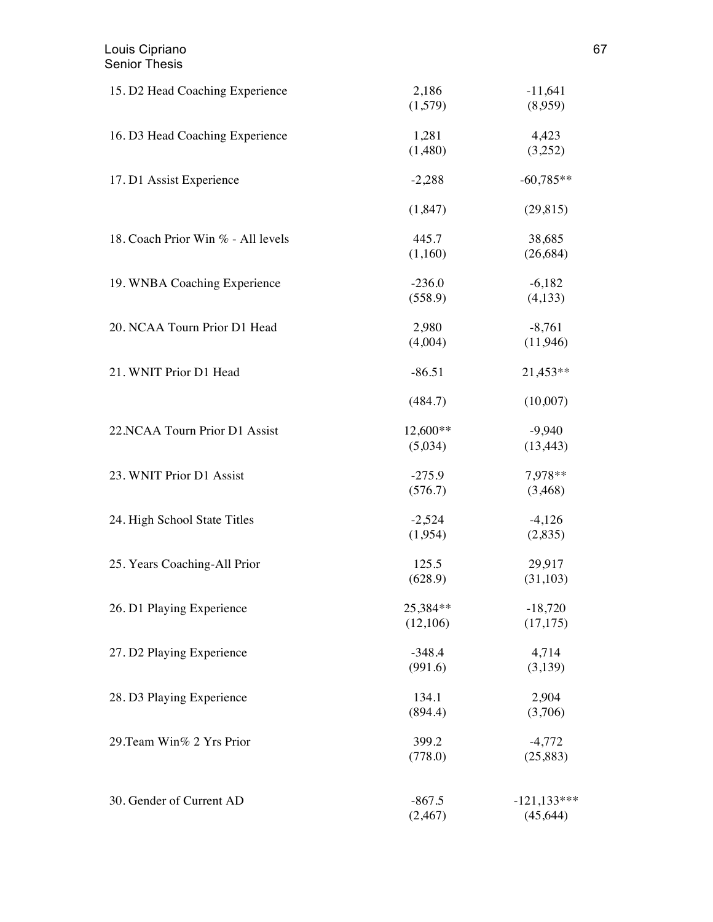| | | |
|---|---|---|
| 15. D2 Head Coaching Experience | 2,186<br>(1,579) | -11,641<br>(8,959) |
| 16. D3 Head Coaching Experience | 1,281<br>(1,480) | 4,423<br>(3,252) |
| 17. D1 Assist Experience | -2,288<br>(1,847) | -60,785**<br>(29,815) |
| 18. Coach Prior Win % - All levels | 445.7<br>(1,160) | 38,685<br>(26,684) |
| 19. WNBA Coaching Experience | -236.0<br>(558.9) | -6,182<br>(4,133) |
| 20. NCAA Tourn Prior D1 Head | 2,980<br>(4,004) | -8,761<br>(11,946) |
| 21. WNIT Prior D1 Head | -86.51<br>(484.7) | 21,453**<br>(10,007) |
| 22.NCAA Tourn Prior D1 Assist | 12,600**<br>(5,034) | -9,940<br>(13,443) |
| 23. WNIT Prior D1 Assist | -275.9<br>(576.7) | 7,978**<br>(3,468) |
| 24. High School State Titles | -2,524<br>(1,954) | -4,126<br>(2,835) |
| 25. Years Coaching-All Prior | 125.5<br>(628.9) | 29,917<br>(31,103) |
| 26. D1 Playing Experience | 25,384**<br>(12,106) | -18,720<br>(17,175) |
| 27. D2 Playing Experience | -348.4<br>(991.6) | 4,714<br>(3,139) |
| 28. D3 Playing Experience | 134.1<br>(894.4) | 2,904<br>(3,706) |
| 29.Team Win% 2 Yrs Prior | 399.2<br>(778.0) | -4,772<br>(25,883) |
| 30. Gender of Current AD | -867.5<br>(2,467) | -121,133***<br>(45,644) |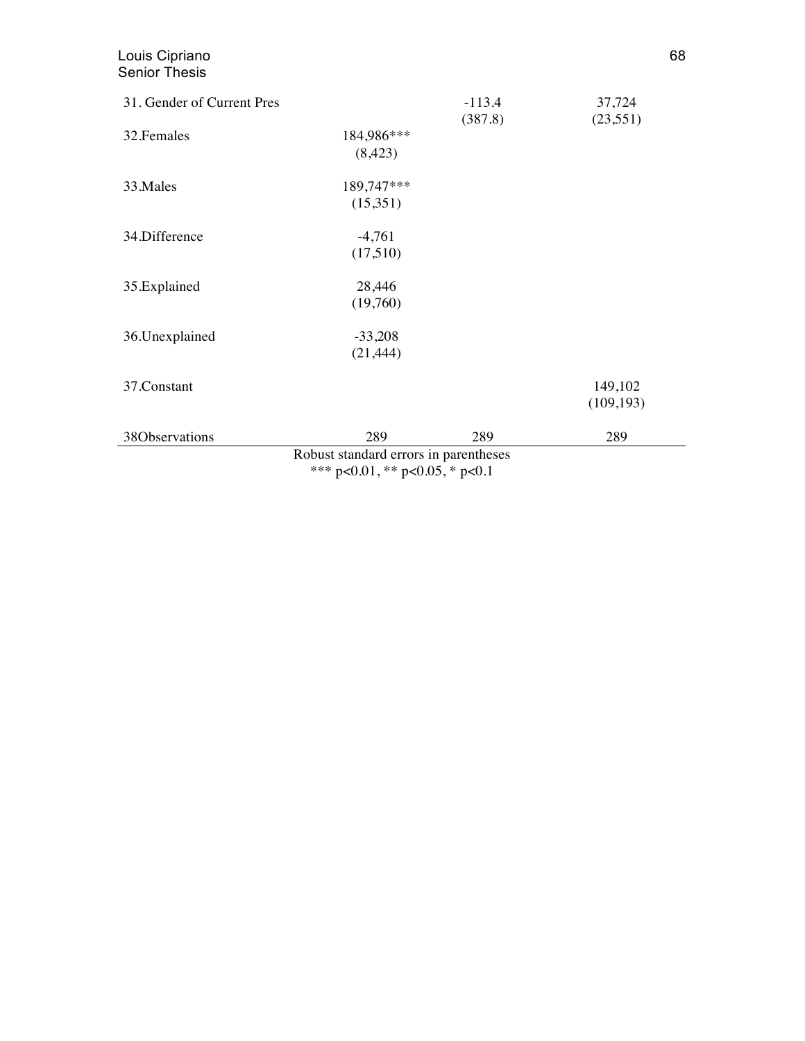| | | | |
|---|---|---|---|
| 31. Gender of Current Pres | | -113.4 | 37,724 |
| | | (387.8) | (23,551) |
| 32.Females | 184,986*** | | |
| | (8,423) | | |
| 33.Males | 189,747*** | | |
| | (15,351) | | |
| 34.Difference | -4,761 | | |
| | (17,510) | | |
| 35.Explained | 28,446 | | |
| | (19,760) | | |
| 36.Unexplained | -33,208 | | |
| | (21,444) | | |
| 37.Constant | | | 149,102 |
| | | | (109,193) |
| 38Observations | 289 | 289 | 289 |

Robust standard errors in parentheses
*** p<0.01, ** p<0.05, * p<0.1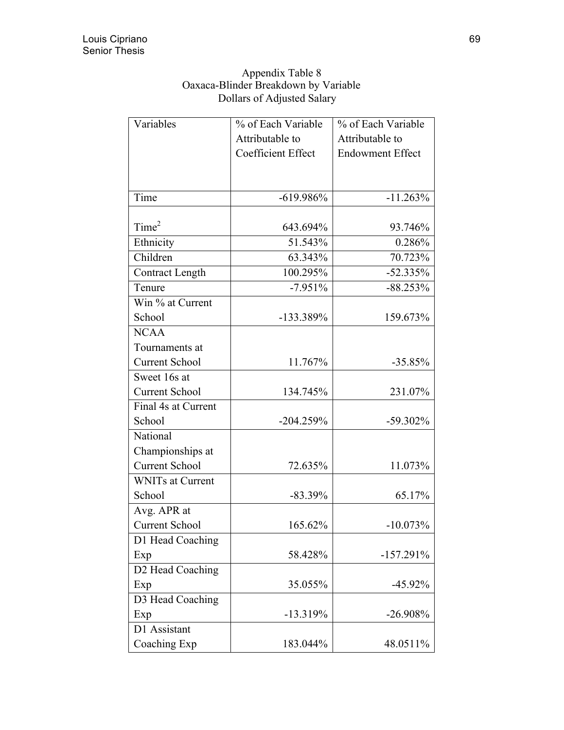Appendix Table 8
Oaxaca-Blinder Breakdown by Variable
Dollars of Adjusted Salary

| Variables | % of Each Variable Attributable to Coefficient Effect | % of Each Variable Attributable to Endowment Effect |
|---|---|---|
| Time | -619.986% | -11.263% |
| $Time^2$ | 643.694% | 93.746% |
| Ethnicity | 51.543% | 0.286% |
| Children | 63.343% | 70.723% |
| Contract Length | 100.295% | -52.335% |
| Tenure | -7.951% | -88.253% |
| Win % at Current School | -133.389% | 159.673% |
| NCAA Tournaments at Current School | 11.767% | -35.85% |
| Sweet 16s at Current School | 134.745% | 231.07% |
| Final 4s at Current School | -204.259% | -59.302% |
| National Championships at Current School | 72.635% | 11.073% |
| WNITs at Current School | -83.39% | 65.17% |
| Avg. APR at Current School | 165.62% | -10.073% |
| D1 Head Coaching Exp | 58.428% | -157.291% |
| D2 Head Coaching Exp | 35.055% | -45.92% |
| D3 Head Coaching Exp | -13.319% | -26.908% |
| D1 Assistant Coaching Exp | 183.044% | 48.0511% |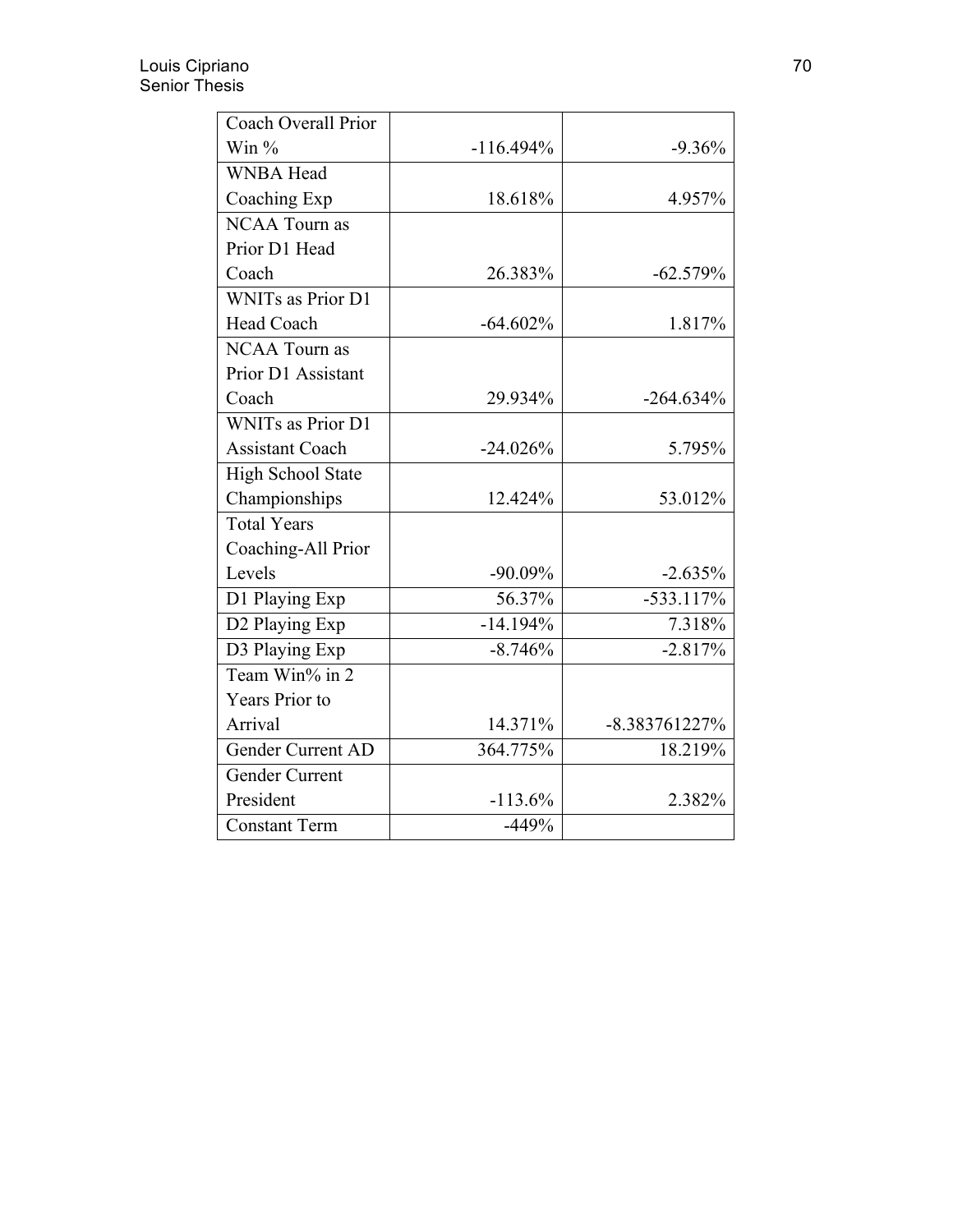| | | |
|---|---|---|
| Coach Overall Prior Win % | -116.494% | -9.36% |
| WNBA Head Coaching Exp | 18.618% | 4.957% |
| NCAA Tourn as Prior D1 Head Coach | 26.383% | -62.579% |
| WNITs as Prior D1 Head Coach | -64.602% | 1.817% |
| NCAA Tourn as Prior D1 Assistant Coach | 29.934% | -264.634% |
| WNITs as Prior D1 Assistant Coach | -24.026% | 5.795% |
| High School State Championships | 12.424% | 53.012% |
| Total Years Coaching-All Prior Levels | -90.09% | -2.635% |
| D1 Playing Exp | 56.37% | -533.117% |
| D2 Playing Exp | -14.194% | 7.318% |
| D3 Playing Exp | -8.746% | -2.817% |
| Team Win% in 2 Years Prior to Arrival | 14.371% | -8.383761227% |
| Gender Current AD | 364.775% | 18.219% |
| Gender Current President | -113.6% | 2.382% |
| Constant Term | -449% | |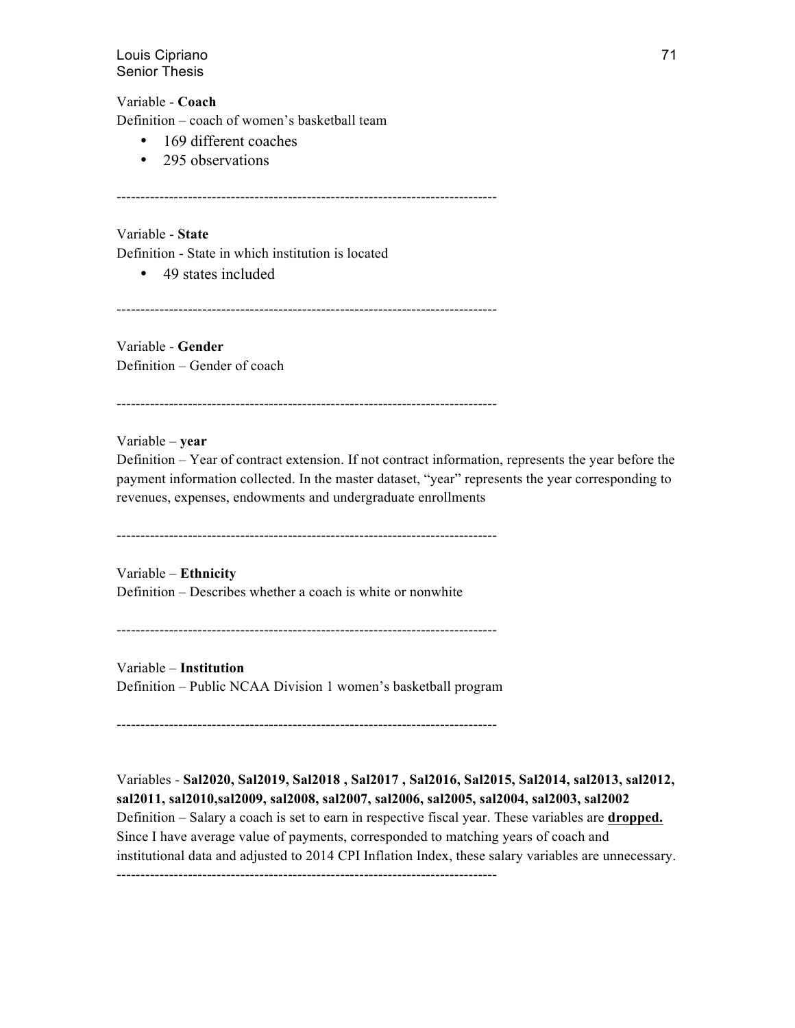Variable - **Coach**
Definition – coach of women's basketball team

- 169 different coaches
- 295 observations

--------------------------------------------------------------------------------

Variable - **State**
Definition - State in which institution is located

- 49 states included

--------------------------------------------------------------------------------

Variable - **Gender**
Definition – Gender of coach

--------------------------------------------------------------------------------

Variable – **year**
Definition – Year of contract extension. If not contract information, represents the year before the payment information collected. In the master dataset, "year" represents the year corresponding to revenues, expenses, endowments and undergraduate enrollments

--------------------------------------------------------------------------------

Variable – **Ethnicity**
Definition – Describes whether a coach is white or nonwhite

--------------------------------------------------------------------------------

Variable – **Institution**
Definition – Public NCAA Division 1 women's basketball program

--------------------------------------------------------------------------------

Variables - **Sal2020, Sal2019, Sal2018 , Sal2017 , Sal2016, Sal2015, Sal2014, sal2013, sal2012, sal2011, sal2010,sal2009, sal2008, sal2007, sal2006, sal2005, sal2004, sal2003, sal2002**
Definition – Salary a coach is set to earn in respective fiscal year. These variables are **<u>dropped.</u>** Since I have average value of payments, corresponded to matching years of coach and institutional data and adjusted to 2014 CPI Inflation Index, these salary variables are unnecessary.

--------------------------------------------------------------------------------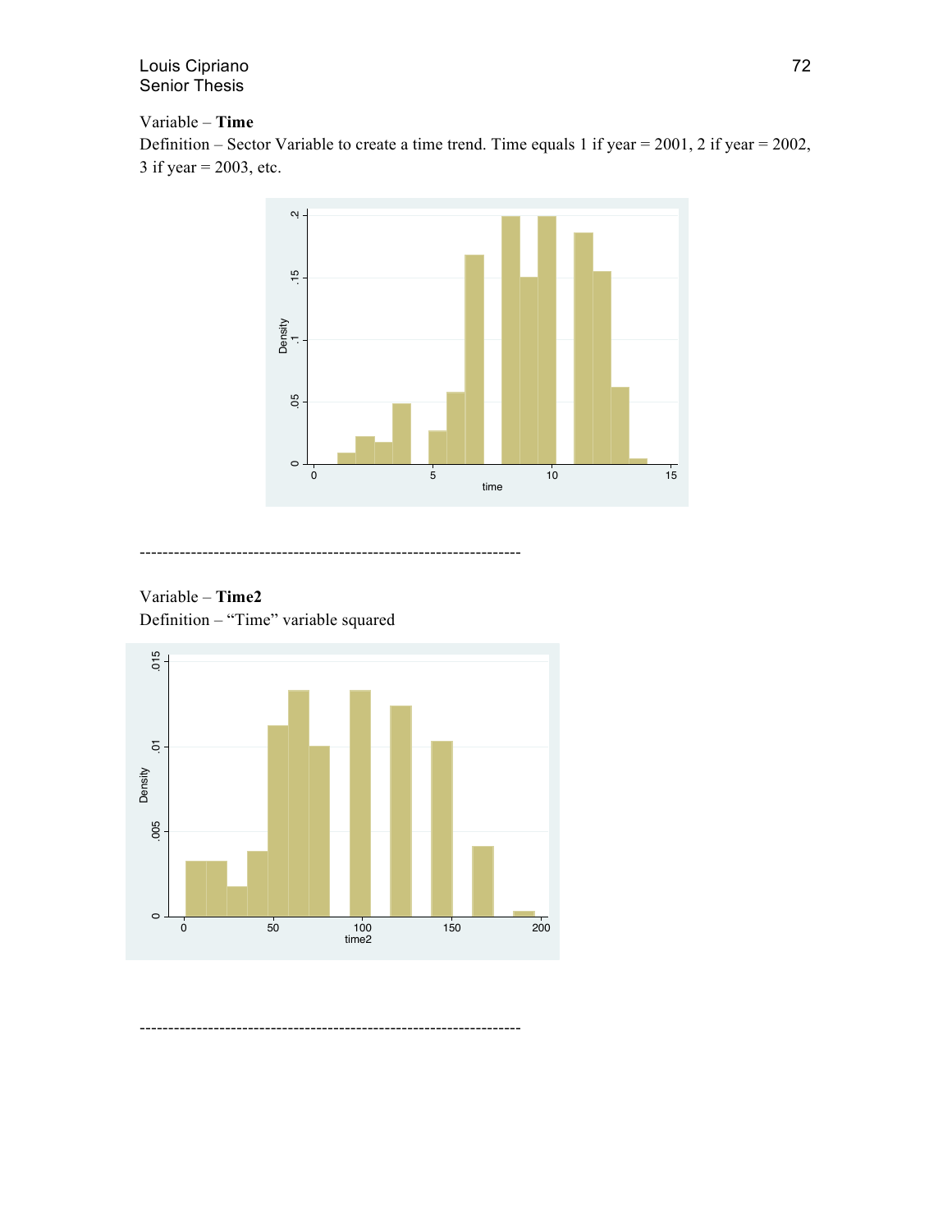Variable – **Time**

Definition – Sector Variable to create a time trend. Time equals 1 if year = 2001, 2 if year = 2002, 3 if year = 2003, etc.

---

Variable – **Time2**

Definition – “Time” variable squared

---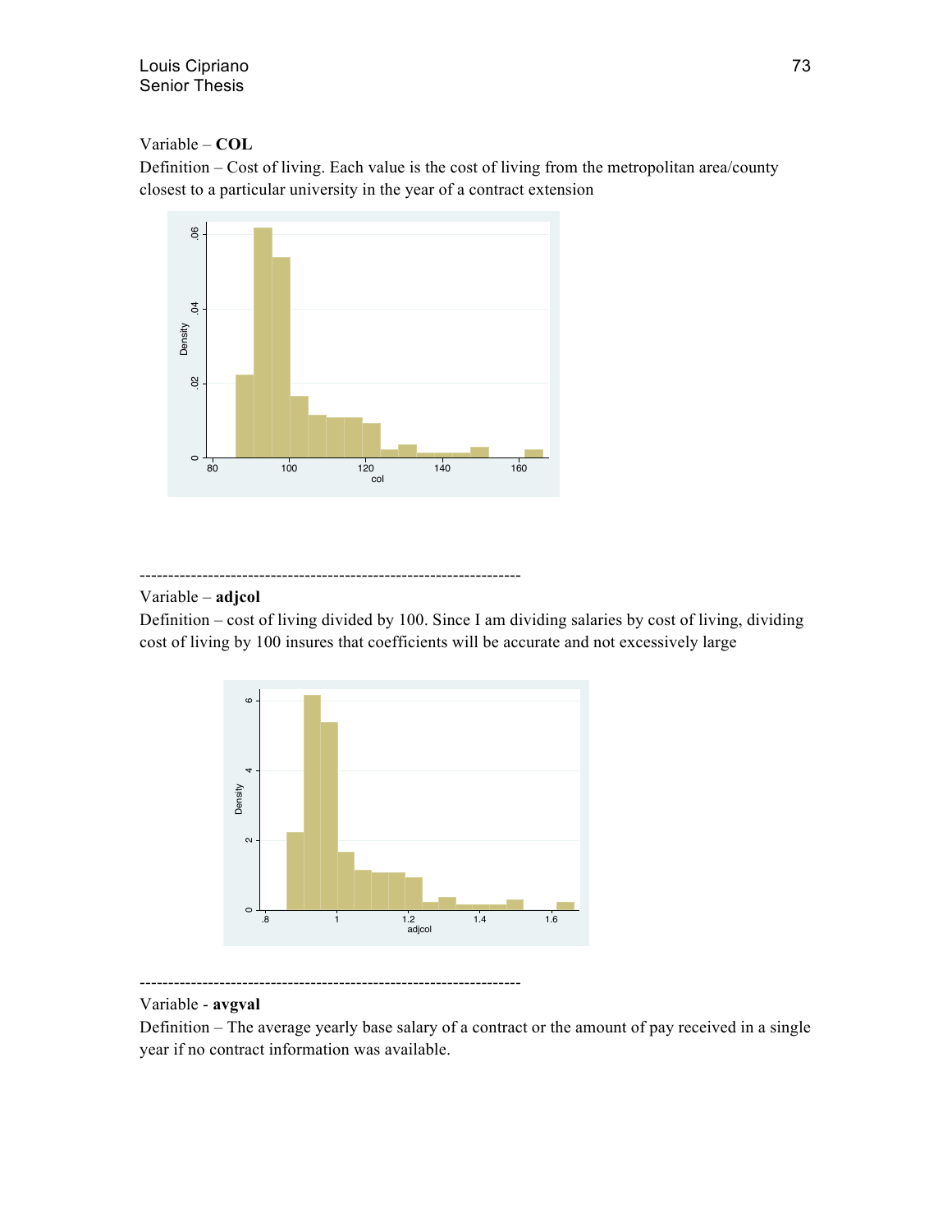Variable – **COL**

Definition – Cost of living. Each value is the cost of living from the metropolitan area/county closest to a particular university in the year of a contract extension

------------------------------------------------------------------

Variable – **adjcol**

Definition – cost of living divided by 100. Since I am dividing salaries by cost of living, dividing cost of living by 100 insures that coefficients will be accurate and not excessively large

------------------------------------------------------------------

Variable - **avgval**

Definition – The average yearly base salary of a contract or the amount of pay received in a single year if no contract information was available.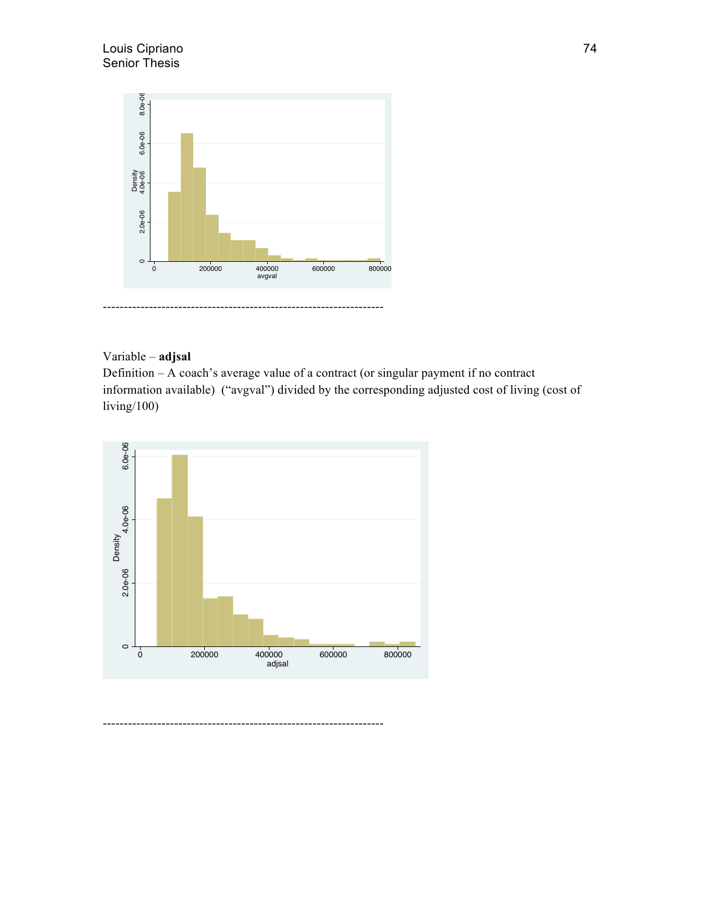------------------------------------------------------------------

Variable – **adjsal**

Definition – A coach's average value of a contract (or singular payment if no contract information available) ("avgval") divided by the corresponding adjusted cost of living (cost of living/100)

------------------------------------------------------------------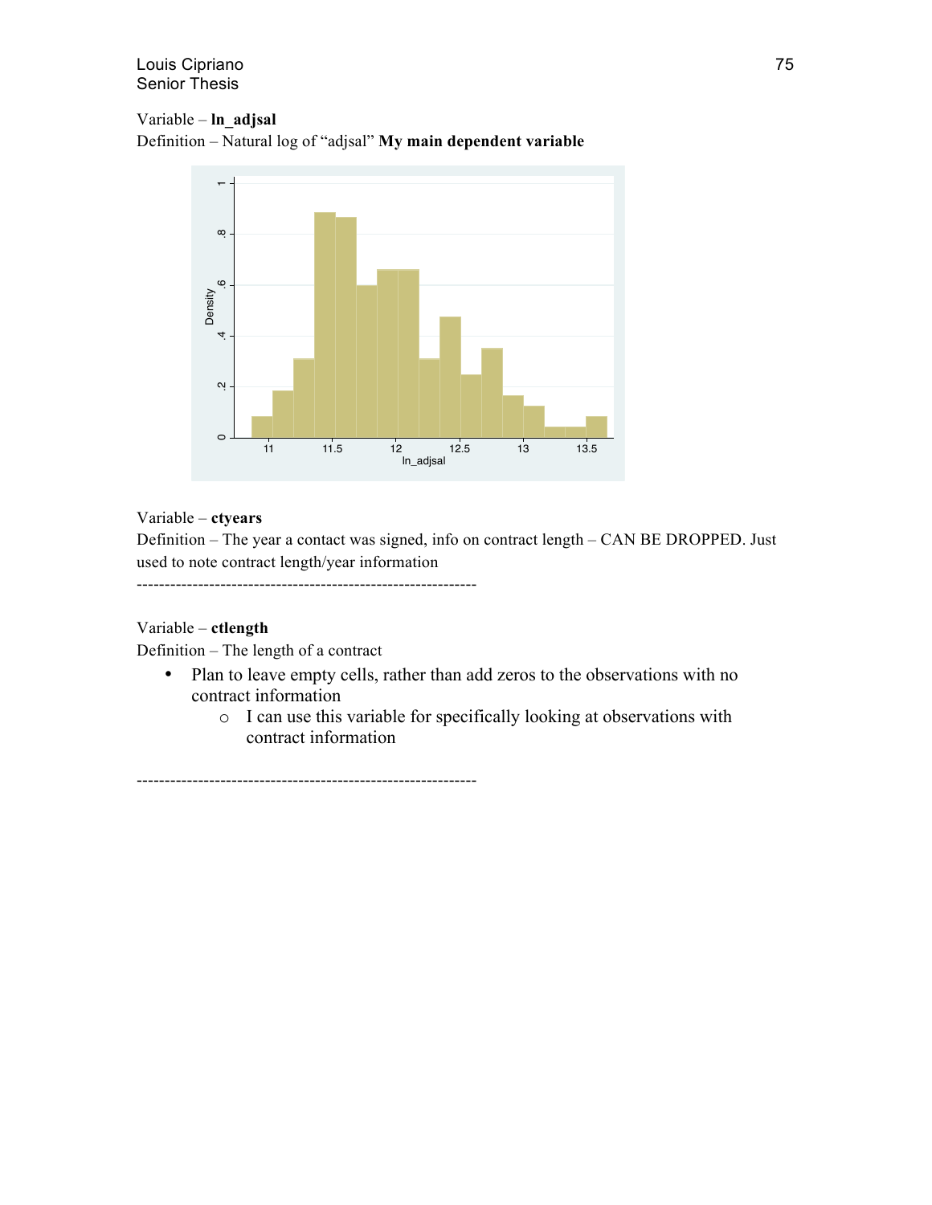Variable – **ln_adjsal**

Definition – Natural log of "adjsal" **My main dependent variable**

Variable – **ctyears**

Definition – The year a contact was signed, info on contract length – CAN BE DROPPED. Just used to note contract length/year information

------------------------------------------------------------

Variable – **ctlength**

Definition – The length of a contract

- Plan to leave empty cells, rather than add zeros to the observations with no contract information
  - I can use this variable for specifically looking at observations with contract information

------------------------------------------------------------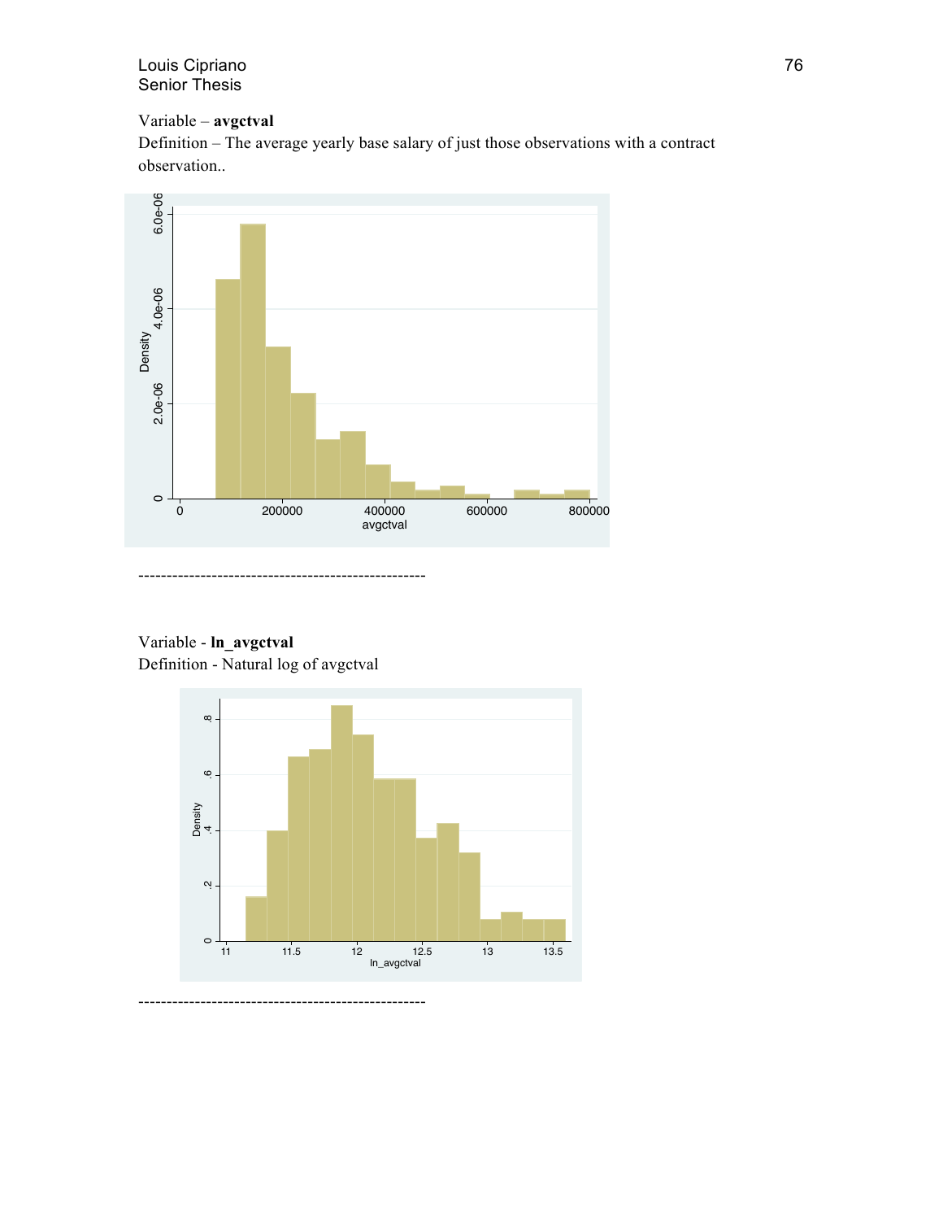Variable – **avgctval**
Definition – The average yearly base salary of just those observations with a contract observation..

--------------------------------------------------

Variable - **ln_avgctval**
Definition - Natural log of avgctval

--------------------------------------------------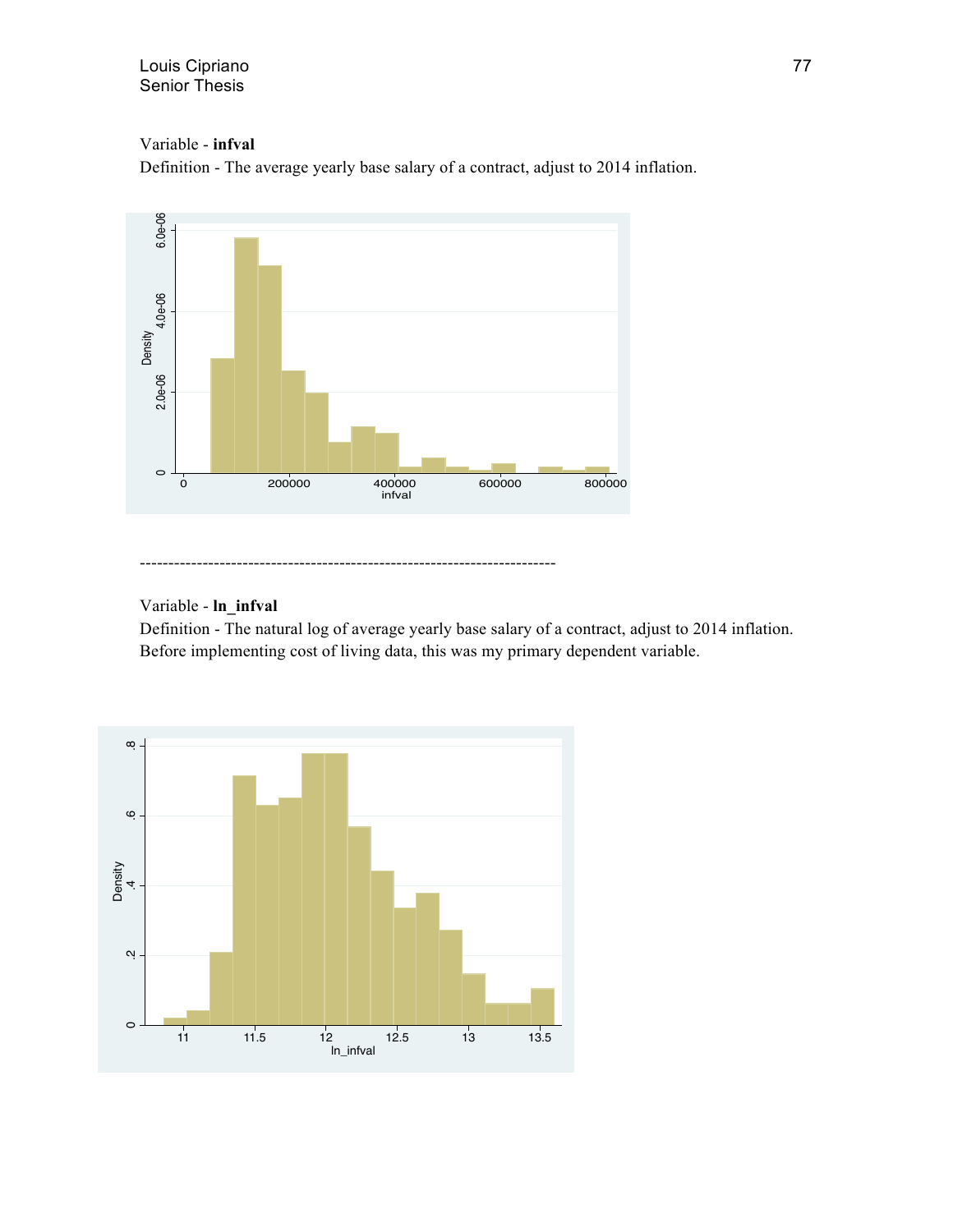Variable - **infval**

Definition - The average yearly base salary of a contract, adjust to 2014 inflation.

------------------------------------------------------------------------

Variable - **ln_infval**

Definition - The natural log of average yearly base salary of a contract, adjust to 2014 inflation. Before implementing cost of living data, this was my primary dependent variable.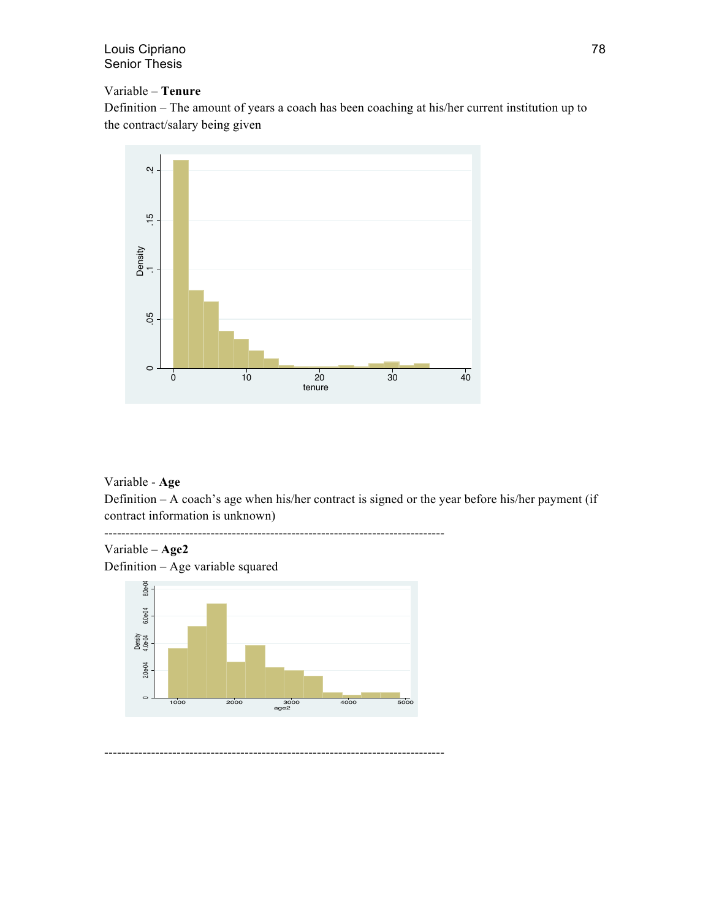Variable – **Tenure**

Definition – The amount of years a coach has been coaching at his/her current institution up to the contract/salary being given

Variable - **Age**

Definition – A coach's age when his/her contract is signed or the year before his/her payment (if contract information is unknown)

--------------------------------------------------------------------------------

Variable – **Age2**

Definition – Age variable squared

--------------------------------------------------------------------------------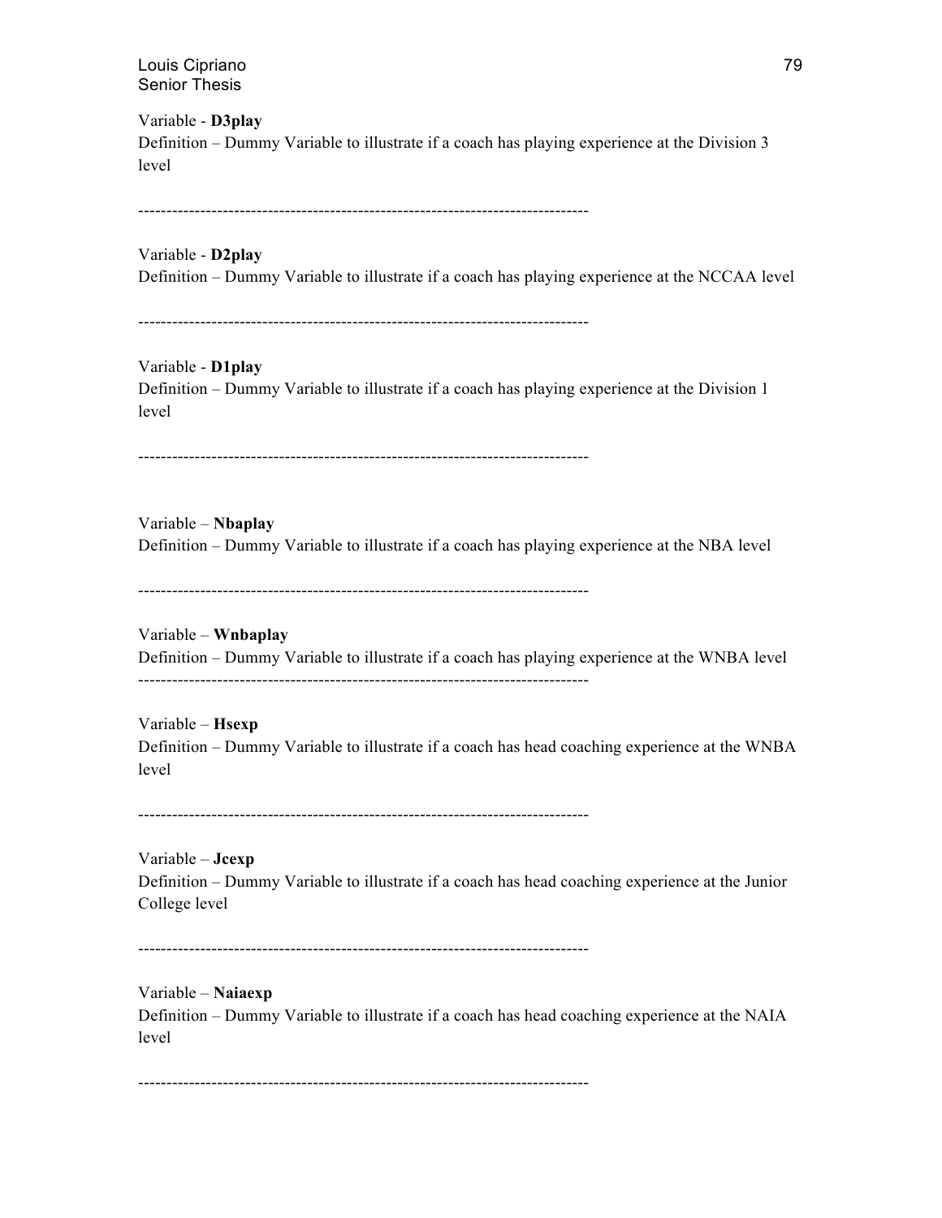Variable - **D3play**
Definition – Dummy Variable to illustrate if a coach has playing experience at the Division 3 level

--------------------------------------------------------------------------------

Variable - **D2play**
Definition – Dummy Variable to illustrate if a coach has playing experience at the NCCAA level

--------------------------------------------------------------------------------

Variable - **D1play**
Definition – Dummy Variable to illustrate if a coach has playing experience at the Division 1 level

--------------------------------------------------------------------------------

Variable – **Nbaplay**
Definition – Dummy Variable to illustrate if a coach has playing experience at the NBA level

--------------------------------------------------------------------------------

Variable – **Wnbaplay**
Definition – Dummy Variable to illustrate if a coach has playing experience at the WNBA level

--------------------------------------------------------------------------------

Variable – **Hsexp**
Definition – Dummy Variable to illustrate if a coach has head coaching experience at the WNBA level

--------------------------------------------------------------------------------

Variable – **Jcexp**
Definition – Dummy Variable to illustrate if a coach has head coaching experience at the Junior College level

--------------------------------------------------------------------------------

Variable – **Naiaexp**
Definition – Dummy Variable to illustrate if a coach has head coaching experience at the NAIA level

--------------------------------------------------------------------------------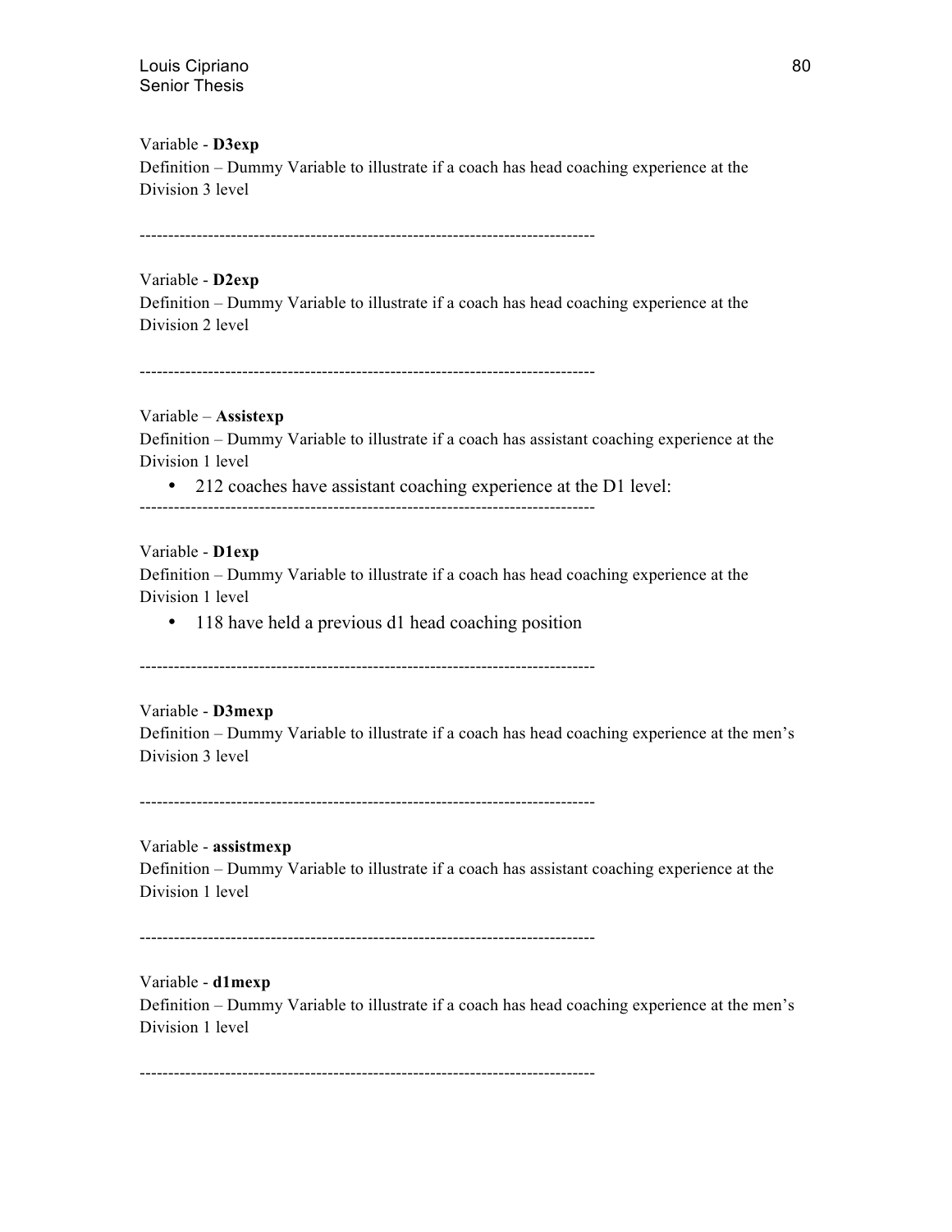Variable - **D3exp**
Definition – Dummy Variable to illustrate if a coach has head coaching experience at the Division 3 level

--------------------------------------------------------------------------------

Variable - **D2exp**
Definition – Dummy Variable to illustrate if a coach has head coaching experience at the Division 2 level

--------------------------------------------------------------------------------

Variable – **Assistexp**
Definition – Dummy Variable to illustrate if a coach has assistant coaching experience at the Division 1 level

- 212 coaches have assistant coaching experience at the D1 level:

--------------------------------------------------------------------------------

Variable - **D1exp**
Definition – Dummy Variable to illustrate if a coach has head coaching experience at the Division 1 level

- 118 have held a previous d1 head coaching position

--------------------------------------------------------------------------------

Variable - **D3mexp**
Definition – Dummy Variable to illustrate if a coach has head coaching experience at the men's Division 3 level

--------------------------------------------------------------------------------

Variable - **assistmexp**
Definition – Dummy Variable to illustrate if a coach has assistant coaching experience at the Division 1 level

--------------------------------------------------------------------------------

Variable - **d1mexp**
Definition – Dummy Variable to illustrate if a coach has head coaching experience at the men's Division 1 level

--------------------------------------------------------------------------------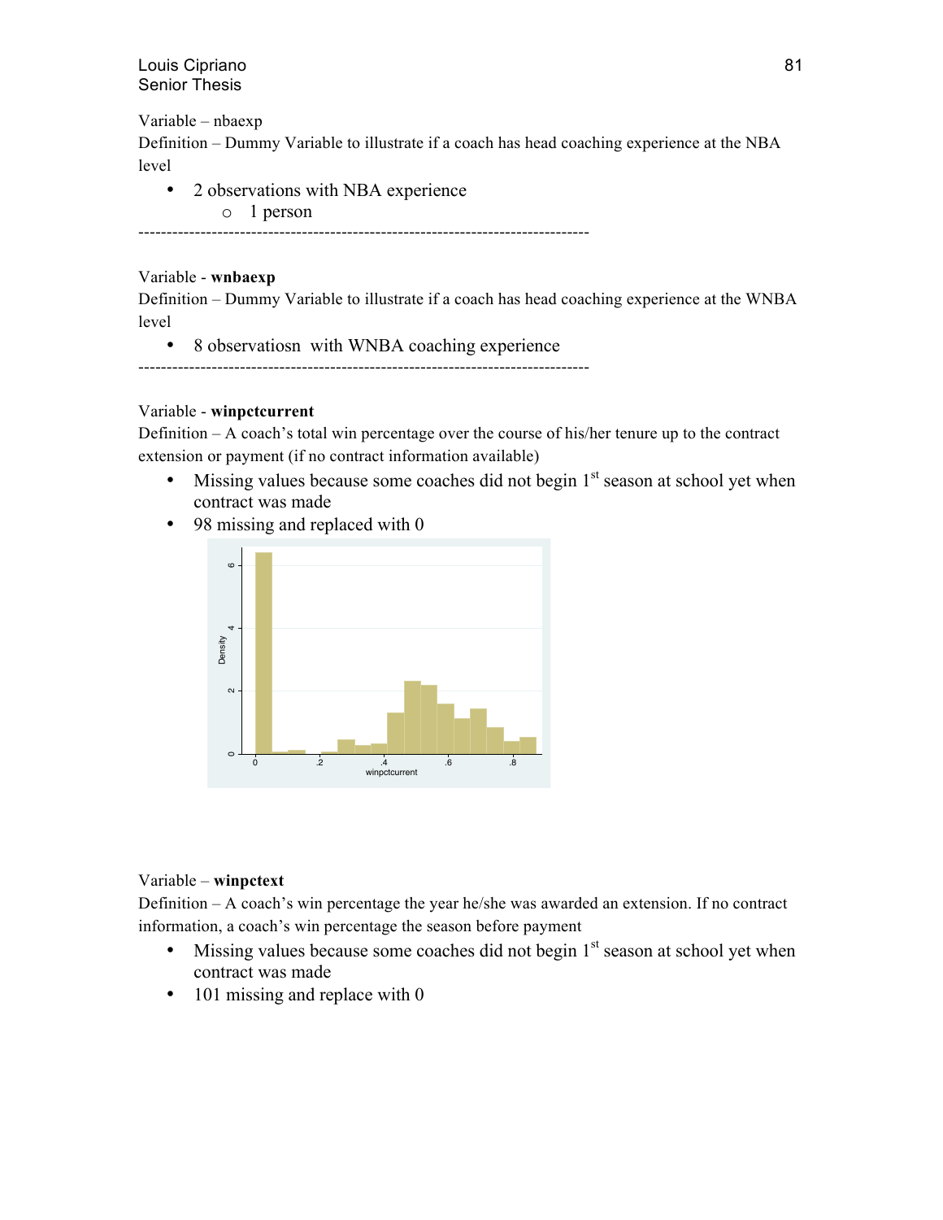Variable – nbaexp

Definition – Dummy Variable to illustrate if a coach has head coaching experience at the NBA level

- 2 observations with NBA experience
    - 1 person

--------------------------------------------------------------------------------

Variable - **wnbaexp**

Definition – Dummy Variable to illustrate if a coach has head coaching experience at the WNBA level

- 8 observatiosn with WNBA coaching experience

--------------------------------------------------------------------------------

Variable - **winpctcurrent**

Definition – A coach's total win percentage over the course of his/her tenure up to the contract extension or payment (if no contract information available)

- Missing values because some coaches did not begin 1st season at school yet when contract was made
- 98 missing and replaced with 0

Variable – **winpctext**

Definition – A coach's win percentage the year he/she was awarded an extension. If no contract information, a coach's win percentage the season before payment

- Missing values because some coaches did not begin 1st season at school yet when contract was made
- 101 missing and replace with 0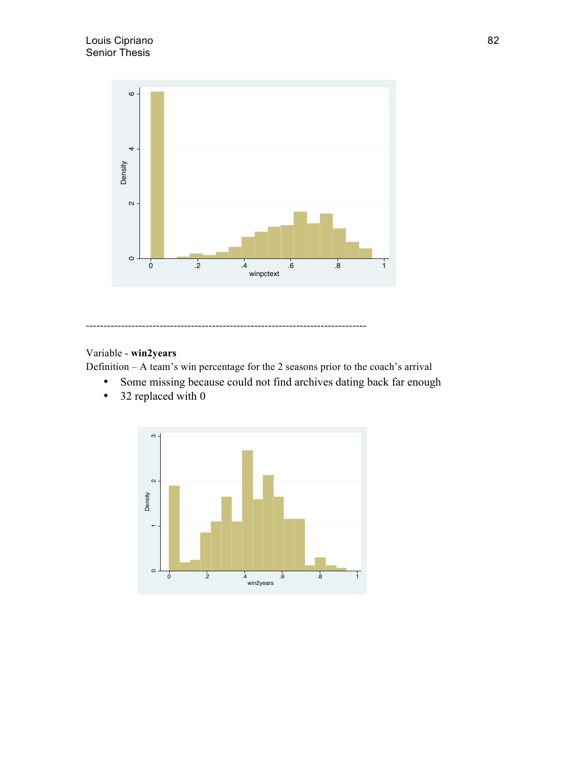--------------------------------------------------------------------------------

Variable - **win2years**

Definition – A team's win percentage for the 2 seasons prior to the coach's arrival

- Some missing because could not find archives dating back far enough
- 32 replaced with 0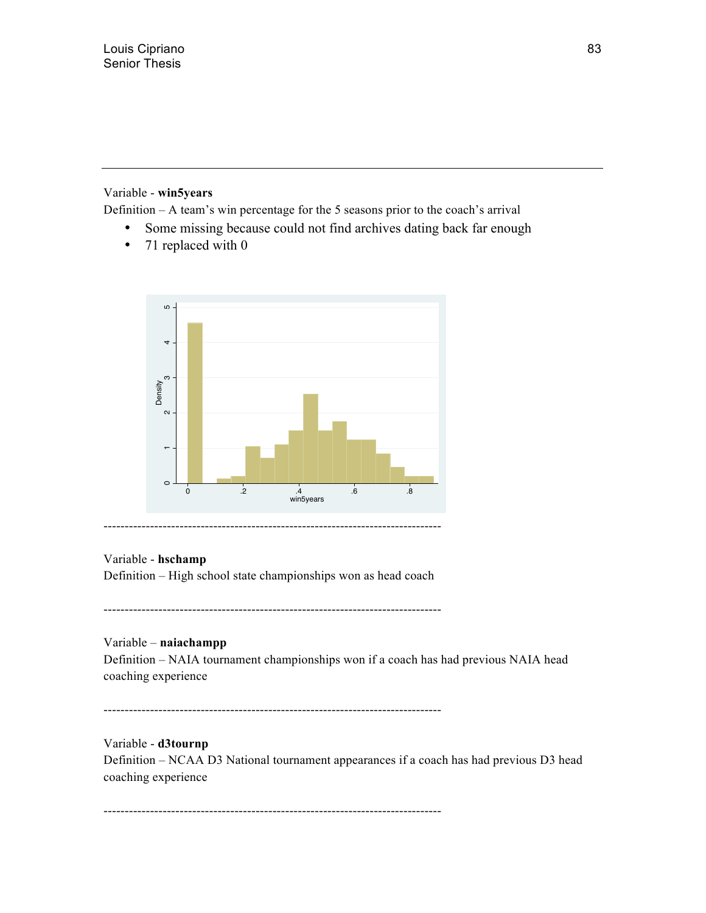---

Variable - **win5years**

Definition – A team's win percentage for the 5 seasons prior to the coach's arrival

- Some missing because could not find archives dating back far enough
- 71 replaced with 0

--------------------------------------------------------------------------------

Variable - **hschamp**

Definition – High school state championships won as head coach

--------------------------------------------------------------------------------

Variable – **naiachampp**

Definition – NAIA tournament championships won if a coach has had previous NAIA head coaching experience

--------------------------------------------------------------------------------

Variable - **d3tournp**

Definition – NCAA D3 National tournament appearances if a coach has had previous D3 head coaching experience

--------------------------------------------------------------------------------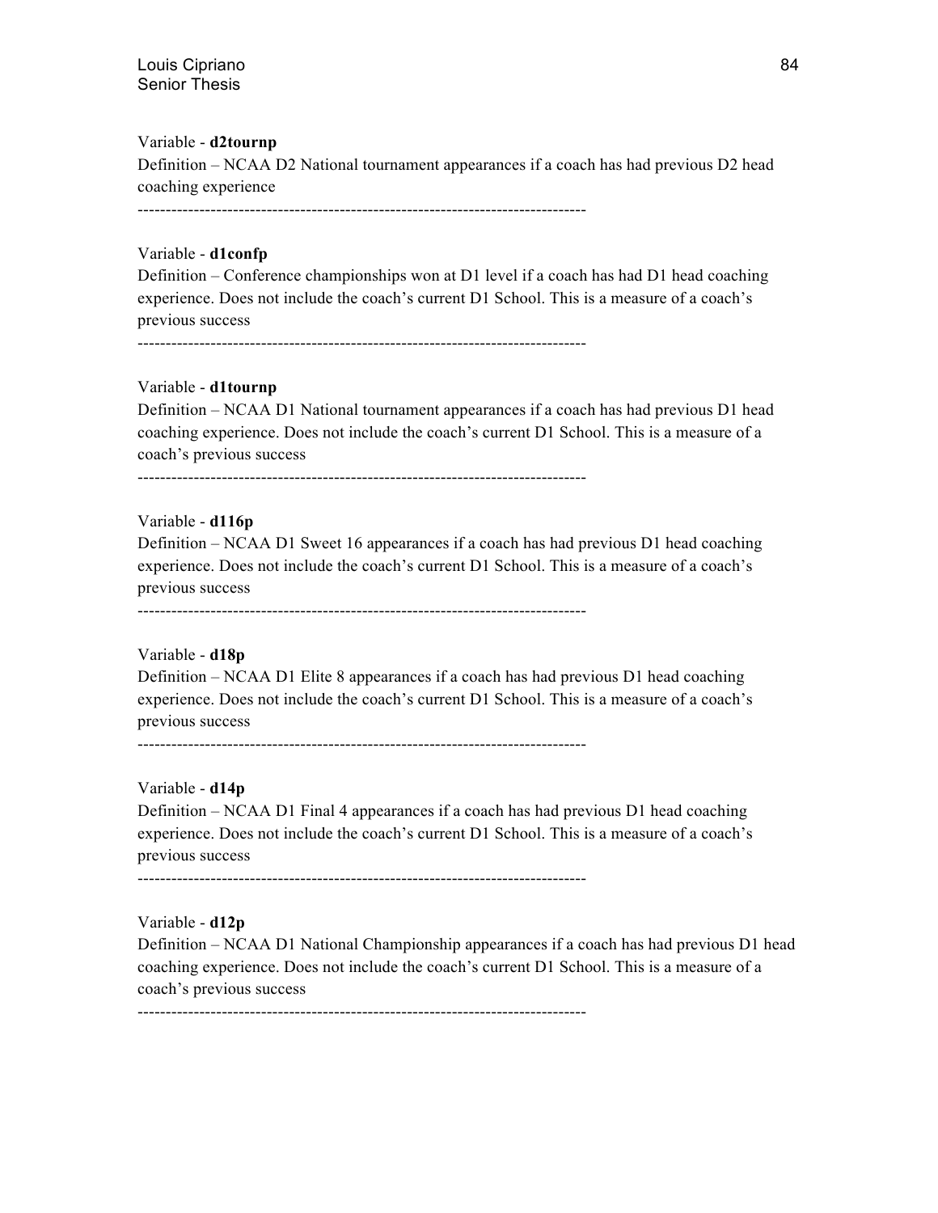Variable - **d2tournp**

Definition – NCAA D2 National tournament appearances if a coach has had previous D2 head coaching experience

--------------------------------------------------------------------------------

Variable - **d1confp**

Definition – Conference championships won at D1 level if a coach has had D1 head coaching experience. Does not include the coach's current D1 School. This is a measure of a coach's previous success

--------------------------------------------------------------------------------

Variable - **d1tournp**

Definition – NCAA D1 National tournament appearances if a coach has had previous D1 head coaching experience. Does not include the coach's current D1 School. This is a measure of a coach's previous success

--------------------------------------------------------------------------------

Variable - **d116p**

Definition – NCAA D1 Sweet 16 appearances if a coach has had previous D1 head coaching experience. Does not include the coach's current D1 School. This is a measure of a coach's previous success

--------------------------------------------------------------------------------

Variable - **d18p**

Definition – NCAA D1 Elite 8 appearances if a coach has had previous D1 head coaching experience. Does not include the coach's current D1 School. This is a measure of a coach's previous success

--------------------------------------------------------------------------------

Variable - **d14p**

Definition – NCAA D1 Final 4 appearances if a coach has had previous D1 head coaching experience. Does not include the coach's current D1 School. This is a measure of a coach's previous success

--------------------------------------------------------------------------------

Variable - **d12p**

Definition – NCAA D1 National Championship appearances if a coach has had previous D1 head coaching experience. Does not include the coach's current D1 School. This is a measure of a coach's previous success

--------------------------------------------------------------------------------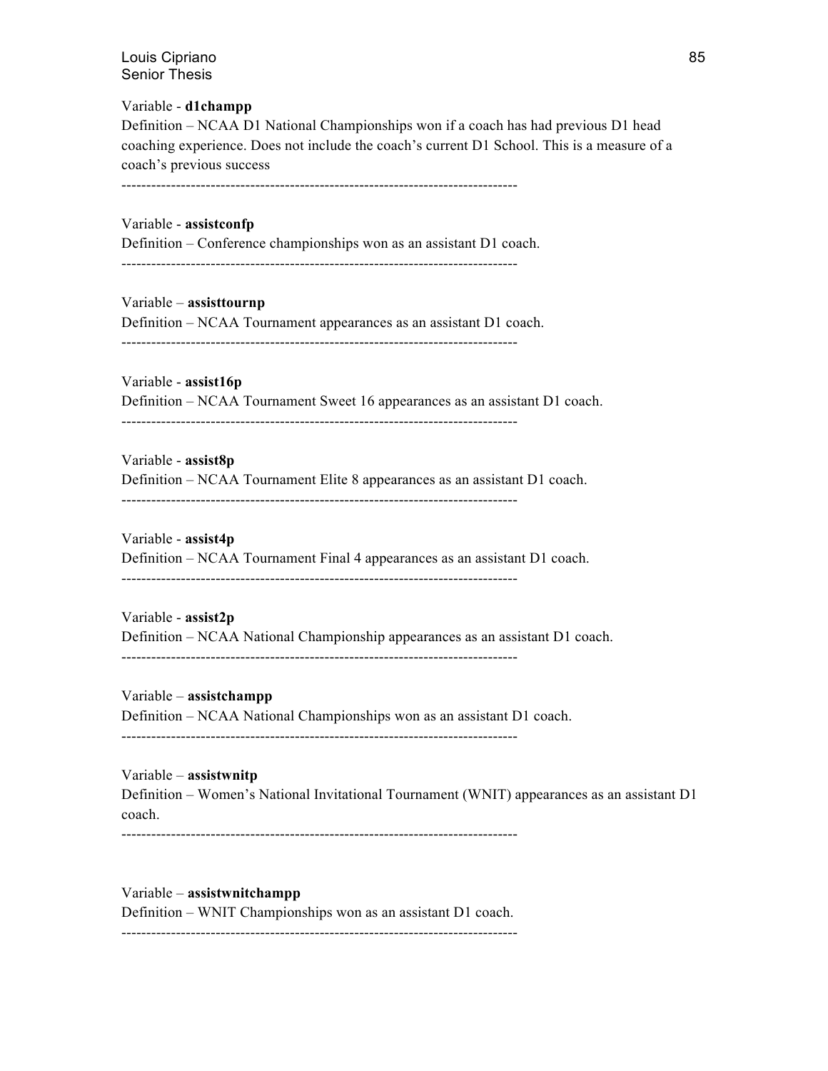Variable - **d1champp**

Definition – NCAA D1 National Championships won if a coach has had previous D1 head coaching experience. Does not include the coach's current D1 School. This is a measure of a coach's previous success

--------------------------------------------------------------------------------

Variable - **assistconfp**

Definition – Conference championships won as an assistant D1 coach.

--------------------------------------------------------------------------------

Variable – **assisttournp**

Definition – NCAA Tournament appearances as an assistant D1 coach.

--------------------------------------------------------------------------------

Variable - **assist16p**

Definition – NCAA Tournament Sweet 16 appearances as an assistant D1 coach.

--------------------------------------------------------------------------------

Variable - **assist8p**

Definition – NCAA Tournament Elite 8 appearances as an assistant D1 coach.

--------------------------------------------------------------------------------

Variable - **assist4p**

Definition – NCAA Tournament Final 4 appearances as an assistant D1 coach.

--------------------------------------------------------------------------------

Variable - **assist2p**

Definition – NCAA National Championship appearances as an assistant D1 coach.

--------------------------------------------------------------------------------

Variable – **assistchampp**

Definition – NCAA National Championships won as an assistant D1 coach.

--------------------------------------------------------------------------------

Variable – **assistwnitp**

Definition – Women's National Invitational Tournament (WNIT) appearances as an assistant D1 coach.

--------------------------------------------------------------------------------

Variable – **assistwnitchampp**

Definition – WNIT Championships won as an assistant D1 coach.

--------------------------------------------------------------------------------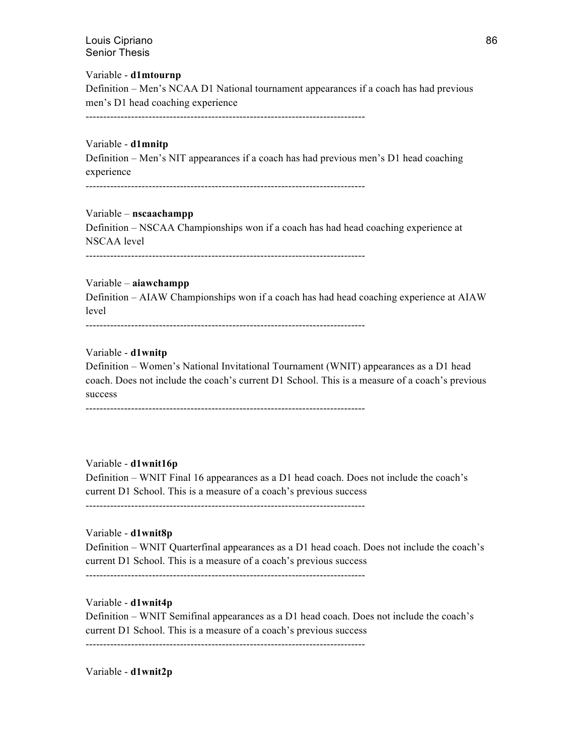Variable - **d1mtournp**

Definition – Men's NCAA D1 National tournament appearances if a coach has had previous men's D1 head coaching experience

--------------------------------------------------------------------------------

Variable - **d1mnitp**

Definition – Men's NIT appearances if a coach has had previous men's D1 head coaching experience

--------------------------------------------------------------------------------

Variable – **nscaachampp**

Definition – NSCAA Championships won if a coach has had head coaching experience at NSCAA level

--------------------------------------------------------------------------------

Variable – **aiawchampp**

Definition – AIAW Championships won if a coach has had head coaching experience at AIAW level

--------------------------------------------------------------------------------

Variable - **d1wnitp**

Definition – Women's National Invitational Tournament (WNIT) appearances as a D1 head coach. Does not include the coach's current D1 School. This is a measure of a coach's previous success

--------------------------------------------------------------------------------

Variable - **d1wnit16p**

Definition – WNIT Final 16 appearances as a D1 head coach. Does not include the coach's current D1 School. This is a measure of a coach's previous success

--------------------------------------------------------------------------------

Variable - **d1wnit8p**

Definition – WNIT Quarterfinal appearances as a D1 head coach. Does not include the coach's current D1 School. This is a measure of a coach's previous success

--------------------------------------------------------------------------------

Variable - **d1wnit4p**

Definition – WNIT Semifinal appearances as a D1 head coach. Does not include the coach's current D1 School. This is a measure of a coach's previous success

--------------------------------------------------------------------------------

Variable - **d1wnit2p**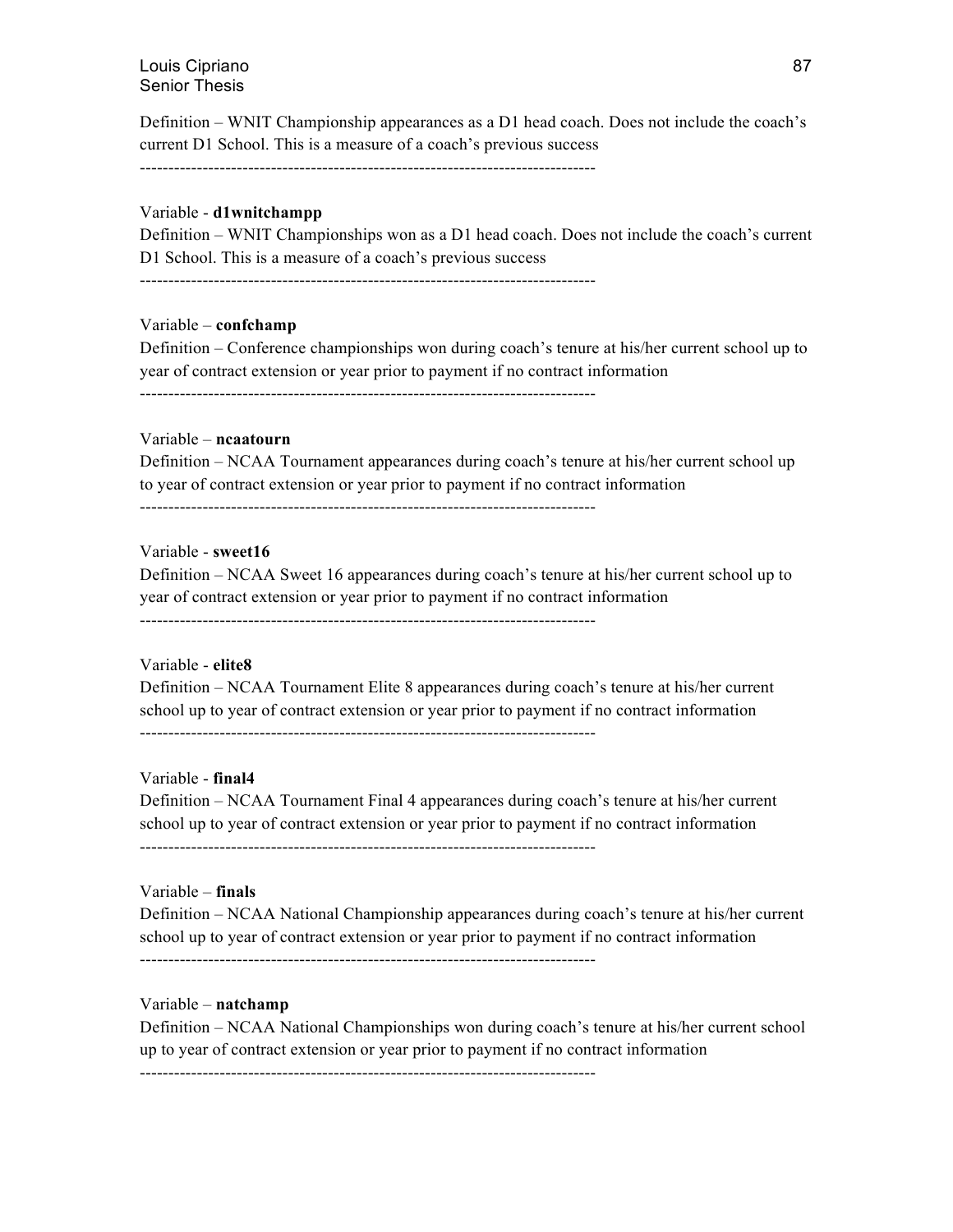Definition – WNIT Championship appearances as a D1 head coach. Does not include the coach's current D1 School. This is a measure of a coach's previous success

--------------------------------------------------------------------------------

Variable - **d1wnitchampp**

Definition – WNIT Championships won as a D1 head coach. Does not include the coach's current D1 School. This is a measure of a coach's previous success

--------------------------------------------------------------------------------

Variable – **confchamp**

Definition – Conference championships won during coach's tenure at his/her current school up to year of contract extension or year prior to payment if no contract information

--------------------------------------------------------------------------------

Variable – **ncaatourn**

Definition – NCAA Tournament appearances during coach's tenure at his/her current school up to year of contract extension or year prior to payment if no contract information

--------------------------------------------------------------------------------

Variable - **sweet16**

Definition – NCAA Sweet 16 appearances during coach's tenure at his/her current school up to year of contract extension or year prior to payment if no contract information

--------------------------------------------------------------------------------

Variable - **elite8**

Definition – NCAA Tournament Elite 8 appearances during coach's tenure at his/her current school up to year of contract extension or year prior to payment if no contract information

--------------------------------------------------------------------------------

Variable - **final4**

Definition – NCAA Tournament Final 4 appearances during coach's tenure at his/her current school up to year of contract extension or year prior to payment if no contract information

--------------------------------------------------------------------------------

Variable – **finals**

Definition – NCAA National Championship appearances during coach's tenure at his/her current school up to year of contract extension or year prior to payment if no contract information

--------------------------------------------------------------------------------

Variable – **natchamp**

Definition – NCAA National Championships won during coach's tenure at his/her current school up to year of contract extension or year prior to payment if no contract information

--------------------------------------------------------------------------------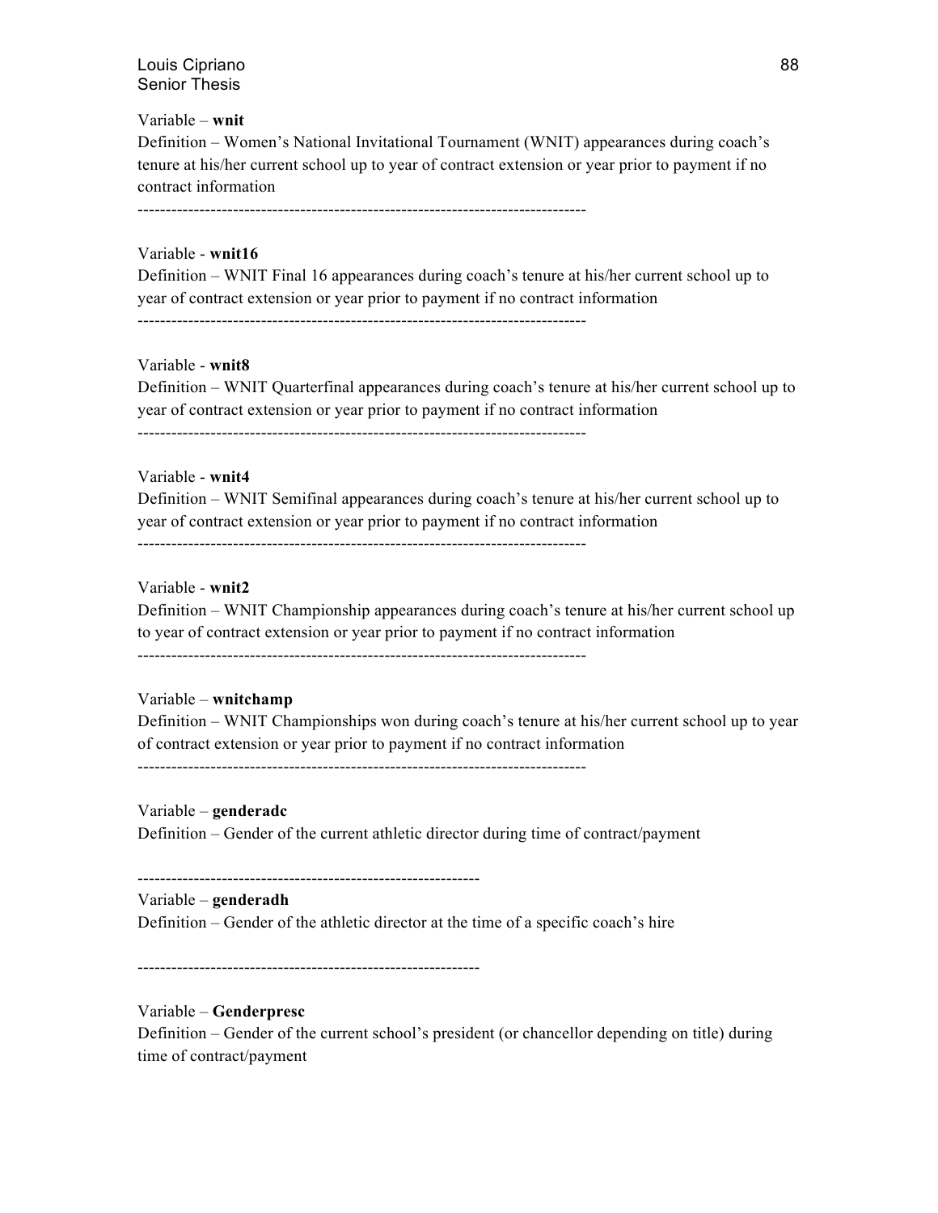Variable – **wnit**

Definition – Women's National Invitational Tournament (WNIT) appearances during coach's tenure at his/her current school up to year of contract extension or year prior to payment if no contract information

--------------------------------------------------------------------------------

Variable - **wnit16**

Definition – WNIT Final 16 appearances during coach's tenure at his/her current school up to year of contract extension or year prior to payment if no contract information

--------------------------------------------------------------------------------

Variable - **wnit8**

Definition – WNIT Quarterfinal appearances during coach's tenure at his/her current school up to year of contract extension or year prior to payment if no contract information

--------------------------------------------------------------------------------

Variable - **wnit4**

Definition – WNIT Semifinal appearances during coach's tenure at his/her current school up to year of contract extension or year prior to payment if no contract information

--------------------------------------------------------------------------------

Variable - **wnit2**

Definition – WNIT Championship appearances during coach's tenure at his/her current school up to year of contract extension or year prior to payment if no contract information

--------------------------------------------------------------------------------

Variable – **wnitchamp**

Definition – WNIT Championships won during coach's tenure at his/her current school up to year of contract extension or year prior to payment if no contract information

--------------------------------------------------------------------------------

Variable – **genderadc**

Definition – Gender of the current athletic director during time of contract/payment

------------------------------------------------------------

Variable – **genderadh**

Definition – Gender of the athletic director at the time of a specific coach's hire

------------------------------------------------------------

Variable – **Genderpresc**

Definition – Gender of the current school's president (or chancellor depending on title) during time of contract/payment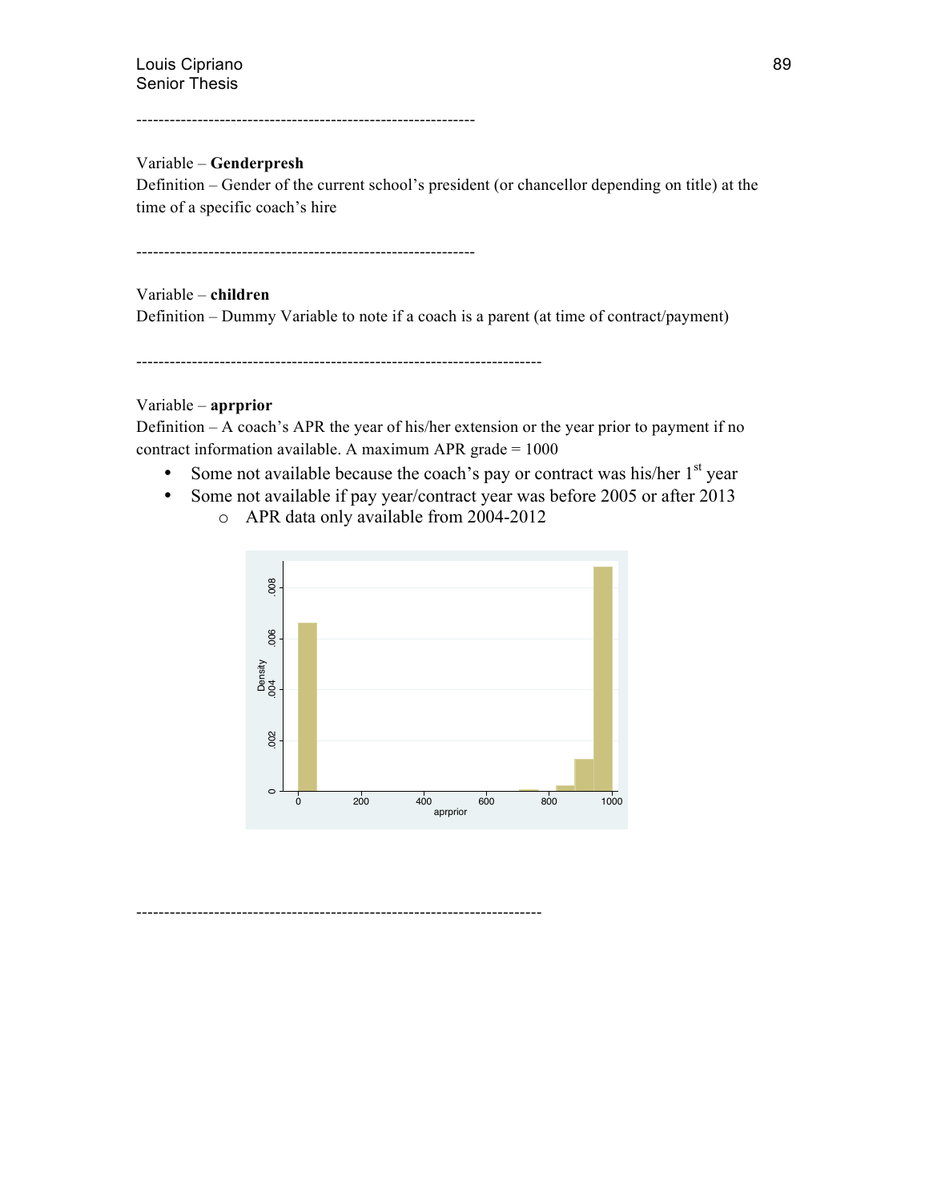------------------------------------------------------------

Variable – **Genderpresh**

Definition – Gender of the current school's president (or chancellor depending on title) at the time of a specific coach's hire

------------------------------------------------------------

Variable – **children**

Definition – Dummy Variable to note if a coach is a parent (at time of contract/payment)

-----------------------------------------------------------------------

Variable – **aprprior**

Definition – A coach's APR the year of his/her extension or the year prior to payment if no contract information available. A maximum APR grade = 1000

- Some not available because the coach's pay or contract was his/her 1st year
- Some not available if pay year/contract year was before 2005 or after 2013
  - APR data only available from 2004-2012

-----------------------------------------------------------------------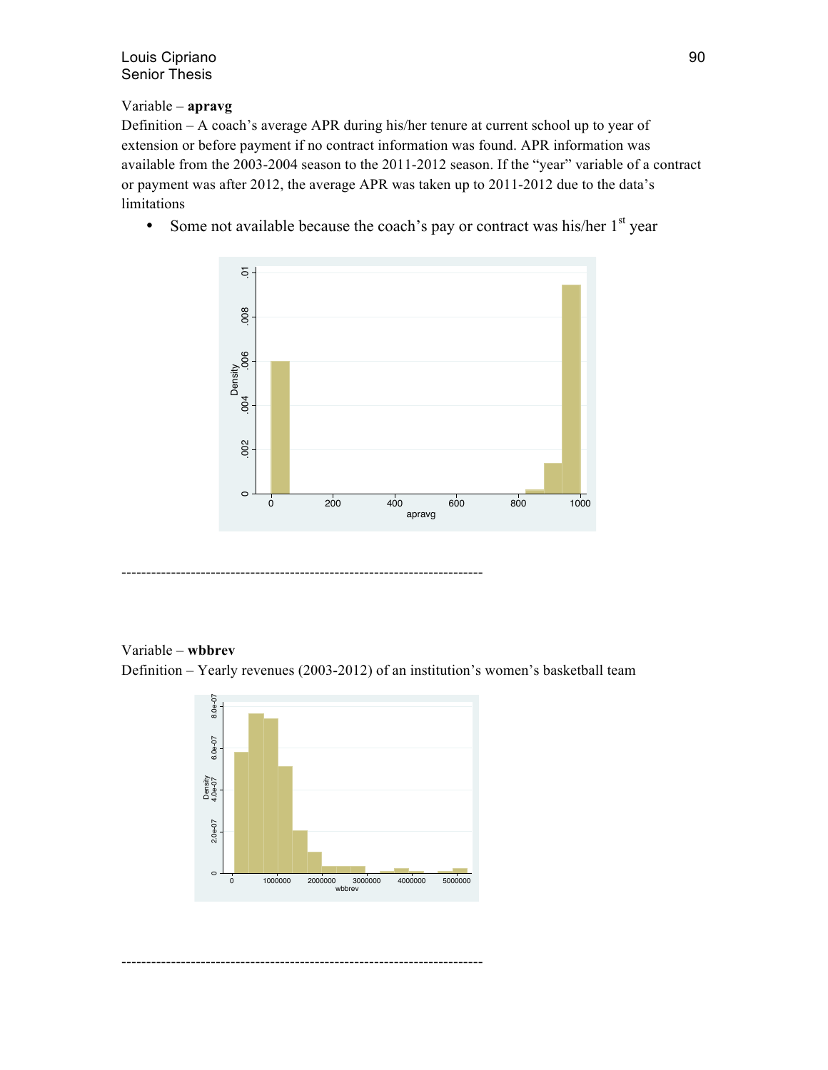Variable – **apravg**

Definition – A coach's average APR during his/her tenure at current school up to year of extension or before payment if no contract information was found. APR information was available from the 2003-2004 season to the 2011-2012 season. If the "year" variable of a contract or payment was after 2012, the average APR was taken up to 2011-2012 due to the data's limitations

- Some not available because the coach's pay or contract was his/her 1st year

------------------------------------------------------------------------

Variable – **wbbrev**

Definition – Yearly revenues (2003-2012) of an institution's women's basketball team

------------------------------------------------------------------------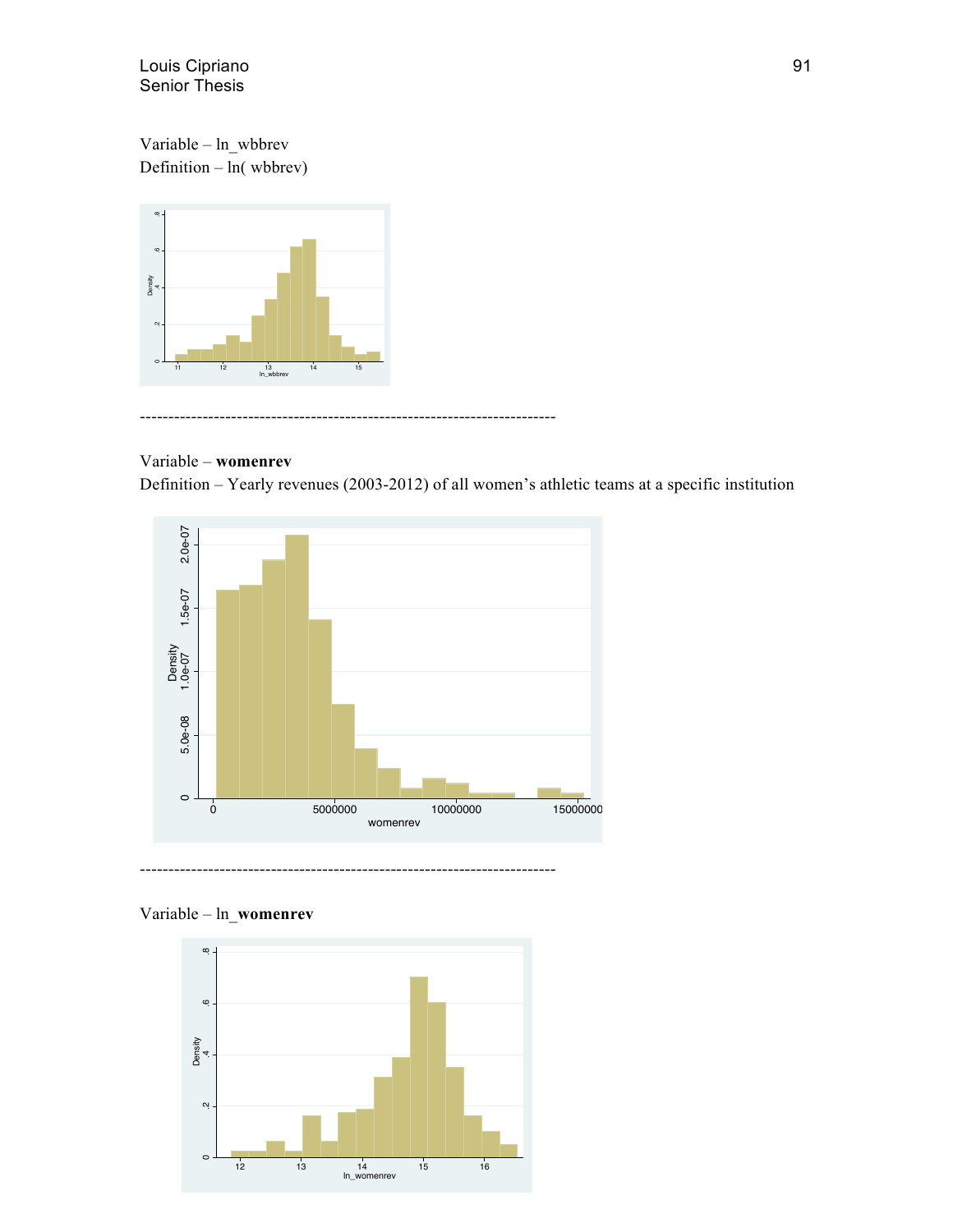Variable – ln_wbbrev

Definition – ln( wbbrev)

---

Variable – **womenrev**

Definition – Yearly revenues (2003-2012) of all women's athletic teams at a specific institution

---

Variable – ln_**womenrev**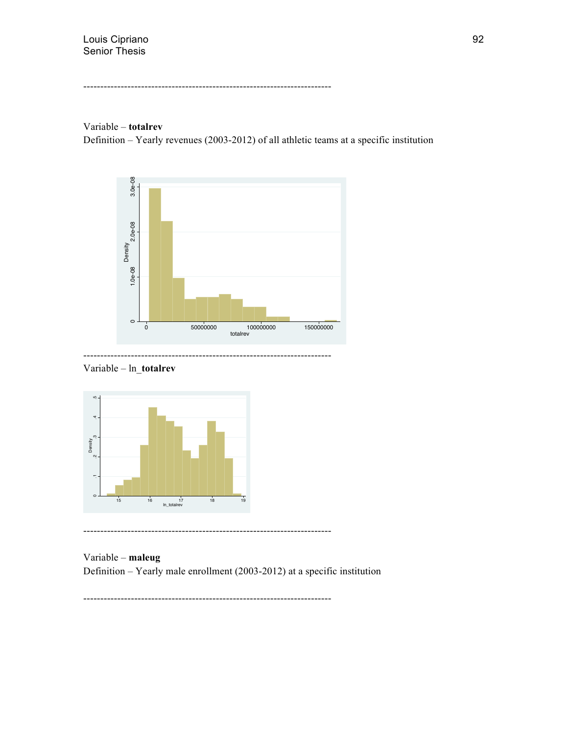------------------------------------------------------------------------

Variable – **totalrev**

Definition – Yearly revenues (2003-2012) of all athletic teams at a specific institution

------------------------------------------------------------------------

Variable – ln_**totalrev**

------------------------------------------------------------------------

Variable – **maleug**

Definition – Yearly male enrollment (2003-2012) at a specific institution

------------------------------------------------------------------------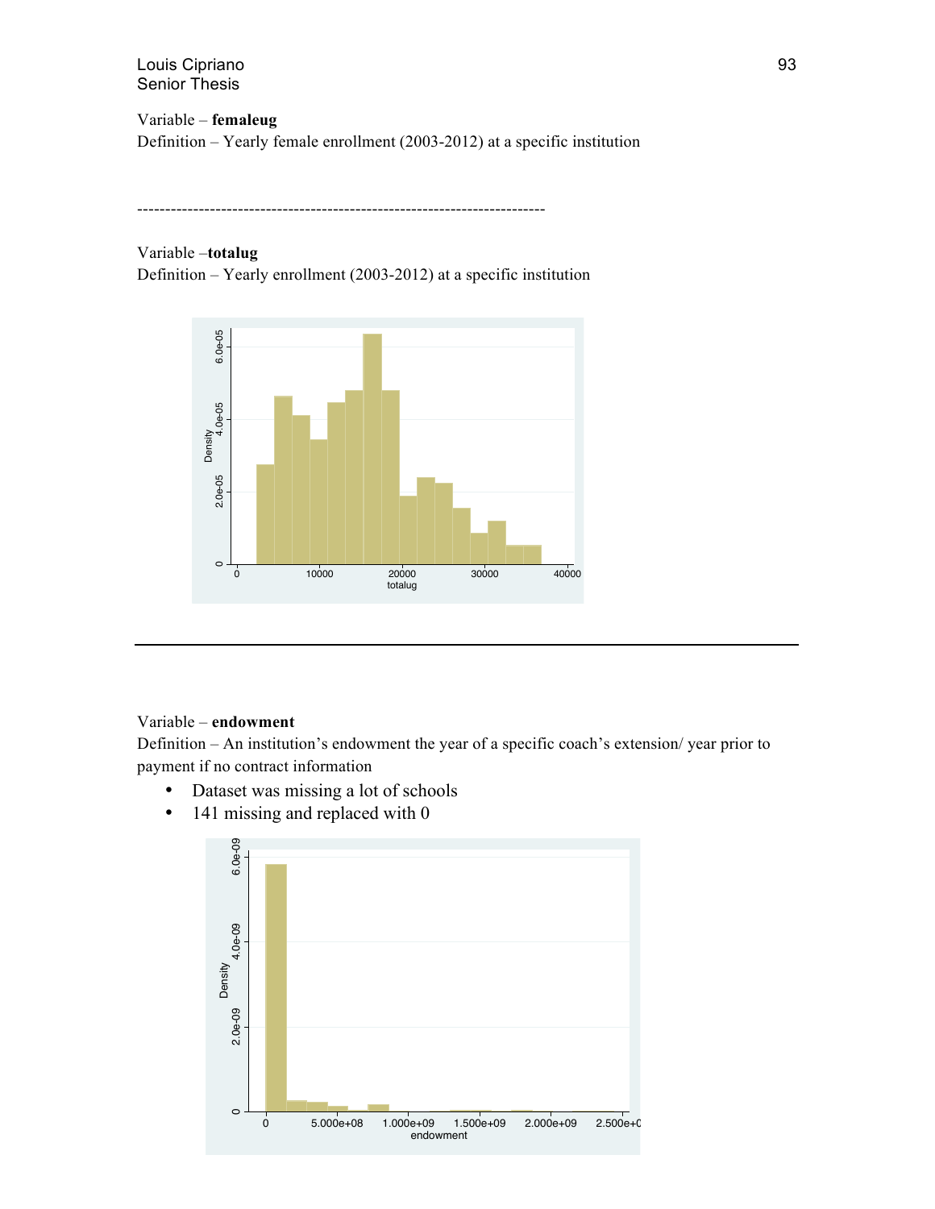Variable – **femaleug**

Definition – Yearly female enrollment (2003-2012) at a specific institution

------------------------------------------------------------------------

Variable –**totalug**

Definition – Yearly enrollment (2003-2012) at a specific institution

---

Variable – **endowment**

Definition – An institution's endowment the year of a specific coach's extension/ year prior to payment if no contract information

- Dataset was missing a lot of schools
- 141 missing and replaced with 0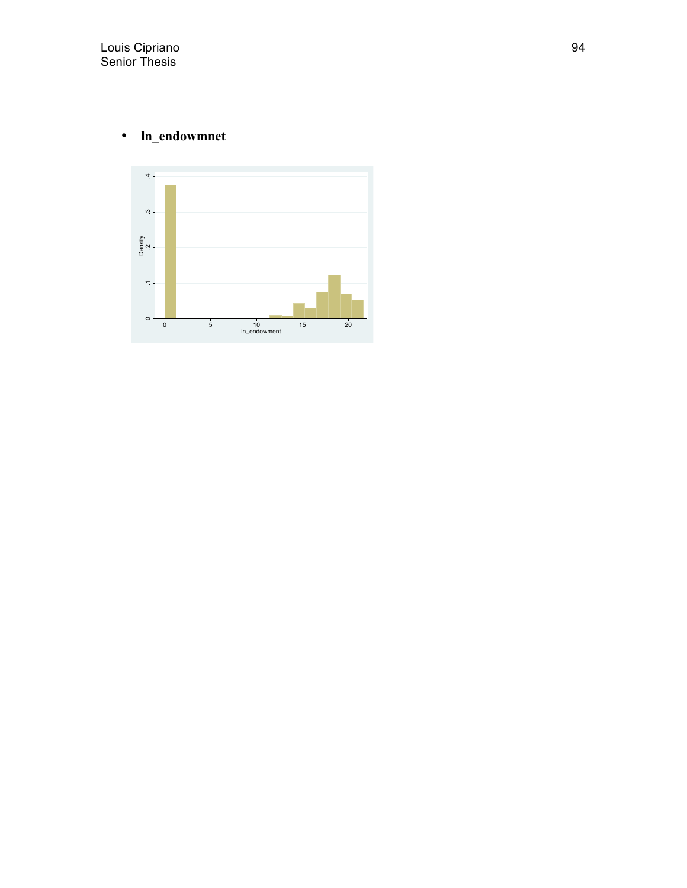- **ln_endowmnet**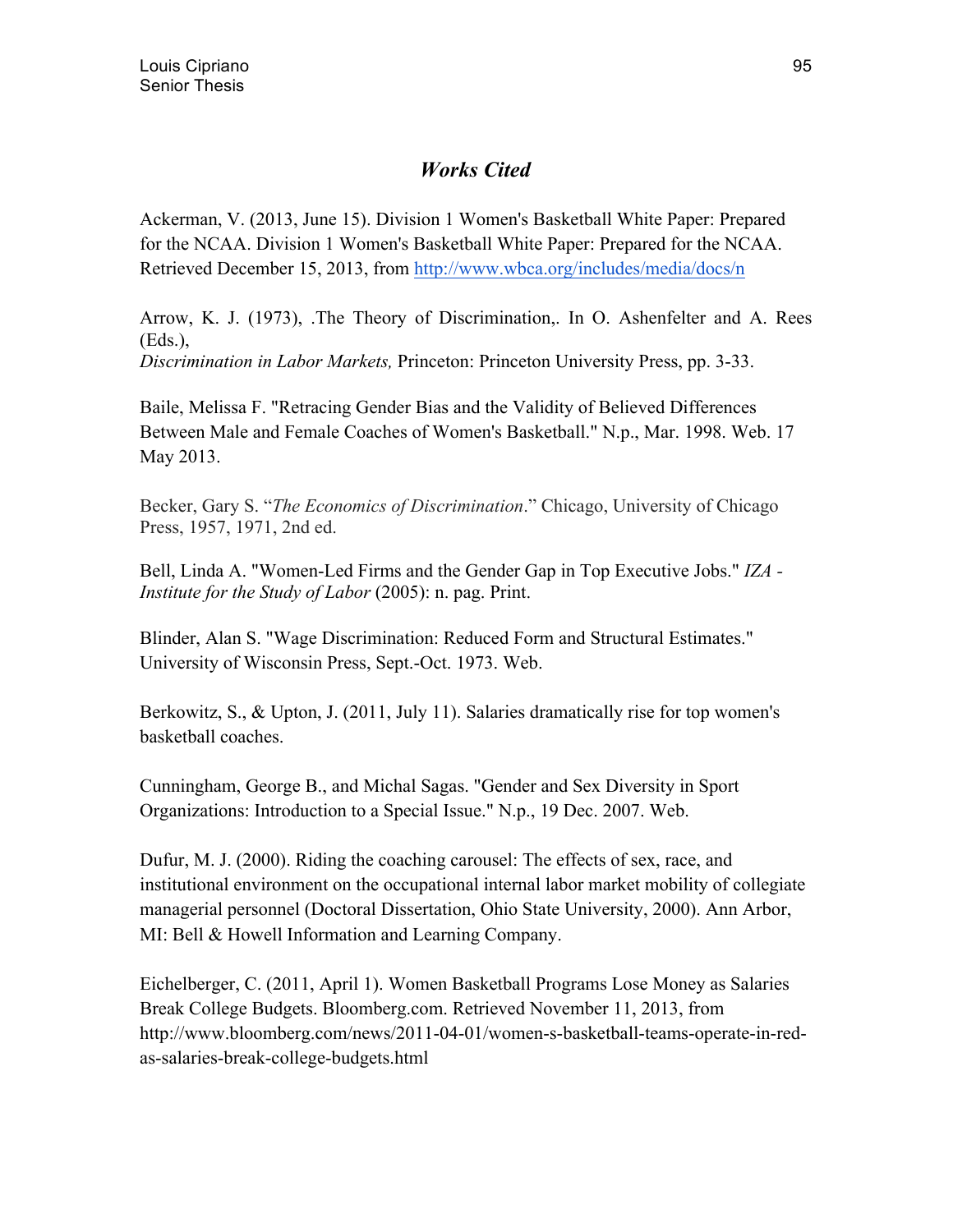# *Works Cited*

Ackerman, V. (2013, June 15). Division 1 Women's Basketball White Paper: Prepared for the NCAA. Division 1 Women's Basketball White Paper: Prepared for the NCAA. Retrieved December 15, 2013, from http://www.wbca.org/includes/media/docs/n

Arrow, K. J. (1973), .The Theory of Discrimination,. In O. Ashenfelter and A. Rees (Eds.),
*Discrimination in Labor Markets,* Princeton: Princeton University Press, pp. 3-33.

Baile, Melissa F. "Retracing Gender Bias and the Validity of Believed Differences Between Male and Female Coaches of Women's Basketball." N.p., Mar. 1998. Web. 17 May 2013.

Becker, Gary S. "*The Economics of Discrimination*." Chicago, University of Chicago Press, 1957, 1971, 2nd ed.

Bell, Linda A. "Women-Led Firms and the Gender Gap in Top Executive Jobs." *IZA - Institute for the Study of Labor* (2005): n. pag. Print.

Blinder, Alan S. "Wage Discrimination: Reduced Form and Structural Estimates." University of Wisconsin Press, Sept.-Oct. 1973. Web.

Berkowitz, S., & Upton, J. (2011, July 11). Salaries dramatically rise for top women's basketball coaches.

Cunningham, George B., and Michal Sagas. "Gender and Sex Diversity in Sport Organizations: Introduction to a Special Issue." N.p., 19 Dec. 2007. Web.

Dufur, M. J. (2000). Riding the coaching carousel: The effects of sex, race, and institutional environment on the occupational internal labor market mobility of collegiate managerial personnel (Doctoral Dissertation, Ohio State University, 2000). Ann Arbor, MI: Bell & Howell Information and Learning Company.

Eichelberger, C. (2011, April 1). Women Basketball Programs Lose Money as Salaries Break College Budgets. Bloomberg.com. Retrieved November 11, 2013, from http://www.bloomberg.com/news/2011-04-01/women-s-basketball-teams-operate-in-red-as-salaries-break-college-budgets.html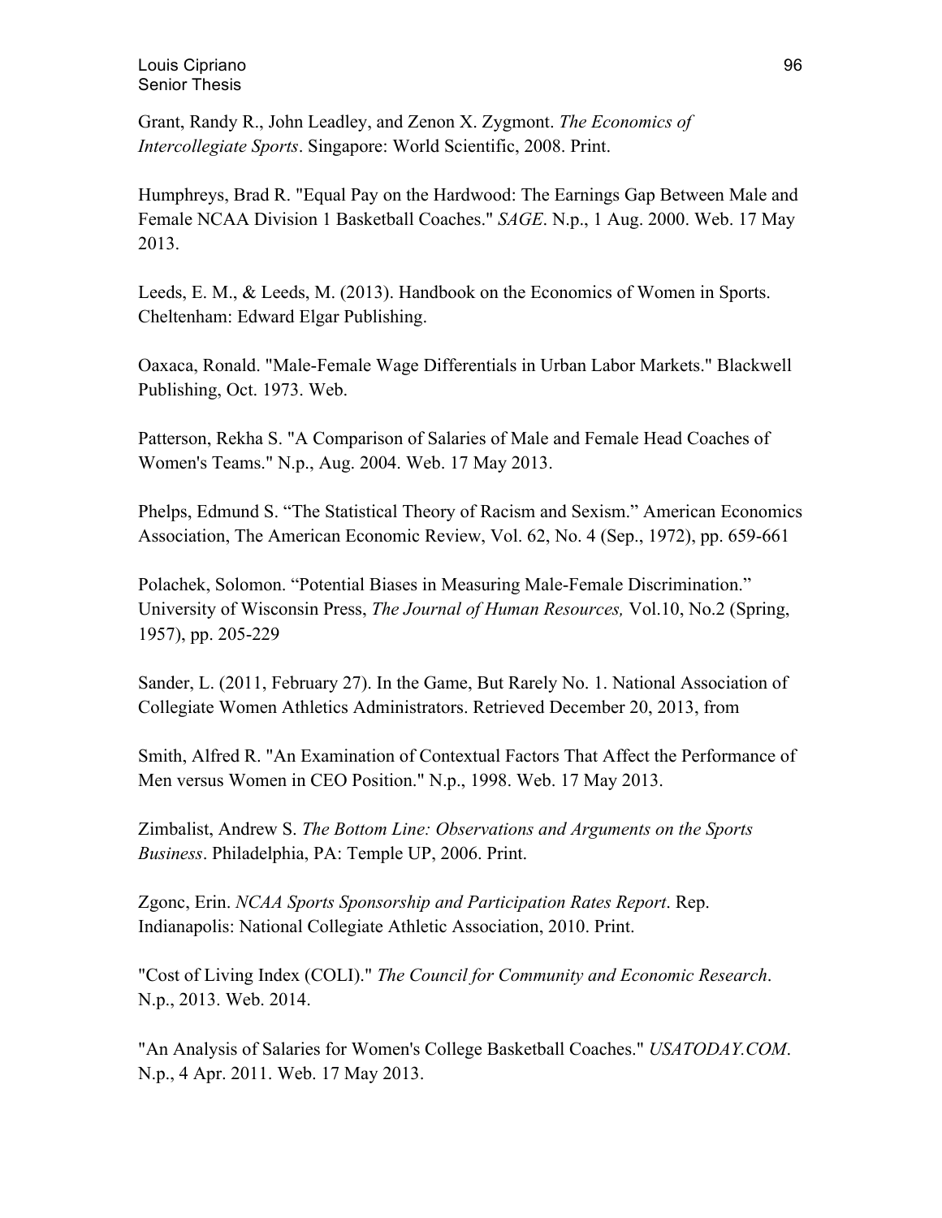Grant, Randy R., John Leadley, and Zenon X. Zygmont. *The Economics of Intercollegiate Sports*. Singapore: World Scientific, 2008. Print.

Humphreys, Brad R. "Equal Pay on the Hardwood: The Earnings Gap Between Male and Female NCAA Division 1 Basketball Coaches." *SAGE*. N.p., 1 Aug. 2000. Web. 17 May 2013.

Leeds, E. M., & Leeds, M. (2013). Handbook on the Economics of Women in Sports. Cheltenham: Edward Elgar Publishing.

Oaxaca, Ronald. "Male-Female Wage Differentials in Urban Labor Markets." Blackwell Publishing, Oct. 1973. Web.

Patterson, Rekha S. "A Comparison of Salaries of Male and Female Head Coaches of Women's Teams." N.p., Aug. 2004. Web. 17 May 2013.

Phelps, Edmund S. "The Statistical Theory of Racism and Sexism." American Economics Association, The American Economic Review, Vol. 62, No. 4 (Sep., 1972), pp. 659-661

Polachek, Solomon. "Potential Biases in Measuring Male-Female Discrimination." University of Wisconsin Press, *The Journal of Human Resources,* Vol.10, No.2 (Spring, 1957), pp. 205-229

Sander, L. (2011, February 27). In the Game, But Rarely No. 1. National Association of Collegiate Women Athletics Administrators. Retrieved December 20, 2013, from

Smith, Alfred R. "An Examination of Contextual Factors That Affect the Performance of Men versus Women in CEO Position." N.p., 1998. Web. 17 May 2013.

Zimbalist, Andrew S. *The Bottom Line: Observations and Arguments on the Sports Business*. Philadelphia, PA: Temple UP, 2006. Print.

Zgonc, Erin. *NCAA Sports Sponsorship and Participation Rates Report*. Rep. Indianapolis: National Collegiate Athletic Association, 2010. Print.

"Cost of Living Index (COLI)." *The Council for Community and Economic Research*. N.p., 2013. Web. 2014.

"An Analysis of Salaries for Women's College Basketball Coaches." *USATODAY.COM*. N.p., 4 Apr. 2011. Web. 17 May 2013.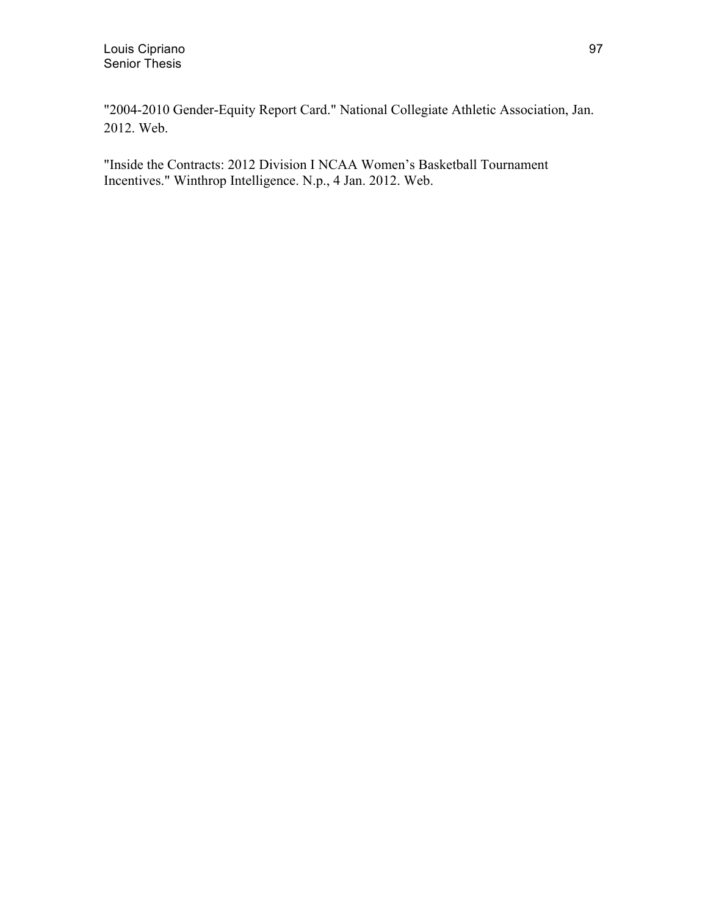"2004-2010 Gender-Equity Report Card." National Collegiate Athletic Association, Jan. 2012. Web.

"Inside the Contracts: 2012 Division I NCAA Women's Basketball Tournament Incentives." Winthrop Intelligence. N.p., 4 Jan. 2012. Web.